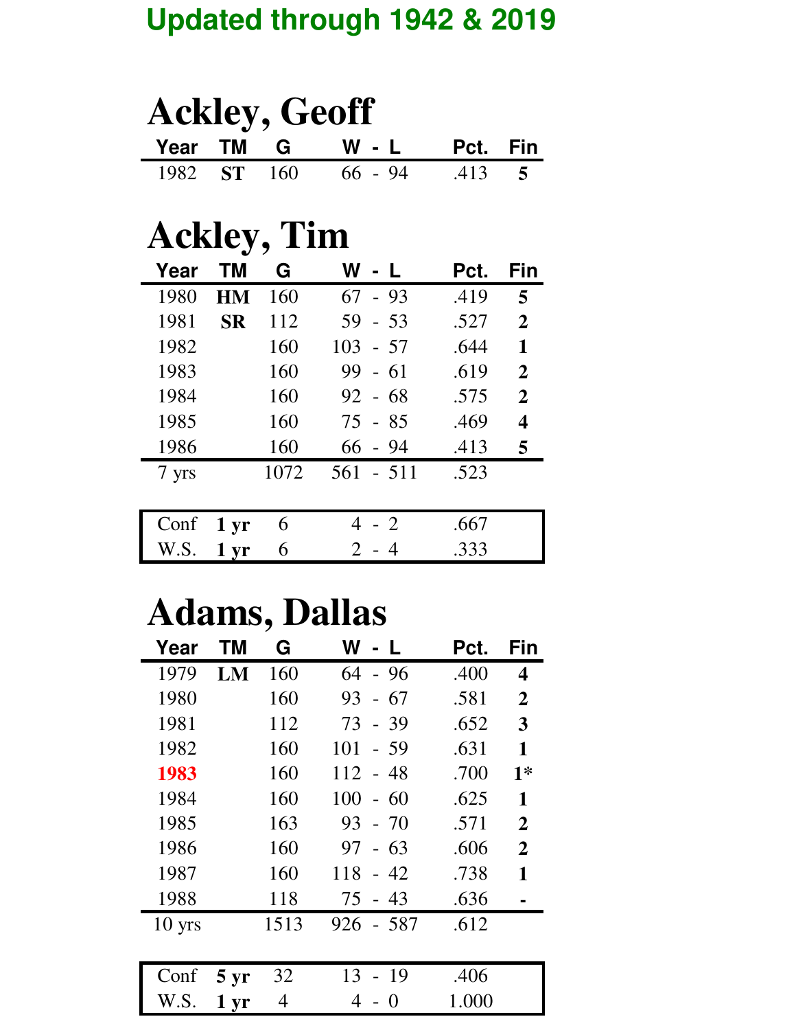## Updated through 1942 & 2019

# Ackley, Geoff

| Year | TM | G | W - L | Pct. | Fin |
|---|---|---|---|---|---|
| 1982 | **ST** | 160 | 66 - 94 | .413 | **5** |

# Ackley, Tim

| Year | TM | G | W - L | Pct. | Fin |
|---|---|---|---|---|---|
| 1980 | **HM** | 160 | 67 - 93 | .419 | **5** |
| 1981 | **SR** | 112 | 59 - 53 | .527 | **2** |
| 1982 | | 160 | 103 - 57 | .644 | **1** |
| 1983 | | 160 | 99 - 61 | .619 | **2** |
| 1984 | | 160 | 92 - 68 | .575 | **2** |
| 1985 | | 160 | 75 - 85 | .469 | **4** |
| 1986 | | 160 | 66 - 94 | .413 | **5** |
| 7 yrs | | 1072 | 561 - 511 | .523 | |

| | | G | W - L | Pct. |
|---|---|---|---|---|
| Conf | **1 yr** | 6 | 4 - 2 | .667 |
| W.S. | **1 yr** | 6 | 2 - 4 | .333 |

# Adams, Dallas

| Year | TM | G | W - L | Pct. | Fin |
|---|---|---|---|---|---|
| 1979 | **LM** | 160 | 64 - 96 | .400 | **4** |
| 1980 | | 160 | 93 - 67 | .581 | **2** |
| 1981 | | 112 | 73 - 39 | .652 | **3** |
| 1982 | | 160 | 101 - 59 | .631 | **1** |
| 1983 | | 160 | 112 - 48 | .700 | **1*** |
| 1984 | | 160 | 100 - 60 | .625 | **1** |
| 1985 | | 163 | 93 - 70 | .571 | **2** |
| 1986 | | 160 | 97 - 63 | .606 | **2** |
| 1987 | | 160 | 118 - 42 | .738 | **1** |
| 1988 | | 118 | 75 - 43 | .636 | **-** |
| 10 yrs | | 1513 | 926 - 587 | .612 | |

| | | G | W - L | Pct. |
|---|---|---|---|---|
| Conf | **5 yr** | 32 | 13 - 19 | .406 |
| W.S. | **1 yr** | 4 | 4 - 0 | 1.000 |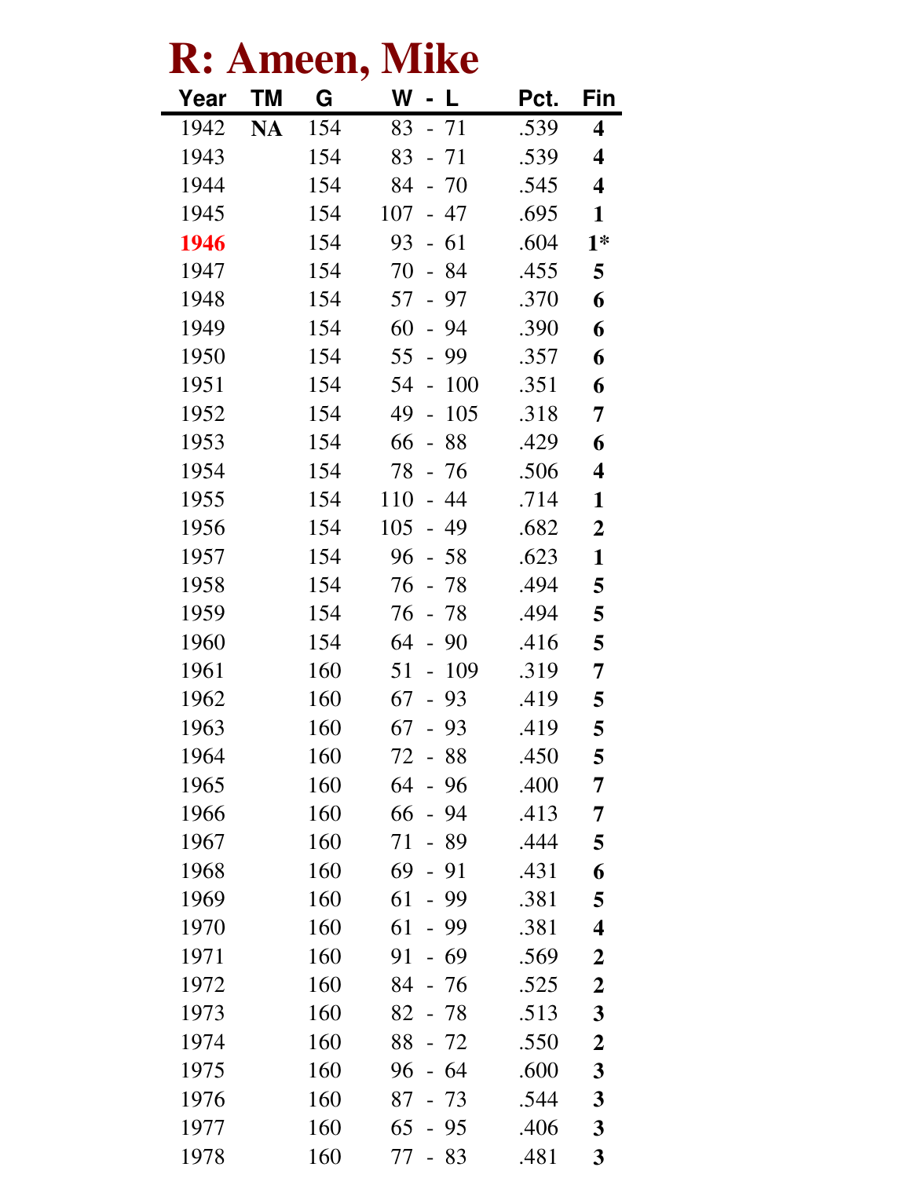# R: Ameen, Mike

| Year | TM | G | W - L | Pct. | Fin |
|---|---|---|---|---|---|
| 1942 | **NA** | 154 | 83 - 71 | .539 | **4** |
| 1943 | | 154 | 83 - 71 | .539 | **4** |
| 1944 | | 154 | 84 - 70 | .545 | **4** |
| 1945 | | 154 | 107 - 47 | .695 | **1** |
| 1946 | | 154 | 93 - 61 | .604 | **1*** |
| 1947 | | 154 | 70 - 84 | .455 | **5** |
| 1948 | | 154 | 57 - 97 | .370 | **6** |
| 1949 | | 154 | 60 - 94 | .390 | **6** |
| 1950 | | 154 | 55 - 99 | .357 | **6** |
| 1951 | | 154 | 54 - 100 | .351 | **6** |
| 1952 | | 154 | 49 - 105 | .318 | **7** |
| 1953 | | 154 | 66 - 88 | .429 | **6** |
| 1954 | | 154 | 78 - 76 | .506 | **4** |
| 1955 | | 154 | 110 - 44 | .714 | **1** |
| 1956 | | 154 | 105 - 49 | .682 | **2** |
| 1957 | | 154 | 96 - 58 | .623 | **1** |
| 1958 | | 154 | 76 - 78 | .494 | **5** |
| 1959 | | 154 | 76 - 78 | .494 | **5** |
| 1960 | | 154 | 64 - 90 | .416 | **5** |
| 1961 | | 160 | 51 - 109 | .319 | **7** |
| 1962 | | 160 | 67 - 93 | .419 | **5** |
| 1963 | | 160 | 67 - 93 | .419 | **5** |
| 1964 | | 160 | 72 - 88 | .450 | **5** |
| 1965 | | 160 | 64 - 96 | .400 | **7** |
| 1966 | | 160 | 66 - 94 | .413 | **7** |
| 1967 | | 160 | 71 - 89 | .444 | **5** |
| 1968 | | 160 | 69 - 91 | .431 | **6** |
| 1969 | | 160 | 61 - 99 | .381 | **5** |
| 1970 | | 160 | 61 - 99 | .381 | **4** |
| 1971 | | 160 | 91 - 69 | .569 | **2** |
| 1972 | | 160 | 84 - 76 | .525 | **2** |
| 1973 | | 160 | 82 - 78 | .513 | **3** |
| 1974 | | 160 | 88 - 72 | .550 | **2** |
| 1975 | | 160 | 96 - 64 | .600 | **3** |
| 1976 | | 160 | 87 - 73 | .544 | **3** |
| 1977 | | 160 | 65 - 95 | .406 | **3** |
| 1978 | | 160 | 77 - 83 | .481 | **3** |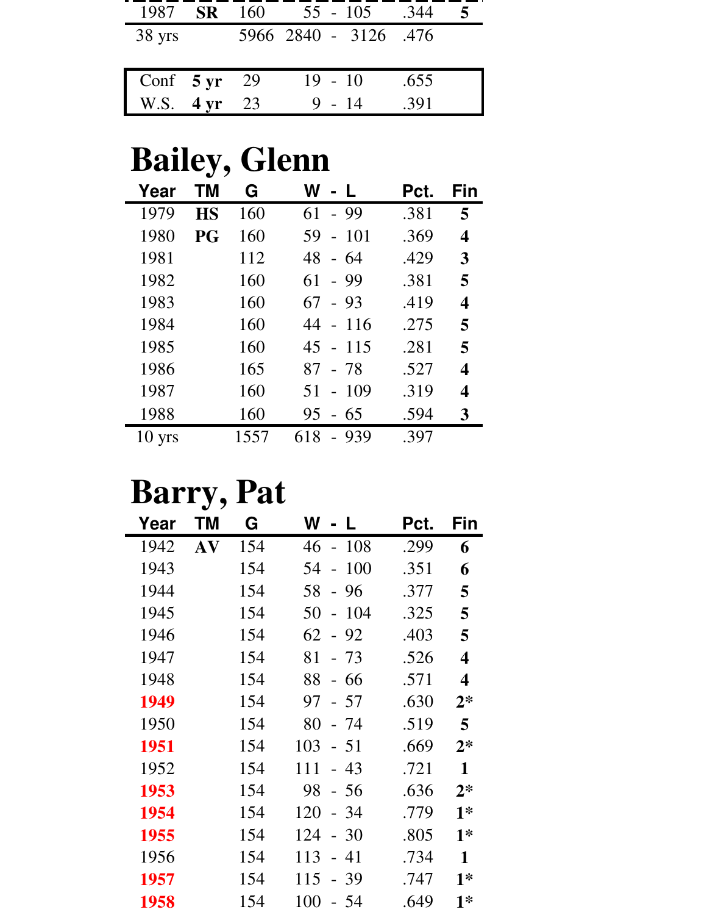| Year | TM | G | W - L | Pct. | Fin |
|---|---|---|---|---|---|
| 1987 | **SR** | 160 | 55 - 105 | .344 | **5** |
| 38 yrs | | 5966 | 2840 - 3126 | .476 | |

| | | G | W - L | Pct. |
|---|---|---|---|---|
| Conf | **5 yr** | 29 | 19 - 10 | .655 |
| W.S. | **4 yr** | 23 | 9 - 14 | .391 |

# Bailey, Glenn

| Year | TM | G | W - L | Pct. | Fin |
|---|---|---|---|---|---|
| 1979 | **HS** | 160 | 61 - 99 | .381 | **5** |
| 1980 | **PG** | 160 | 59 - 101 | .369 | **4** |
| 1981 | | 112 | 48 - 64 | .429 | **3** |
| 1982 | | 160 | 61 - 99 | .381 | **5** |
| 1983 | | 160 | 67 - 93 | .419 | **4** |
| 1984 | | 160 | 44 - 116 | .275 | **5** |
| 1985 | | 160 | 45 - 115 | .281 | **5** |
| 1986 | | 165 | 87 - 78 | .527 | **4** |
| 1987 | | 160 | 51 - 109 | .319 | **4** |
| 1988 | | 160 | 95 - 65 | .594 | **3** |
| 10 yrs | | 1557 | 618 - 939 | .397 | |

# Barry, Pat

| Year | TM | G | W - L | Pct. | Fin |
|---|---|---|---|---|---|
| 1942 | **AV** | 154 | 46 - 108 | .299 | **6** |
| 1943 | | 154 | 54 - 100 | .351 | **6** |
| 1944 | | 154 | 58 - 96 | .377 | **5** |
| 1945 | | 154 | 50 - 104 | .325 | **5** |
| 1946 | | 154 | 62 - 92 | .403 | **5** |
| 1947 | | 154 | 81 - 73 | .526 | **4** |
| 1948 | | 154 | 88 - 66 | .571 | **4** |
| **1949** | | 154 | 97 - 57 | .630 | **2*** |
| 1950 | | 154 | 80 - 74 | .519 | **5** |
| **1951** | | 154 | 103 - 51 | .669 | **2*** |
| 1952 | | 154 | 111 - 43 | .721 | **1** |
| **1953** | | 154 | 98 - 56 | .636 | **2*** |
| **1954** | | 154 | 120 - 34 | .779 | **1*** |
| **1955** | | 154 | 124 - 30 | .805 | **1*** |
| 1956 | | 154 | 113 - 41 | .734 | **1** |
| **1957** | | 154 | 115 - 39 | .747 | **1*** |
| **1958** | | 154 | 100 - 54 | .649 | **1*** |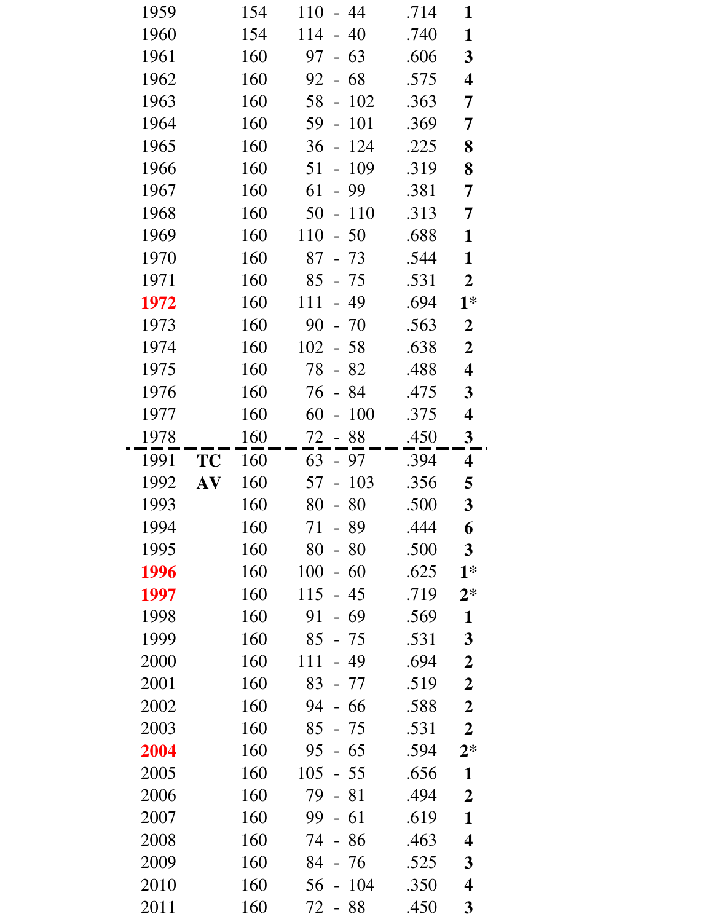| | | | | | |
|---|---|---|---|---|---|
| 1959 | | 154 | 110 - 44 | .714 | **1** |
| 1960 | | 154 | 114 - 40 | .740 | **1** |
| 1961 | | 160 | 97 - 63 | .606 | **3** |
| 1962 | | 160 | 92 - 68 | .575 | **4** |
| 1963 | | 160 | 58 - 102 | .363 | **7** |
| 1964 | | 160 | 59 - 101 | .369 | **7** |
| 1965 | | 160 | 36 - 124 | .225 | **8** |
| 1966 | | 160 | 51 - 109 | .319 | **8** |
| 1967 | | 160 | 61 - 99 | .381 | **7** |
| 1968 | | 160 | 50 - 110 | .313 | **7** |
| 1969 | | 160 | 110 - 50 | .688 | **1** |
| 1970 | | 160 | 87 - 73 | .544 | **1** |
| 1971 | | 160 | 85 - 75 | .531 | **2** |
| **1972** | | 160 | 111 - 49 | .694 | **1*** |
| 1973 | | 160 | 90 - 70 | .563 | **2** |
| 1974 | | 160 | 102 - 58 | .638 | **2** |
| 1975 | | 160 | 78 - 82 | .488 | **4** |
| 1976 | | 160 | 76 - 84 | .475 | **3** |
| 1977 | | 160 | 60 - 100 | .375 | **4** |
| 1978 | | 160 | 72 - 88 | .450 | **3** |
| 1991 | **TC** | 160 | 63 - 97 | .394 | **4** |
| 1992 | **AV** | 160 | 57 - 103 | .356 | **5** |
| 1993 | | 160 | 80 - 80 | .500 | **3** |
| 1994 | | 160 | 71 - 89 | .444 | **6** |
| 1995 | | 160 | 80 - 80 | .500 | **3** |
| **1996** | | 160 | 100 - 60 | .625 | **1*** |
| **1997** | | 160 | 115 - 45 | .719 | **2*** |
| 1998 | | 160 | 91 - 69 | .569 | **1** |
| 1999 | | 160 | 85 - 75 | .531 | **3** |
| 2000 | | 160 | 111 - 49 | .694 | **2** |
| 2001 | | 160 | 83 - 77 | .519 | **2** |
| 2002 | | 160 | 94 - 66 | .588 | **2** |
| 2003 | | 160 | 85 - 75 | .531 | **2** |
| **2004** | | 160 | 95 - 65 | .594 | **2*** |
| 2005 | | 160 | 105 - 55 | .656 | **1** |
| 2006 | | 160 | 79 - 81 | .494 | **2** |
| 2007 | | 160 | 99 - 61 | .619 | **1** |
| 2008 | | 160 | 74 - 86 | .463 | **4** |
| 2009 | | 160 | 84 - 76 | .525 | **3** |
| 2010 | | 160 | 56 - 104 | .350 | **4** |
| 2011 | | 160 | 72 - 88 | .450 | **3** |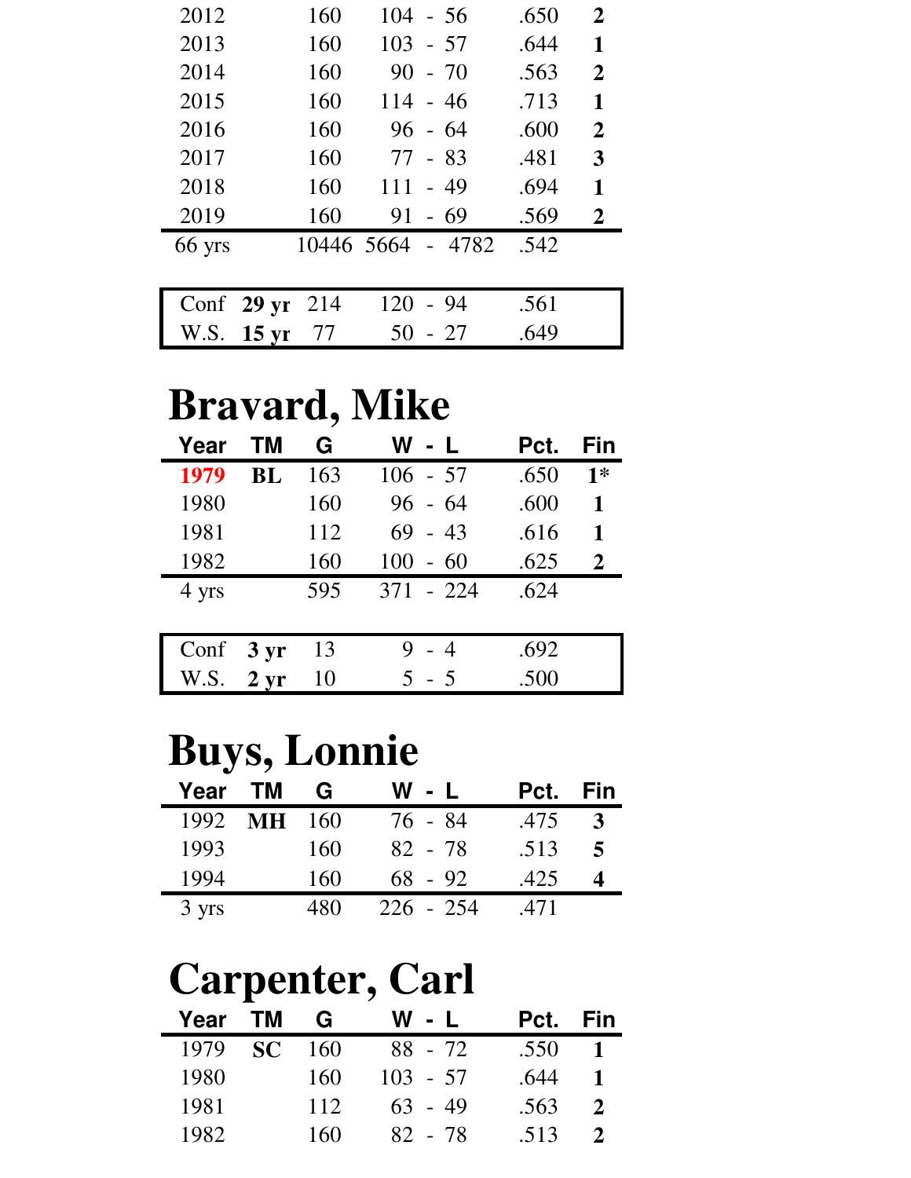| Year | TM | G | W - L | Pct. | Fin |
|---|---|---|---|---|---|
| 2012 | | 160 | 104 - 56 | .650 | **2** |
| 2013 | | 160 | 103 - 57 | .644 | **1** |
| 2014 | | 160 | 90 - 70 | .563 | **2** |
| 2015 | | 160 | 114 - 46 | .713 | **1** |
| 2016 | | 160 | 96 - 64 | .600 | **2** |
| 2017 | | 160 | 77 - 83 | .481 | **3** |
| 2018 | | 160 | 111 - 49 | .694 | **1** |
| 2019 | | 160 | 91 - 69 | .569 | **2** |
| 66 yrs | | 10446 | 5664 - 4782 | .542 | |

| | | G | W - L | Pct. |
|---|---|---|---|---|
| Conf | **29 yr** | 214 | 120 - 94 | .561 |
| W.S. | **15 yr** | 77 | 50 - 27 | .649 |

# Bravard, Mike

| Year | TM | G | W - L | Pct. | Fin |
|---|---|---|---|---|---|
| 1979 | **BL** | 163 | 106 - 57 | .650 | **1*** |
| 1980 | | 160 | 96 - 64 | .600 | **1** |
| 1981 | | 112 | 69 - 43 | .616 | **1** |
| 1982 | | 160 | 100 - 60 | .625 | **2** |
| 4 yrs | | 595 | 371 - 224 | .624 | |

| | | G | W - L | Pct. |
|---|---|---|---|---|
| Conf | **3 yr** | 13 | 9 - 4 | .692 |
| W.S. | **2 yr** | 10 | 5 - 5 | .500 |

# Buys, Lonnie

| Year | TM | G | W - L | Pct. | Fin |
|---|---|---|---|---|---|
| 1992 | **MH** | 160 | 76 - 84 | .475 | **3** |
| 1993 | | 160 | 82 - 78 | .513 | **5** |
| 1994 | | 160 | 68 - 92 | .425 | **4** |
| 3 yrs | | 480 | 226 - 254 | .471 | |

# Carpenter, Carl

| Year | TM | G | W - L | Pct. | Fin |
|---|---|---|---|---|---|
| 1979 | **SC** | 160 | 88 - 72 | .550 | **1** |
| 1980 | | 160 | 103 - 57 | .644 | **1** |
| 1981 | | 112 | 63 - 49 | .563 | **2** |
| 1982 | | 160 | 82 - 78 | .513 | **2** |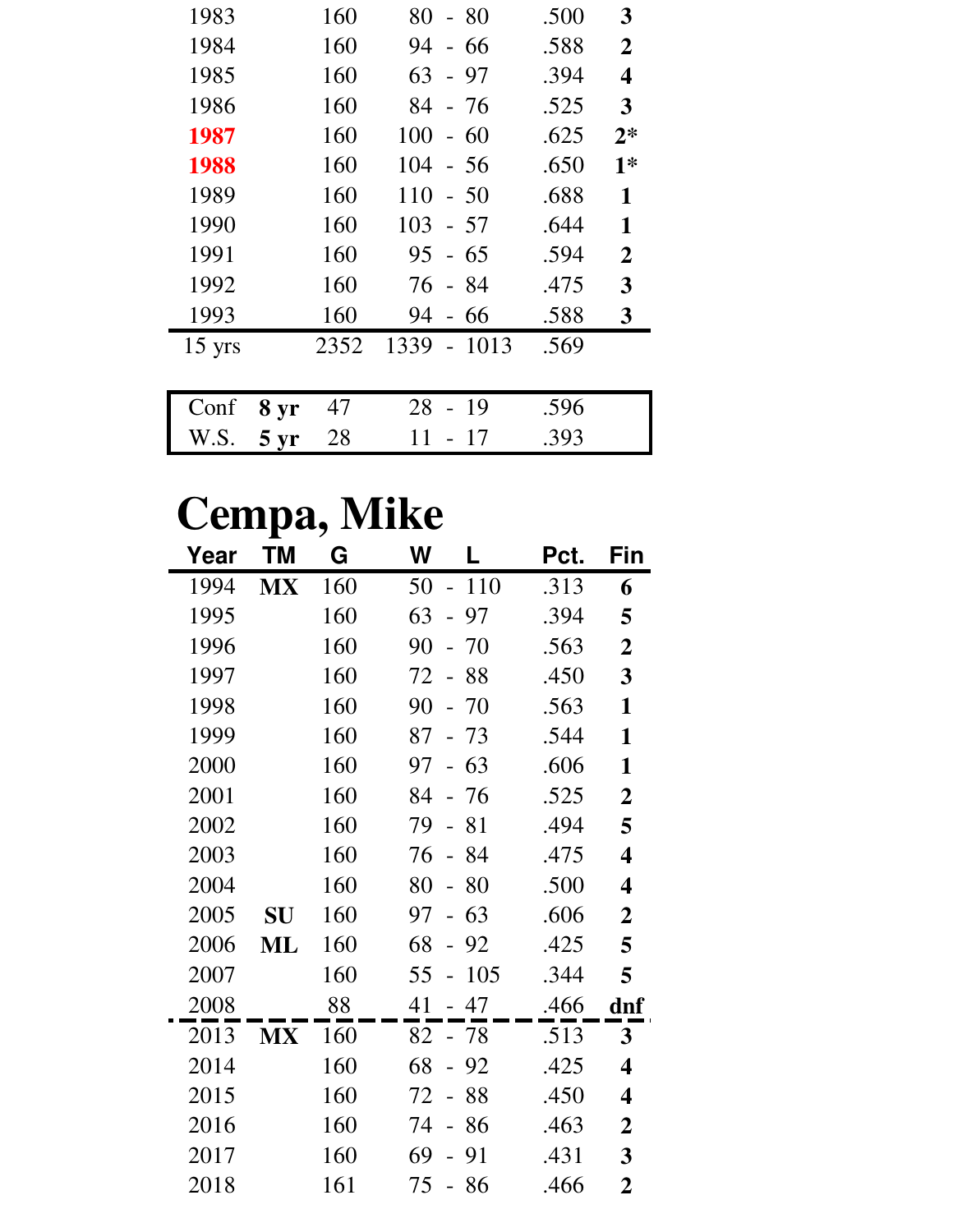| Year | TM | G | W - L | Pct. | Fin |
|---|---|---|---|---|---|
| 1983 | | 160 | 80 - 80 | .500 | **3** |
| 1984 | | 160 | 94 - 66 | .588 | **2** |
| 1985 | | 160 | 63 - 97 | .394 | **4** |
| 1986 | | 160 | 84 - 76 | .525 | **3** |
| **1987** | | 160 | 100 - 60 | .625 | **2*** |
| **1988** | | 160 | 104 - 56 | .650 | **1*** |
| 1989 | | 160 | 110 - 50 | .688 | **1** |
| 1990 | | 160 | 103 - 57 | .644 | **1** |
| 1991 | | 160 | 95 - 65 | .594 | **2** |
| 1992 | | 160 | 76 - 84 | .475 | **3** |
| 1993 | | 160 | 94 - 66 | .588 | **3** |
| 15 yrs | | 2352 | 1339 - 1013 | .569 | |

| | | G | W - L | Pct. |
|---|---|---|---|---|
| Conf | **8 yr** | 47 | 28 - 19 | .596 |
| W.S. | **5 yr** | 28 | 11 - 17 | .393 |

# Cempa, Mike

| Year | TM | G | W - L | Pct. | Fin |
|---|---|---|---|---|---|
| 1994 | **MX** | 160 | 50 - 110 | .313 | **6** |
| 1995 | | 160 | 63 - 97 | .394 | **5** |
| 1996 | | 160 | 90 - 70 | .563 | **2** |
| 1997 | | 160 | 72 - 88 | .450 | **3** |
| 1998 | | 160 | 90 - 70 | .563 | **1** |
| 1999 | | 160 | 87 - 73 | .544 | **1** |
| 2000 | | 160 | 97 - 63 | .606 | **1** |
| 2001 | | 160 | 84 - 76 | .525 | **2** |
| 2002 | | 160 | 79 - 81 | .494 | **5** |
| 2003 | | 160 | 76 - 84 | .475 | **4** |
| 2004 | | 160 | 80 - 80 | .500 | **4** |
| 2005 | **SU** | 160 | 97 - 63 | .606 | **2** |
| 2006 | **ML** | 160 | 68 - 92 | .425 | **5** |
| 2007 | | 160 | 55 - 105 | .344 | **5** |
| 2008 | | 88 | 41 - 47 | .466 | **dnf** |
| 2013 | **MX** | 160 | 82 - 78 | .513 | **3** |
| 2014 | | 160 | 68 - 92 | .425 | **4** |
| 2015 | | 160 | 72 - 88 | .450 | **4** |
| 2016 | | 160 | 74 - 86 | .463 | **2** |
| 2017 | | 160 | 69 - 91 | .431 | **3** |
| 2018 | | 161 | 75 - 86 | .466 | **2** |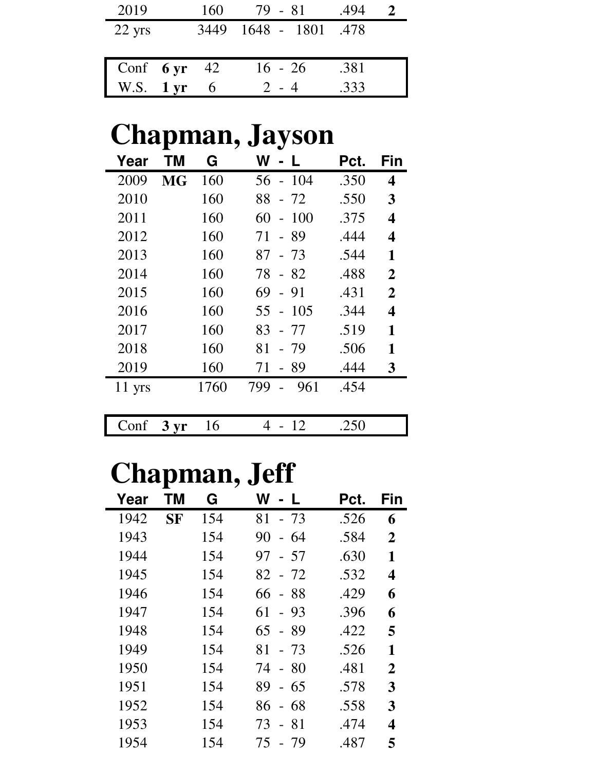| Year | TM | G | W - L | Pct. | Fin |
|---|---|---|---|---|---|
| 2019 | | 160 | 79 - 81 | .494 | **2** |
| 22 yrs | | 3449 | 1648 - 1801 | .478 | |

| | | | | |
|---|---|---|---|---|
| Conf | **6 yr** | 42 | 16 - 26 | .381 |
| W.S. | **1 yr** | 6 | 2 - 4 | .333 |

# Chapman, Jayson

| Year | TM | G | W - L | Pct. | Fin |
|---|---|---|---|---|---|
| 2009 | **MG** | 160 | 56 - 104 | .350 | **4** |
| 2010 | | 160 | 88 - 72 | .550 | **3** |
| 2011 | | 160 | 60 - 100 | .375 | **4** |
| 2012 | | 160 | 71 - 89 | .444 | **4** |
| 2013 | | 160 | 87 - 73 | .544 | **1** |
| 2014 | | 160 | 78 - 82 | .488 | **2** |
| 2015 | | 160 | 69 - 91 | .431 | **2** |
| 2016 | | 160 | 55 - 105 | .344 | **4** |
| 2017 | | 160 | 83 - 77 | .519 | **1** |
| 2018 | | 160 | 81 - 79 | .506 | **1** |
| 2019 | | 160 | 71 - 89 | .444 | **3** |
| 11 yrs | | 1760 | 799 - 961 | .454 | |

| | | | | |
|---|---|---|---|---|
| Conf | **3 yr** | 16 | 4 - 12 | .250 |

# Chapman, Jeff

| Year | TM | G | W - L | Pct. | Fin |
|---|---|---|---|---|---|
| 1942 | **SF** | 154 | 81 - 73 | .526 | **6** |
| 1943 | | 154 | 90 - 64 | .584 | **2** |
| 1944 | | 154 | 97 - 57 | .630 | **1** |
| 1945 | | 154 | 82 - 72 | .532 | **4** |
| 1946 | | 154 | 66 - 88 | .429 | **6** |
| 1947 | | 154 | 61 - 93 | .396 | **6** |
| 1948 | | 154 | 65 - 89 | .422 | **5** |
| 1949 | | 154 | 81 - 73 | .526 | **1** |
| 1950 | | 154 | 74 - 80 | .481 | **2** |
| 1951 | | 154 | 89 - 65 | .578 | **3** |
| 1952 | | 154 | 86 - 68 | .558 | **3** |
| 1953 | | 154 | 73 - 81 | .474 | **4** |
| 1954 | | 154 | 75 - 79 | .487 | **5** |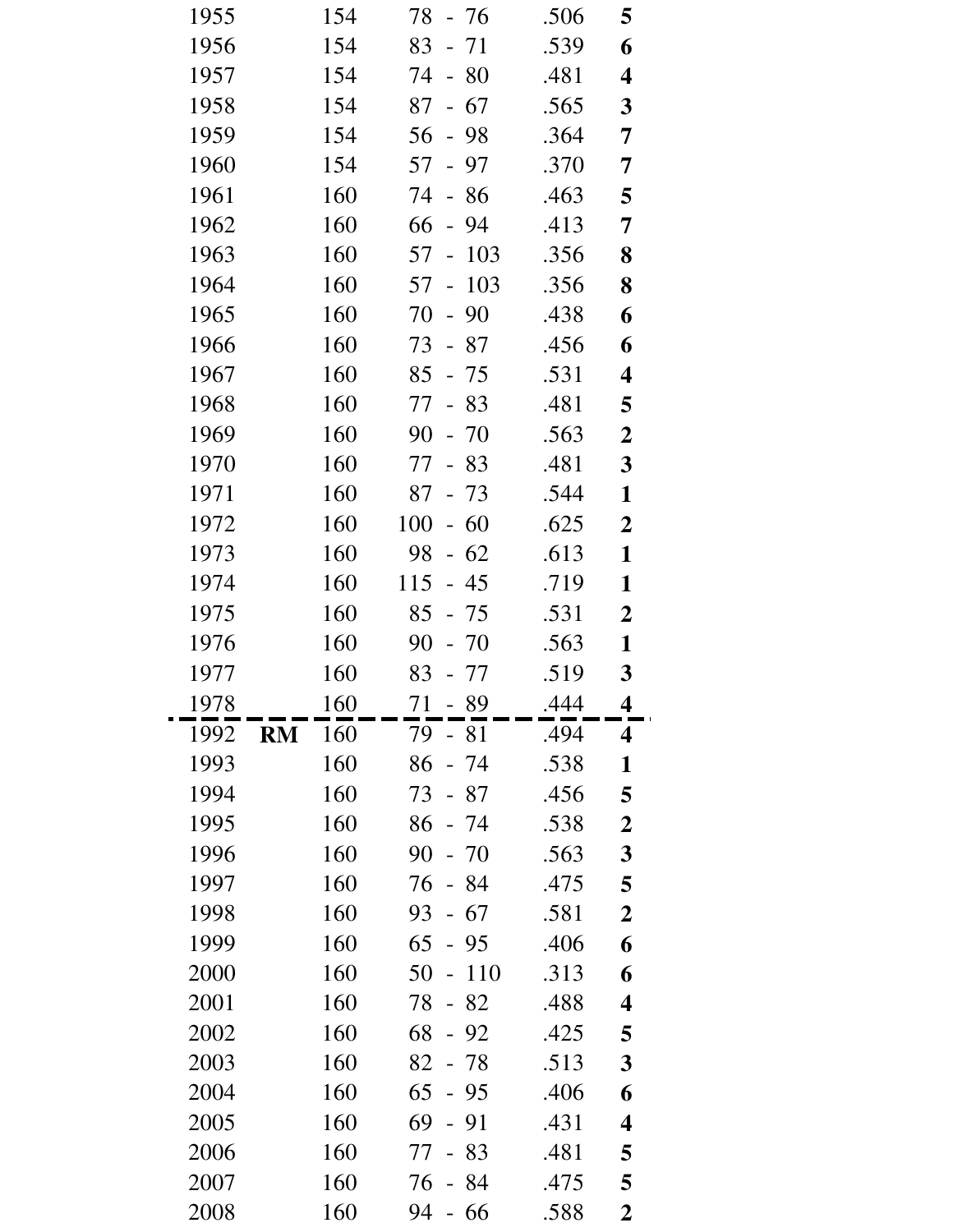| | | | | | |
|---|---|---|---|---|---|
| 1955 | | 154 | 78 - 76 | .506 | **5** |
| 1956 | | 154 | 83 - 71 | .539 | **6** |
| 1957 | | 154 | 74 - 80 | .481 | **4** |
| 1958 | | 154 | 87 - 67 | .565 | **3** |
| 1959 | | 154 | 56 - 98 | .364 | **7** |
| 1960 | | 154 | 57 - 97 | .370 | **7** |
| 1961 | | 160 | 74 - 86 | .463 | **5** |
| 1962 | | 160 | 66 - 94 | .413 | **7** |
| 1963 | | 160 | 57 - 103 | .356 | **8** |
| 1964 | | 160 | 57 - 103 | .356 | **8** |
| 1965 | | 160 | 70 - 90 | .438 | **6** |
| 1966 | | 160 | 73 - 87 | .456 | **6** |
| 1967 | | 160 | 85 - 75 | .531 | **4** |
| 1968 | | 160 | 77 - 83 | .481 | **5** |
| 1969 | | 160 | 90 - 70 | .563 | **2** |
| 1970 | | 160 | 77 - 83 | .481 | **3** |
| 1971 | | 160 | 87 - 73 | .544 | **1** |
| 1972 | | 160 | 100 - 60 | .625 | **2** |
| 1973 | | 160 | 98 - 62 | .613 | **1** |
| 1974 | | 160 | 115 - 45 | .719 | **1** |
| 1975 | | 160 | 85 - 75 | .531 | **2** |
| 1976 | | 160 | 90 - 70 | .563 | **1** |
| 1977 | | 160 | 83 - 77 | .519 | **3** |
| 1978 | | 160 | 71 - 89 | .444 | **4** |
| 1992 | **RM** | 160 | 79 - 81 | .494 | **4** |
| 1993 | | 160 | 86 - 74 | .538 | **1** |
| 1994 | | 160 | 73 - 87 | .456 | **5** |
| 1995 | | 160 | 86 - 74 | .538 | **2** |
| 1996 | | 160 | 90 - 70 | .563 | **3** |
| 1997 | | 160 | 76 - 84 | .475 | **5** |
| 1998 | | 160 | 93 - 67 | .581 | **2** |
| 1999 | | 160 | 65 - 95 | .406 | **6** |
| 2000 | | 160 | 50 - 110 | .313 | **6** |
| 2001 | | 160 | 78 - 82 | .488 | **4** |
| 2002 | | 160 | 68 - 92 | .425 | **5** |
| 2003 | | 160 | 82 - 78 | .513 | **3** |
| 2004 | | 160 | 65 - 95 | .406 | **6** |
| 2005 | | 160 | 69 - 91 | .431 | **4** |
| 2006 | | 160 | 77 - 83 | .481 | **5** |
| 2007 | | 160 | 76 - 84 | .475 | **5** |
| 2008 | | 160 | 94 - 66 | .588 | **2** |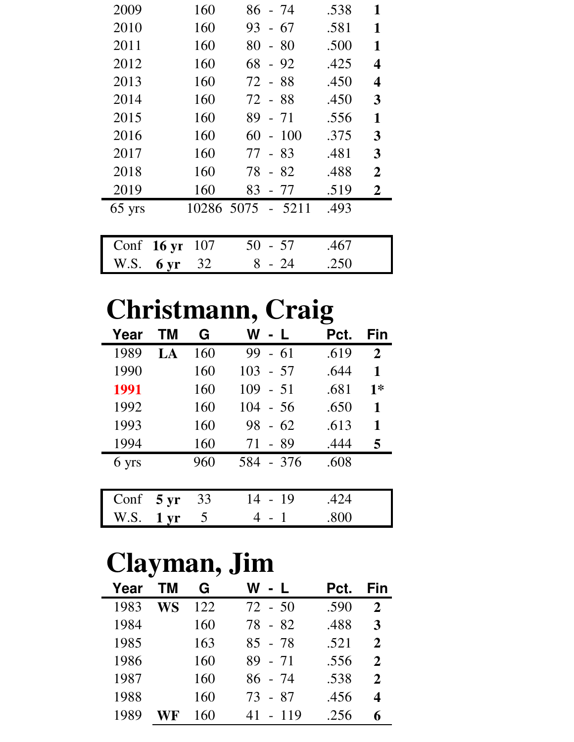| Year | TM | G | W - L | Pct. | Fin |
|---|---|---|---|---|---|
| 2009 | | 160 | 86 - 74 | .538 | **1** |
| 2010 | | 160 | 93 - 67 | .581 | **1** |
| 2011 | | 160 | 80 - 80 | .500 | **1** |
| 2012 | | 160 | 68 - 92 | .425 | **4** |
| 2013 | | 160 | 72 - 88 | .450 | **4** |
| 2014 | | 160 | 72 - 88 | .450 | **3** |
| 2015 | | 160 | 89 - 71 | .556 | **1** |
| 2016 | | 160 | 60 - 100 | .375 | **3** |
| 2017 | | 160 | 77 - 83 | .481 | **3** |
| 2018 | | 160 | 78 - 82 | .488 | **2** |
| 2019 | | 160 | 83 - 77 | .519 | **2** |
| 65 yrs | | 10286 | 5075 - 5211 | .493 | |

| | | G | W - L | Pct. |
|---|---|---|---|---|
| Conf | **16 yr** | 107 | 50 - 57 | .467 |
| W.S. | **6 yr** | 32 | 8 - 24 | .250 |

# Christmann, Craig

| Year | TM | G | W - L | Pct. | Fin |
|---|---|---|---|---|---|
| 1989 | **LA** | 160 | 99 - 61 | .619 | **2** |
| 1990 | | 160 | 103 - 57 | .644 | **1** |
| **1991** | | 160 | 109 - 51 | .681 | **1*** |
| 1992 | | 160 | 104 - 56 | .650 | **1** |
| 1993 | | 160 | 98 - 62 | .613 | **1** |
| 1994 | | 160 | 71 - 89 | .444 | **5** |
| 6 yrs | | 960 | 584 - 376 | .608 | |

| | | G | W - L | Pct. |
|---|---|---|---|---|
| Conf | **5 yr** | 33 | 14 - 19 | .424 |
| W.S. | **1 yr** | 5 | 4 - 1 | .800 |

# Clayman, Jim

| Year | TM | G | W - L | Pct. | Fin |
|---|---|---|---|---|---|
| 1983 | **WS** | 122 | 72 - 50 | .590 | **2** |
| 1984 | | 160 | 78 - 82 | .488 | **3** |
| 1985 | | 163 | 85 - 78 | .521 | **2** |
| 1986 | | 160 | 89 - 71 | .556 | **2** |
| 1987 | | 160 | 86 - 74 | .538 | **2** |
| 1988 | | 160 | 73 - 87 | .456 | **4** |
| 1989 | **WF** | 160 | 41 - 119 | .256 | **6** |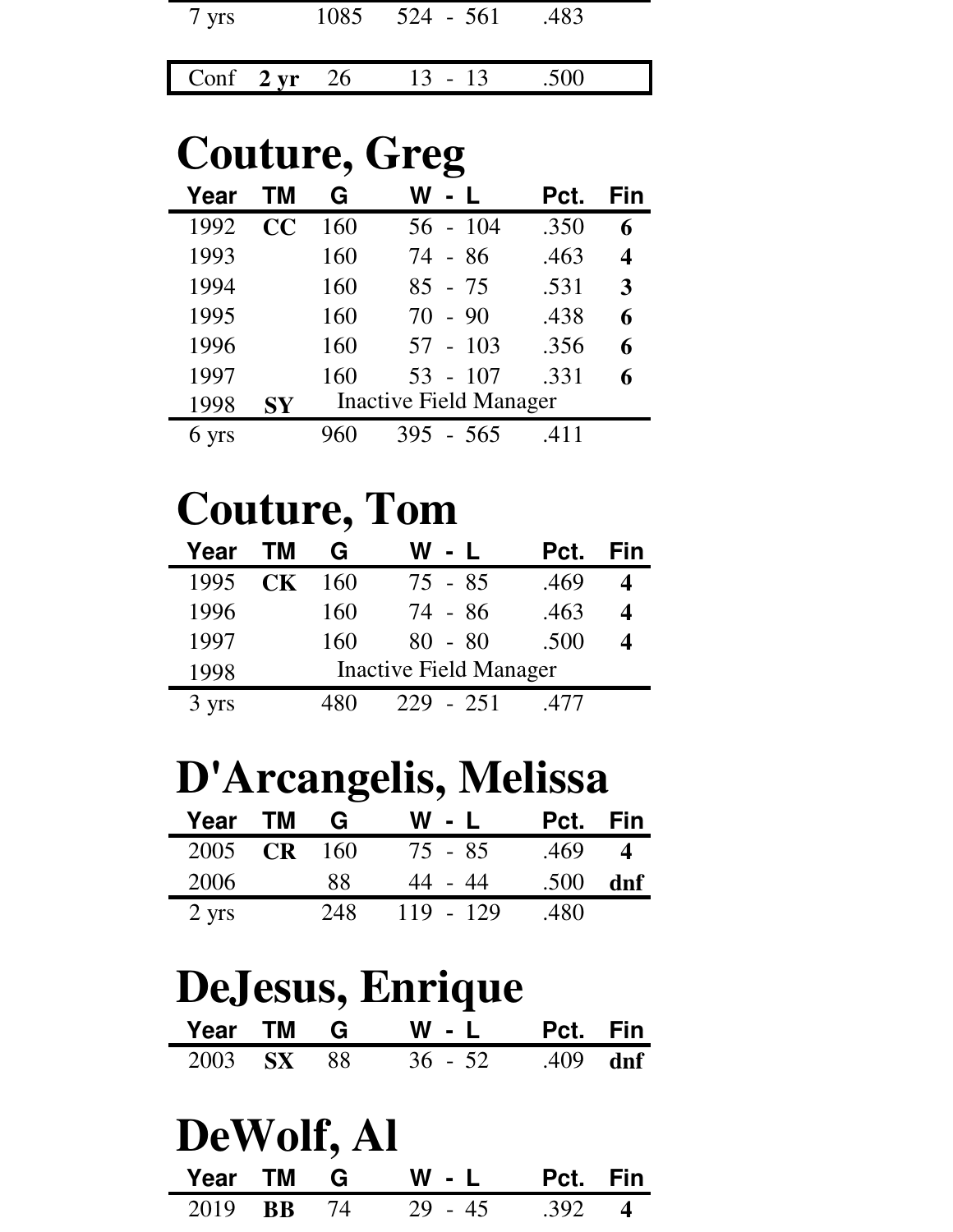| | | | | | |
|---|---|---|---|---|---|
| 7 yrs | | 1085 | 524 - 561 | .483 | |

| | | | | | |
|---|---|---|---|---|---|
| Conf | **2 yr** | 26 | 13 - 13 | .500 | |

# Couture, Greg

| Year | TM | G | W - L | Pct. | Fin |
|---|---|---|---|---|---|
| 1992 | **CC** | 160 | 56 - 104 | .350 | **6** |
| 1993 | | 160 | 74 - 86 | .463 | **4** |
| 1994 | | 160 | 85 - 75 | .531 | **3** |
| 1995 | | 160 | 70 - 90 | .438 | **6** |
| 1996 | | 160 | 57 - 103 | .356 | **6** |
| 1997 | | 160 | 53 - 107 | .331 | **6** |
| 1998 | **SY** | Inactive Field Manager | | | |
| 6 yrs | | 960 | 395 - 565 | .411 | |

# Couture, Tom

| Year | TM | G | W - L | Pct. | Fin |
|---|---|---|---|---|---|
| 1995 | **CK** | 160 | 75 - 85 | .469 | **4** |
| 1996 | | 160 | 74 - 86 | .463 | **4** |
| 1997 | | 160 | 80 - 80 | .500 | **4** |
| 1998 | | Inactive Field Manager | | | |
| 3 yrs | | 480 | 229 - 251 | .477 | |

# D'Arcangelis, Melissa

| Year | TM | G | W - L | Pct. | Fin |
|---|---|---|---|---|---|
| 2005 | **CR** | 160 | 75 - 85 | .469 | **4** |
| 2006 | | 88 | 44 - 44 | .500 | **dnf** |
| 2 yrs | | 248 | 119 - 129 | .480 | |

# DeJesus, Enrique

| Year | TM | G | W - L | Pct. | Fin |
|---|---|---|---|---|---|
| 2003 | **SX** | 88 | 36 - 52 | .409 | **dnf** |

# DeWolf, Al

| Year | TM | G | W - L | Pct. | Fin |
|---|---|---|---|---|---|
| 2019 | **BB** | 74 | 29 - 45 | .392 | **4** |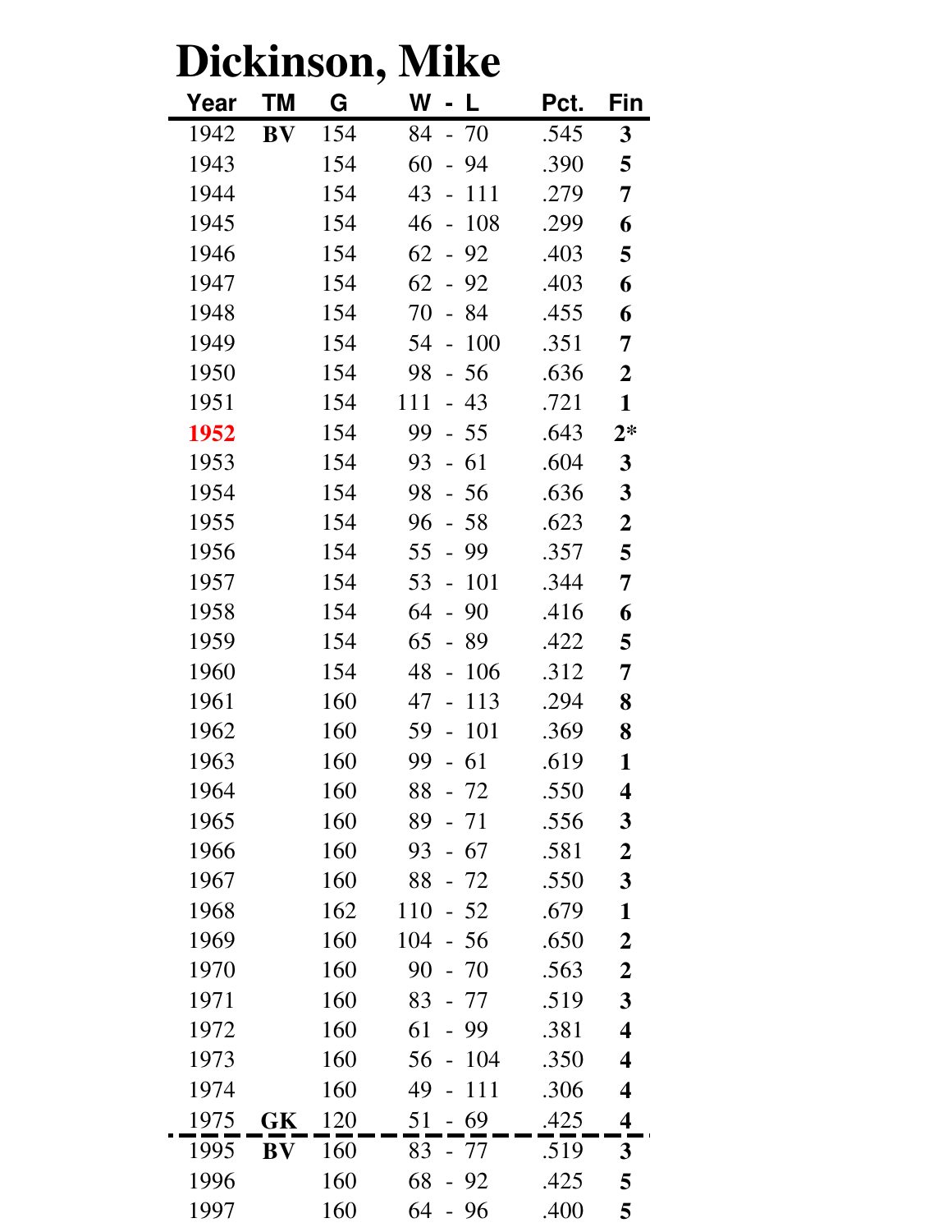# Dickinson, Mike

| Year | TM | G | W - L | Pct. | Fin |
|---|---|---|---|---|---|
| 1942 | **BV** | 154 | 84 - 70 | .545 | **3** |
| 1943 | | 154 | 60 - 94 | .390 | **5** |
| 1944 | | 154 | 43 - 111 | .279 | **7** |
| 1945 | | 154 | 46 - 108 | .299 | **6** |
| 1946 | | 154 | 62 - 92 | .403 | **5** |
| 1947 | | 154 | 62 - 92 | .403 | **6** |
| 1948 | | 154 | 70 - 84 | .455 | **6** |
| 1949 | | 154 | 54 - 100 | .351 | **7** |
| 1950 | | 154 | 98 - 56 | .636 | **2** |
| 1951 | | 154 | 111 - 43 | .721 | **1** |
| **1952** | | 154 | 99 - 55 | .643 | **2*** |
| 1953 | | 154 | 93 - 61 | .604 | **3** |
| 1954 | | 154 | 98 - 56 | .636 | **3** |
| 1955 | | 154 | 96 - 58 | .623 | **2** |
| 1956 | | 154 | 55 - 99 | .357 | **5** |
| 1957 | | 154 | 53 - 101 | .344 | **7** |
| 1958 | | 154 | 64 - 90 | .416 | **6** |
| 1959 | | 154 | 65 - 89 | .422 | **5** |
| 1960 | | 154 | 48 - 106 | .312 | **7** |
| 1961 | | 160 | 47 - 113 | .294 | **8** |
| 1962 | | 160 | 59 - 101 | .369 | **8** |
| 1963 | | 160 | 99 - 61 | .619 | **1** |
| 1964 | | 160 | 88 - 72 | .550 | **4** |
| 1965 | | 160 | 89 - 71 | .556 | **3** |
| 1966 | | 160 | 93 - 67 | .581 | **2** |
| 1967 | | 160 | 88 - 72 | .550 | **3** |
| 1968 | | 162 | 110 - 52 | .679 | **1** |
| 1969 | | 160 | 104 - 56 | .650 | **2** |
| 1970 | | 160 | 90 - 70 | .563 | **2** |
| 1971 | | 160 | 83 - 77 | .519 | **3** |
| 1972 | | 160 | 61 - 99 | .381 | **4** |
| 1973 | | 160 | 56 - 104 | .350 | **4** |
| 1974 | | 160 | 49 - 111 | .306 | **4** |
| 1975 | **GK** | 120 | 51 - 69 | .425 | **4** |
| 1995 | **BV** | 160 | 83 - 77 | .519 | **3** |
| 1996 | | 160 | 68 - 92 | .425 | **5** |
| 1997 | | 160 | 64 - 96 | .400 | **5** |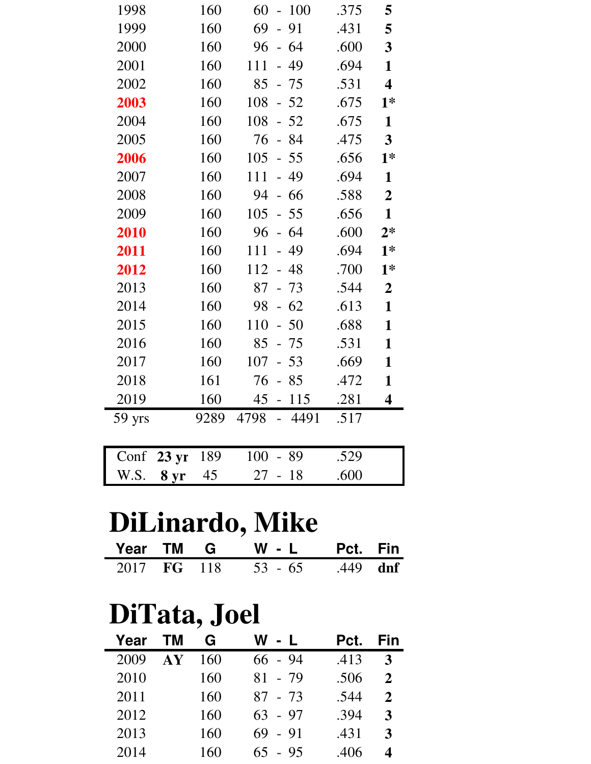| Year | TM | G | W - L | Pct. | Fin |
|---|---|---|---|---|---|
| 1998 | | 160 | 60 - 100 | .375 | **5** |
| 1999 | | 160 | 69 - 91 | .431 | **5** |
| 2000 | | 160 | 96 - 64 | .600 | **3** |
| 2001 | | 160 | 111 - 49 | .694 | **1** |
| 2002 | | 160 | 85 - 75 | .531 | **4** |
| **2003** | | 160 | 108 - 52 | .675 | **1*** |
| 2004 | | 160 | 108 - 52 | .675 | **1** |
| 2005 | | 160 | 76 - 84 | .475 | **3** |
| **2006** | | 160 | 105 - 55 | .656 | **1*** |
| 2007 | | 160 | 111 - 49 | .694 | **1** |
| 2008 | | 160 | 94 - 66 | .588 | **2** |
| 2009 | | 160 | 105 - 55 | .656 | **1** |
| **2010** | | 160 | 96 - 64 | .600 | **2*** |
| **2011** | | 160 | 111 - 49 | .694 | **1*** |
| **2012** | | 160 | 112 - 48 | .700 | **1*** |
| 2013 | | 160 | 87 - 73 | .544 | **2** |
| 2014 | | 160 | 98 - 62 | .613 | **1** |
| 2015 | | 160 | 110 - 50 | .688 | **1** |
| 2016 | | 160 | 85 - 75 | .531 | **1** |
| 2017 | | 160 | 107 - 53 | .669 | **1** |
| 2018 | | 161 | 76 - 85 | .472 | **1** |
| 2019 | | 160 | 45 - 115 | .281 | **4** |
| 59 yrs | | 9289 | 4798 - 4491 | .517 | |

| | | G | W - L | Pct. |
|---|---|---|---|---|
| Conf | **23 yr** | 189 | 100 - 89 | .529 |
| W.S. | **8 yr** | 45 | 27 - 18 | .600 |

# DiLinardo, Mike

| Year | TM | G | W - L | Pct. | Fin |
|---|---|---|---|---|---|
| 2017 | **FG** | 118 | 53 - 65 | .449 | **dnf** |

# DiTata, Joel

| Year | TM | G | W - L | Pct. | Fin |
|---|---|---|---|---|---|
| 2009 | **AY** | 160 | 66 - 94 | .413 | **3** |
| 2010 | | 160 | 81 - 79 | .506 | **2** |
| 2011 | | 160 | 87 - 73 | .544 | **2** |
| 2012 | | 160 | 63 - 97 | .394 | **3** |
| 2013 | | 160 | 69 - 91 | .431 | **3** |
| 2014 | | 160 | 65 - 95 | .406 | **4** |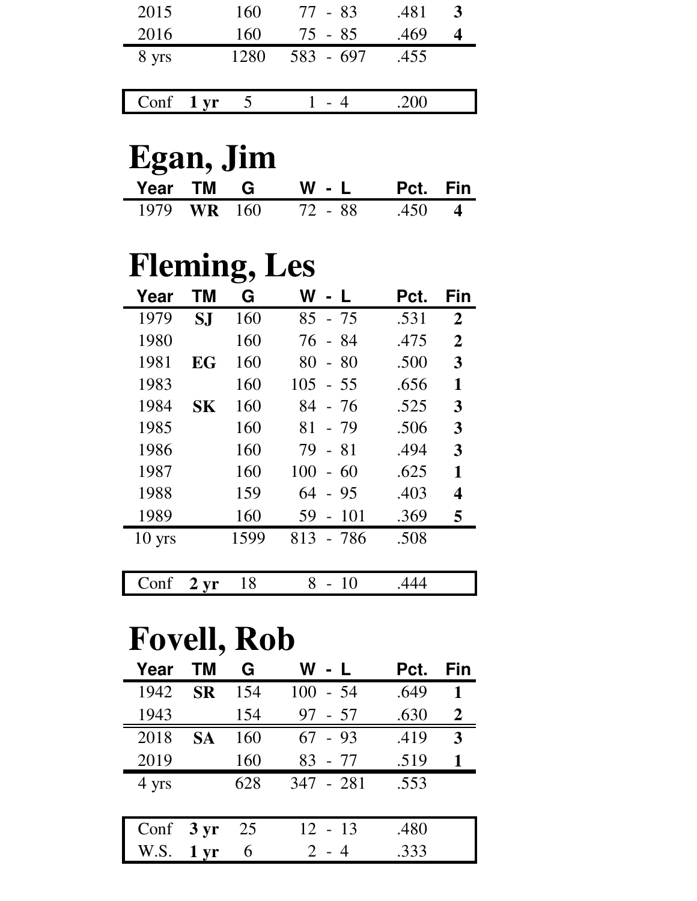| Year | TM | G | W - L | Pct. | Fin |
|---|---|---|---|---|---|
| 2015 | | 160 | 77 - 83 | .481 | **3** |
| 2016 | | 160 | 75 - 85 | .469 | **4** |
| 8 yrs | | 1280 | 583 - 697 | .455 | |

| | | | | |
|---|---|---|---|---|
| Conf | **1 yr** | 5 | 1 - 4 | .200 |

# Egan, Jim

| Year | TM | G | W - L | Pct. | Fin |
|---|---|---|---|---|---|
| 1979 | **WR** | 160 | 72 - 88 | .450 | **4** |

# Fleming, Les

| Year | TM | G | W - L | Pct. | Fin |
|---|---|---|---|---|---|
| 1979 | **SJ** | 160 | 85 - 75 | .531 | **2** |
| 1980 | | 160 | 76 - 84 | .475 | **2** |
| 1981 | **EG** | 160 | 80 - 80 | .500 | **3** |
| 1983 | | 160 | 105 - 55 | .656 | **1** |
| 1984 | **SK** | 160 | 84 - 76 | .525 | **3** |
| 1985 | | 160 | 81 - 79 | .506 | **3** |
| 1986 | | 160 | 79 - 81 | .494 | **3** |
| 1987 | | 160 | 100 - 60 | .625 | **1** |
| 1988 | | 159 | 64 - 95 | .403 | **4** |
| 1989 | | 160 | 59 - 101 | .369 | **5** |
| 10 yrs | | 1599 | 813 - 786 | .508 | |

| | | | | |
|---|---|---|---|---|
| Conf | **2 yr** | 18 | 8 - 10 | .444 |

# Fovell, Rob

| Year | TM | G | W - L | Pct. | Fin |
|---|---|---|---|---|---|
| 1942 | **SR** | 154 | 100 - 54 | .649 | **1** |
| 1943 | | 154 | 97 - 57 | .630 | **2** |
| 2018 | **SA** | 160 | 67 - 93 | .419 | **3** |
| 2019 | | 160 | 83 - 77 | .519 | **1** |
| 4 yrs | | 628 | 347 - 281 | .553 | |

| | | | | |
|---|---|---|---|---|
| Conf | **3 yr** | 25 | 12 - 13 | .480 |
| W.S. | **1 yr** | 6 | 2 - 4 | .333 |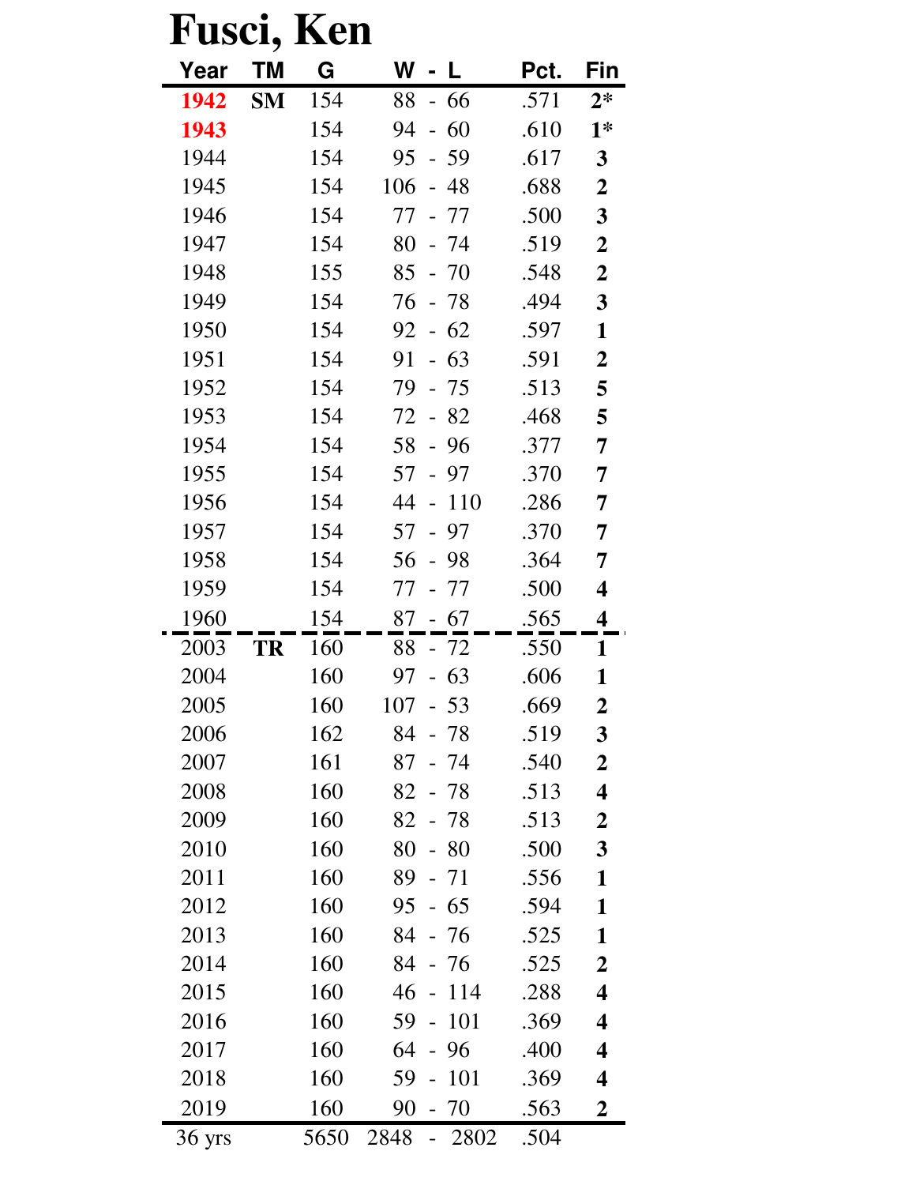# Fusci, Ken

| Year | TM | G | W - L | Pct. | Fin |
|---|---|---|---|---|---|
| 1942 | SM | 154 | 88 - 66 | .571 | 2* |
| 1943 | | 154 | 94 - 60 | .610 | 1* |
| 1944 | | 154 | 95 - 59 | .617 | 3 |
| 1945 | | 154 | 106 - 48 | .688 | 2 |
| 1946 | | 154 | 77 - 77 | .500 | 3 |
| 1947 | | 154 | 80 - 74 | .519 | 2 |
| 1948 | | 155 | 85 - 70 | .548 | 2 |
| 1949 | | 154 | 76 - 78 | .494 | 3 |
| 1950 | | 154 | 92 - 62 | .597 | 1 |
| 1951 | | 154 | 91 - 63 | .591 | 2 |
| 1952 | | 154 | 79 - 75 | .513 | 5 |
| 1953 | | 154 | 72 - 82 | .468 | 5 |
| 1954 | | 154 | 58 - 96 | .377 | 7 |
| 1955 | | 154 | 57 - 97 | .370 | 7 |
| 1956 | | 154 | 44 - 110 | .286 | 7 |
| 1957 | | 154 | 57 - 97 | .370 | 7 |
| 1958 | | 154 | 56 - 98 | .364 | 7 |
| 1959 | | 154 | 77 - 77 | .500 | 4 |
| 1960 | | 154 | 87 - 67 | .565 | 4 |
| 2003 | TR | 160 | 88 - 72 | .550 | 1 |
| 2004 | | 160 | 97 - 63 | .606 | 1 |
| 2005 | | 160 | 107 - 53 | .669 | 2 |
| 2006 | | 162 | 84 - 78 | .519 | 3 |
| 2007 | | 161 | 87 - 74 | .540 | 2 |
| 2008 | | 160 | 82 - 78 | .513 | 4 |
| 2009 | | 160 | 82 - 78 | .513 | 2 |
| 2010 | | 160 | 80 - 80 | .500 | 3 |
| 2011 | | 160 | 89 - 71 | .556 | 1 |
| 2012 | | 160 | 95 - 65 | .594 | 1 |
| 2013 | | 160 | 84 - 76 | .525 | 1 |
| 2014 | | 160 | 84 - 76 | .525 | 2 |
| 2015 | | 160 | 46 - 114 | .288 | 4 |
| 2016 | | 160 | 59 - 101 | .369 | 4 |
| 2017 | | 160 | 64 - 96 | .400 | 4 |
| 2018 | | 160 | 59 - 101 | .369 | 4 |
| 2019 | | 160 | 90 - 70 | .563 | 2 |
| 36 yrs | | 5650 | 2848 - 2802 | .504 | |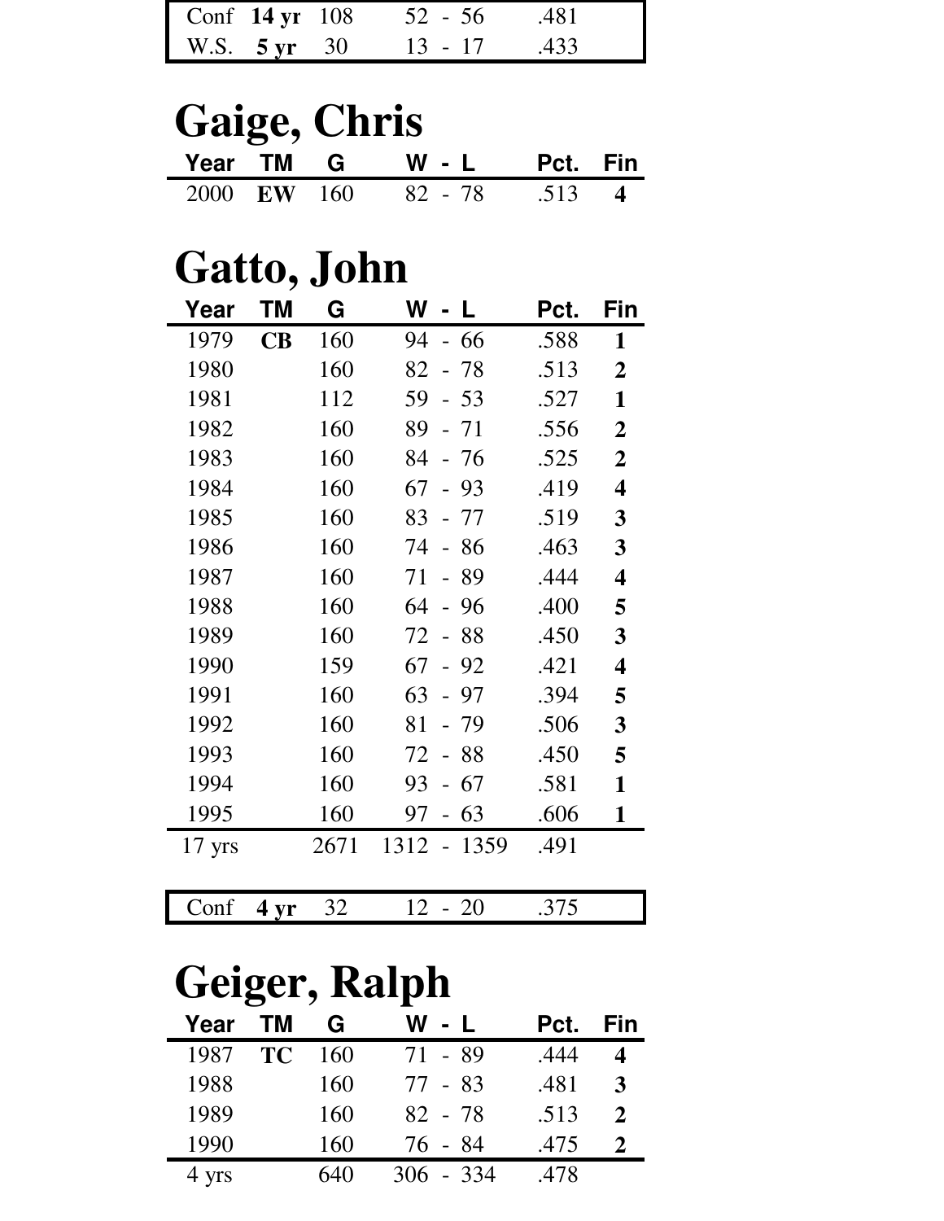| | | | | |
|---|---|---|---|---|
| Conf | **14 yr** | 108 | 52 - 56 | .481 |
| W.S. | **5 yr** | 30 | 13 - 17 | .433 |

# Gaige, Chris

| Year | TM | G | W - L | Pct. | Fin |
|---|---|---|---|---|---|
| 2000 | **EW** | 160 | 82 - 78 | .513 | **4** |

# Gatto, John

| Year | TM | G | W - L | Pct. | Fin |
|---|---|---|---|---|---|
| 1979 | **CB** | 160 | 94 - 66 | .588 | **1** |
| 1980 | | 160 | 82 - 78 | .513 | **2** |
| 1981 | | 112 | 59 - 53 | .527 | **1** |
| 1982 | | 160 | 89 - 71 | .556 | **2** |
| 1983 | | 160 | 84 - 76 | .525 | **2** |
| 1984 | | 160 | 67 - 93 | .419 | **4** |
| 1985 | | 160 | 83 - 77 | .519 | **3** |
| 1986 | | 160 | 74 - 86 | .463 | **3** |
| 1987 | | 160 | 71 - 89 | .444 | **4** |
| 1988 | | 160 | 64 - 96 | .400 | **5** |
| 1989 | | 160 | 72 - 88 | .450 | **3** |
| 1990 | | 159 | 67 - 92 | .421 | **4** |
| 1991 | | 160 | 63 - 97 | .394 | **5** |
| 1992 | | 160 | 81 - 79 | .506 | **3** |
| 1993 | | 160 | 72 - 88 | .450 | **5** |
| 1994 | | 160 | 93 - 67 | .581 | **1** |
| 1995 | | 160 | 97 - 63 | .606 | **1** |
| 17 yrs | | 2671 | 1312 - 1359 | .491 | |

| | | | | |
|---|---|---|---|---|
| Conf | **4 yr** | 32 | 12 - 20 | .375 |

# Geiger, Ralph

| Year | TM | G | W - L | Pct. | Fin |
|---|---|---|---|---|---|
| 1987 | **TC** | 160 | 71 - 89 | .444 | **4** |
| 1988 | | 160 | 77 - 83 | .481 | **3** |
| 1989 | | 160 | 82 - 78 | .513 | **2** |
| 1990 | | 160 | 76 - 84 | .475 | **2** |
| 4 yrs | | 640 | 306 - 334 | .478 | |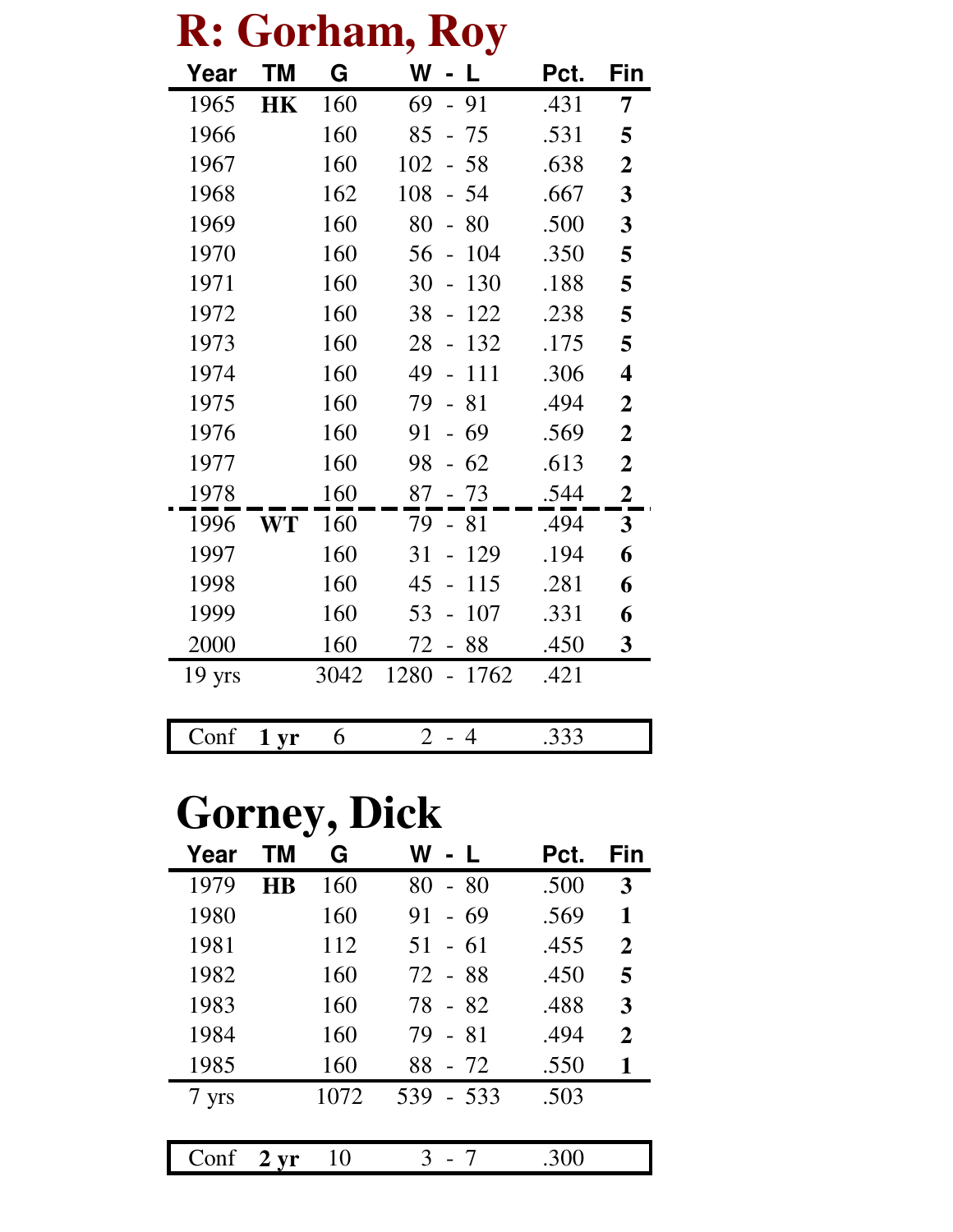# R: Gorham, Roy

| Year | TM | G | W - L | Pct. | Fin |
|---|---|---|---|---|---|
| 1965 | **HK** | 160 | 69 - 91 | .431 | **7** |
| 1966 | | 160 | 85 - 75 | .531 | **5** |
| 1967 | | 160 | 102 - 58 | .638 | **2** |
| 1968 | | 162 | 108 - 54 | .667 | **3** |
| 1969 | | 160 | 80 - 80 | .500 | **3** |
| 1970 | | 160 | 56 - 104 | .350 | **5** |
| 1971 | | 160 | 30 - 130 | .188 | **5** |
| 1972 | | 160 | 38 - 122 | .238 | **5** |
| 1973 | | 160 | 28 - 132 | .175 | **5** |
| 1974 | | 160 | 49 - 111 | .306 | **4** |
| 1975 | | 160 | 79 - 81 | .494 | **2** |
| 1976 | | 160 | 91 - 69 | .569 | **2** |
| 1977 | | 160 | 98 - 62 | .613 | **2** |
| 1978 | | 160 | 87 - 73 | .544 | **2** |
| 1996 | **WT** | 160 | 79 - 81 | .494 | **3** |
| 1997 | | 160 | 31 - 129 | .194 | **6** |
| 1998 | | 160 | 45 - 115 | .281 | **6** |
| 1999 | | 160 | 53 - 107 | .331 | **6** |
| 2000 | | 160 | 72 - 88 | .450 | **3** |
| 19 yrs | | 3042 | 1280 - 1762 | .421 | |

| Conf | **1 yr** | 6 | 2 - 4 | .333 | |
|---|---|---|---|---|---|

# Gorney, Dick

| Year | TM | G | W - L | Pct. | Fin |
|---|---|---|---|---|---|
| 1979 | **HB** | 160 | 80 - 80 | .500 | **3** |
| 1980 | | 160 | 91 - 69 | .569 | **1** |
| 1981 | | 112 | 51 - 61 | .455 | **2** |
| 1982 | | 160 | 72 - 88 | .450 | **5** |
| 1983 | | 160 | 78 - 82 | .488 | **3** |
| 1984 | | 160 | 79 - 81 | .494 | **2** |
| 1985 | | 160 | 88 - 72 | .550 | **1** |
| 7 yrs | | 1072 | 539 - 533 | .503 | |

| Conf | **2 yr** | 10 | 3 - 7 | .300 | |
|---|---|---|---|---|---|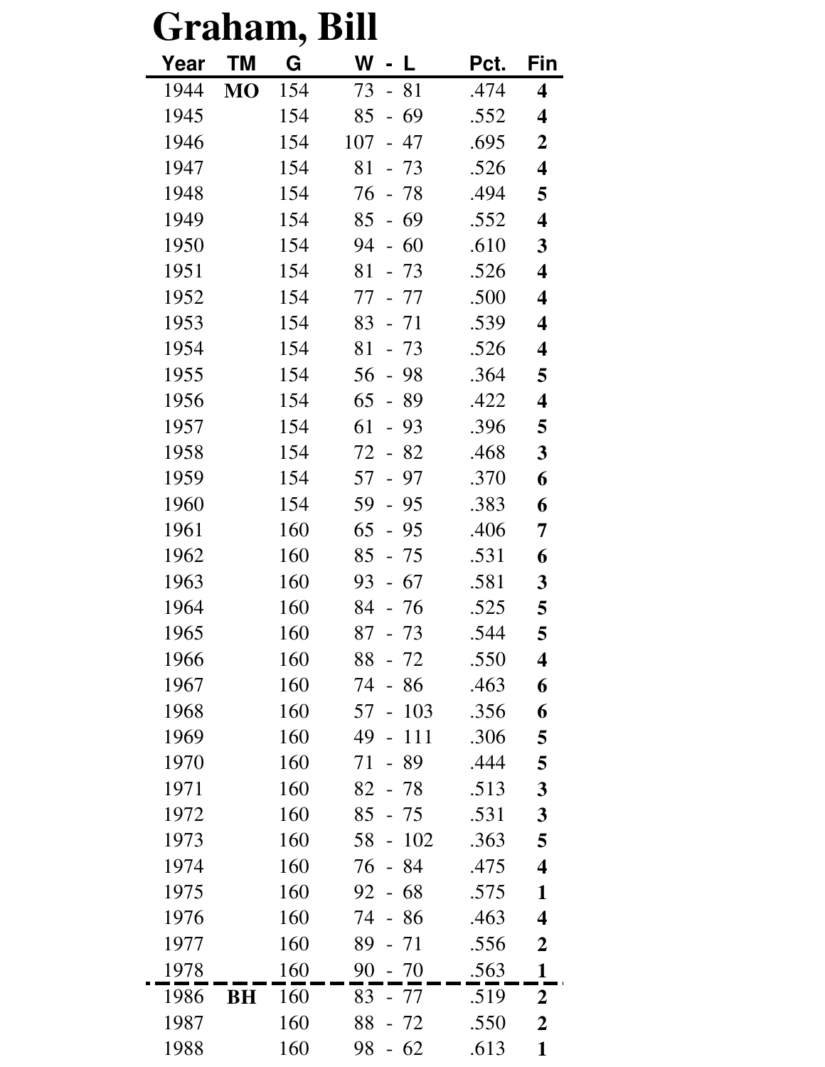# Graham, Bill

| Year | TM | G | W - L | Pct. | Fin |
|---|---|---|---|---|---|
| 1944 | **MO** | 154 | 73 - 81 | .474 | **4** |
| 1945 | | 154 | 85 - 69 | .552 | **4** |
| 1946 | | 154 | 107 - 47 | .695 | **2** |
| 1947 | | 154 | 81 - 73 | .526 | **4** |
| 1948 | | 154 | 76 - 78 | .494 | **5** |
| 1949 | | 154 | 85 - 69 | .552 | **4** |
| 1950 | | 154 | 94 - 60 | .610 | **3** |
| 1951 | | 154 | 81 - 73 | .526 | **4** |
| 1952 | | 154 | 77 - 77 | .500 | **4** |
| 1953 | | 154 | 83 - 71 | .539 | **4** |
| 1954 | | 154 | 81 - 73 | .526 | **4** |
| 1955 | | 154 | 56 - 98 | .364 | **5** |
| 1956 | | 154 | 65 - 89 | .422 | **4** |
| 1957 | | 154 | 61 - 93 | .396 | **5** |
| 1958 | | 154 | 72 - 82 | .468 | **3** |
| 1959 | | 154 | 57 - 97 | .370 | **6** |
| 1960 | | 154 | 59 - 95 | .383 | **6** |
| 1961 | | 160 | 65 - 95 | .406 | **7** |
| 1962 | | 160 | 85 - 75 | .531 | **6** |
| 1963 | | 160 | 93 - 67 | .581 | **3** |
| 1964 | | 160 | 84 - 76 | .525 | **5** |
| 1965 | | 160 | 87 - 73 | .544 | **5** |
| 1966 | | 160 | 88 - 72 | .550 | **4** |
| 1967 | | 160 | 74 - 86 | .463 | **6** |
| 1968 | | 160 | 57 - 103 | .356 | **6** |
| 1969 | | 160 | 49 - 111 | .306 | **5** |
| 1970 | | 160 | 71 - 89 | .444 | **5** |
| 1971 | | 160 | 82 - 78 | .513 | **3** |
| 1972 | | 160 | 85 - 75 | .531 | **3** |
| 1973 | | 160 | 58 - 102 | .363 | **5** |
| 1974 | | 160 | 76 - 84 | .475 | **4** |
| 1975 | | 160 | 92 - 68 | .575 | **1** |
| 1976 | | 160 | 74 - 86 | .463 | **4** |
| 1977 | | 160 | 89 - 71 | .556 | **2** |
| 1978 | | 160 | 90 - 70 | .563 | **1** |
| 1986 | **BH** | 160 | 83 - 77 | .519 | **2** |
| 1987 | | 160 | 88 - 72 | .550 | **2** |
| 1988 | | 160 | 98 - 62 | .613 | **1** |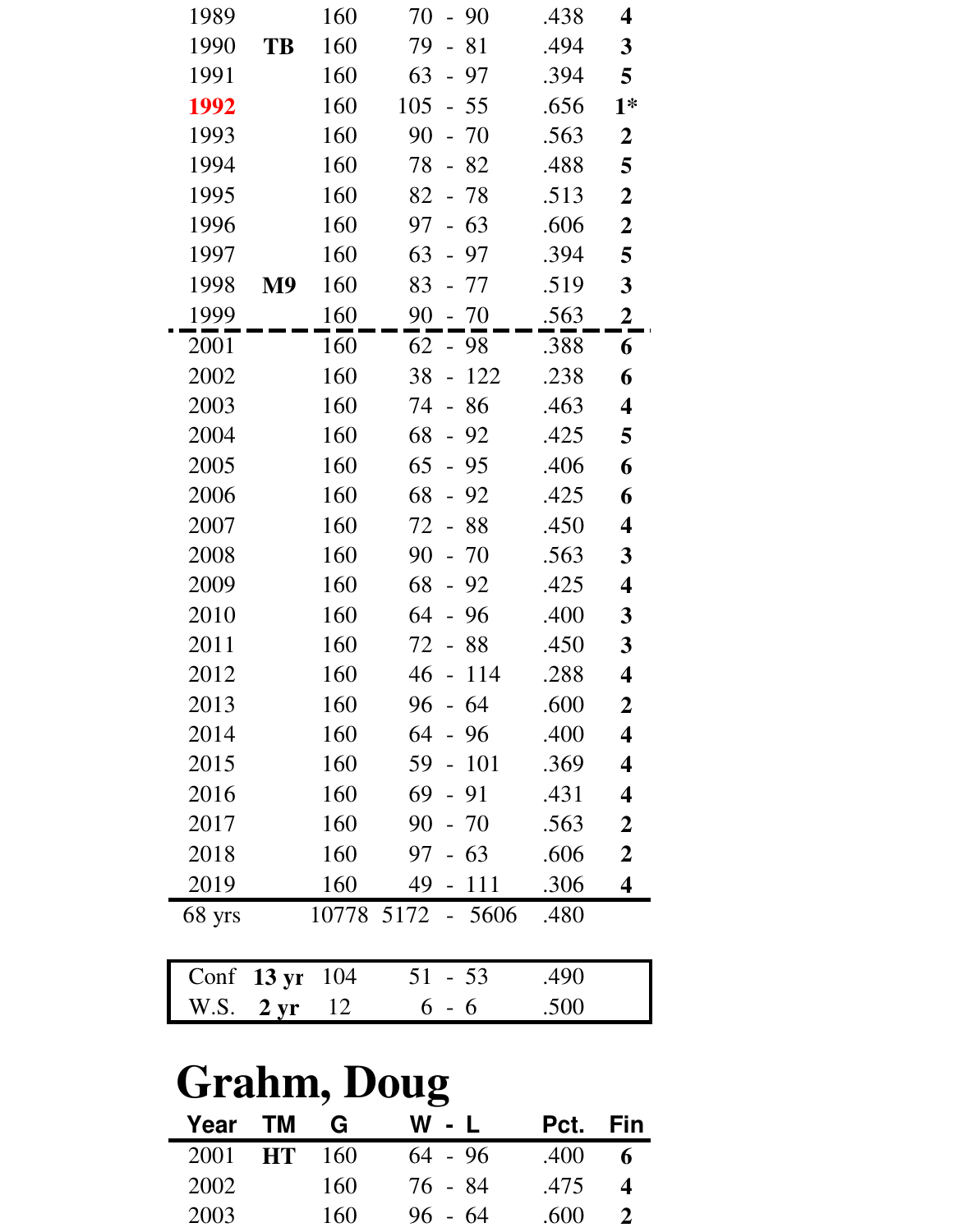| Year | TM | G | W - L | Pct. | Fin |
|---|---|---|---|---|---|
| 1989 | | 160 | 70 - 90 | .438 | **4** |
| 1990 | **TB** | 160 | 79 - 81 | .494 | **3** |
| 1991 | | 160 | 63 - 97 | .394 | **5** |
| 1992 | | 160 | 105 - 55 | .656 | **1*** |
| 1993 | | 160 | 90 - 70 | .563 | **2** |
| 1994 | | 160 | 78 - 82 | .488 | **5** |
| 1995 | | 160 | 82 - 78 | .513 | **2** |
| 1996 | | 160 | 97 - 63 | .606 | **2** |
| 1997 | | 160 | 63 - 97 | .394 | **5** |
| 1998 | **M9** | 160 | 83 - 77 | .519 | **3** |
| 1999 | | 160 | 90 - 70 | .563 | **2** |
| 2001 | | 160 | 62 - 98 | .388 | **6** |
| 2002 | | 160 | 38 - 122 | .238 | **6** |
| 2003 | | 160 | 74 - 86 | .463 | **4** |
| 2004 | | 160 | 68 - 92 | .425 | **5** |
| 2005 | | 160 | 65 - 95 | .406 | **6** |
| 2006 | | 160 | 68 - 92 | .425 | **6** |
| 2007 | | 160 | 72 - 88 | .450 | **4** |
| 2008 | | 160 | 90 - 70 | .563 | **3** |
| 2009 | | 160 | 68 - 92 | .425 | **4** |
| 2010 | | 160 | 64 - 96 | .400 | **3** |
| 2011 | | 160 | 72 - 88 | .450 | **3** |
| 2012 | | 160 | 46 - 114 | .288 | **4** |
| 2013 | | 160 | 96 - 64 | .600 | **2** |
| 2014 | | 160 | 64 - 96 | .400 | **4** |
| 2015 | | 160 | 59 - 101 | .369 | **4** |
| 2016 | | 160 | 69 - 91 | .431 | **4** |
| 2017 | | 160 | 90 - 70 | .563 | **2** |
| 2018 | | 160 | 97 - 63 | .606 | **2** |
| 2019 | | 160 | 49 - 111 | .306 | **4** |
| 68 yrs | | 10778 | 5172 - 5606 | .480 | |

| | | G | W - L | Pct. |
|---|---|---|---|---|
| Conf | **13 yr** | 104 | 51 - 53 | .490 |
| W.S. | **2 yr** | 12 | 6 - 6 | .500 |

# Grahm, Doug

| Year | TM | G | W - L | Pct. | Fin |
|---|---|---|---|---|---|
| 2001 | **HT** | 160 | 64 - 96 | .400 | **6** |
| 2002 | | 160 | 76 - 84 | .475 | **4** |
| 2003 | | 160 | 96 - 64 | .600 | **2** |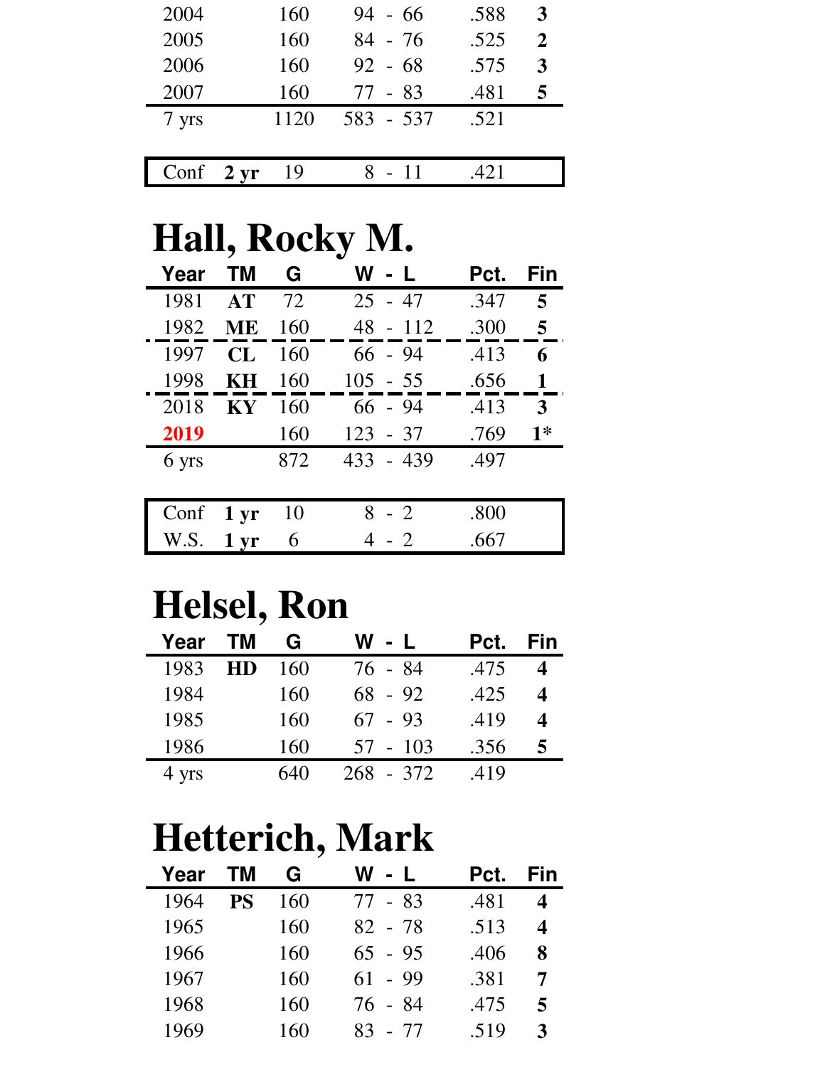| Year | TM | G | W - L | Pct. | Fin |
|---|---|---|---|---|---|
| 2004 | | 160 | 94 - 66 | .588 | **3** |
| 2005 | | 160 | 84 - 76 | .525 | **2** |
| 2006 | | 160 | 92 - 68 | .575 | **3** |
| 2007 | | 160 | 77 - 83 | .481 | **5** |
| 7 yrs | | 1120 | 583 - 537 | .521 | |

| | | G | W - L | Pct. |
|---|---|---|---|---|
| Conf | **2 yr** | 19 | 8 - 11 | .421 |

# Hall, Rocky M.

| Year | TM | G | W - L | Pct. | Fin |
|---|---|---|---|---|---|
| 1981 | **AT** | 72 | 25 - 47 | .347 | **5** |
| 1982 | **ME** | 160 | 48 - 112 | .300 | **5** |
| 1997 | **CL** | 160 | 66 - 94 | .413 | **6** |
| 1998 | **KH** | 160 | 105 - 55 | .656 | **1** |
| 2018 | **KY** | 160 | 66 - 94 | .413 | **3** |
| 2019 | | 160 | 123 - 37 | .769 | **1*** |
| 6 yrs | | 872 | 433 - 439 | .497 | |

| | | G | W - L | Pct. |
|---|---|---|---|---|
| Conf | **1 yr** | 10 | 8 - 2 | .800 |
| W.S. | **1 yr** | 6 | 4 - 2 | .667 |

# Helsel, Ron

| Year | TM | G | W - L | Pct. | Fin |
|---|---|---|---|---|---|
| 1983 | **HD** | 160 | 76 - 84 | .475 | **4** |
| 1984 | | 160 | 68 - 92 | .425 | **4** |
| 1985 | | 160 | 67 - 93 | .419 | **4** |
| 1986 | | 160 | 57 - 103 | .356 | **5** |
| 4 yrs | | 640 | 268 - 372 | .419 | |

# Hetterich, Mark

| Year | TM | G | W - L | Pct. | Fin |
|---|---|---|---|---|---|
| 1964 | **PS** | 160 | 77 - 83 | .481 | **4** |
| 1965 | | 160 | 82 - 78 | .513 | **4** |
| 1966 | | 160 | 65 - 95 | .406 | **8** |
| 1967 | | 160 | 61 - 99 | .381 | **7** |
| 1968 | | 160 | 76 - 84 | .475 | **5** |
| 1969 | | 160 | 83 - 77 | .519 | **3** |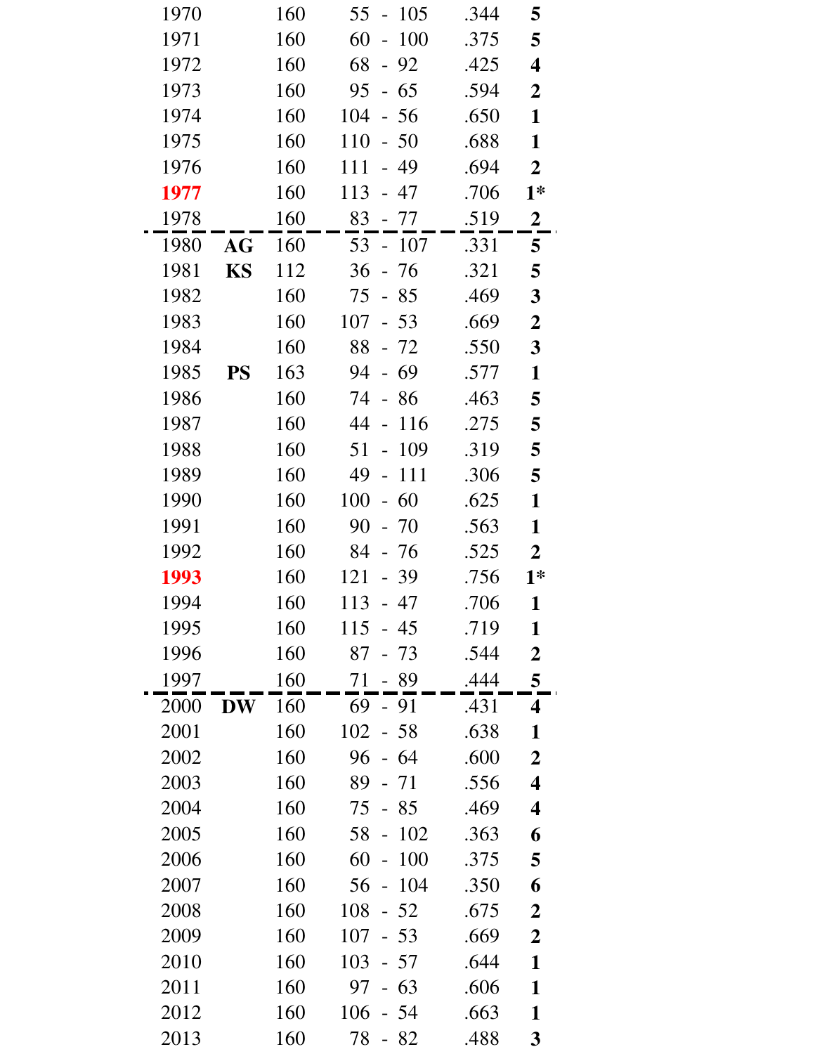| Year | Manager | G | W - L | Pct | Pos |
|---|---|---|---|---|---|
| 1970 | | 160 | 55 - 105 | .344 | **5** |
| 1971 | | 160 | 60 - 100 | .375 | **5** |
| 1972 | | 160 | 68 - 92 | .425 | **4** |
| 1973 | | 160 | 95 - 65 | .594 | **2** |
| 1974 | | 160 | 104 - 56 | .650 | **1** |
| 1975 | | 160 | 110 - 50 | .688 | **1** |
| 1976 | | 160 | 111 - 49 | .694 | **2** |
| **1977** | | 160 | 113 - 47 | .706 | **1*** |
| 1978 | | 160 | 83 - 77 | .519 | **2** |
| 1980 | **AG** | 160 | 53 - 107 | .331 | **5** |
| 1981 | **KS** | 112 | 36 - 76 | .321 | **5** |
| 1982 | | 160 | 75 - 85 | .469 | **3** |
| 1983 | | 160 | 107 - 53 | .669 | **2** |
| 1984 | | 160 | 88 - 72 | .550 | **3** |
| 1985 | **PS** | 163 | 94 - 69 | .577 | **1** |
| 1986 | | 160 | 74 - 86 | .463 | **5** |
| 1987 | | 160 | 44 - 116 | .275 | **5** |
| 1988 | | 160 | 51 - 109 | .319 | **5** |
| 1989 | | 160 | 49 - 111 | .306 | **5** |
| 1990 | | 160 | 100 - 60 | .625 | **1** |
| 1991 | | 160 | 90 - 70 | .563 | **1** |
| 1992 | | 160 | 84 - 76 | .525 | **2** |
| **1993** | | 160 | 121 - 39 | .756 | **1*** |
| 1994 | | 160 | 113 - 47 | .706 | **1** |
| 1995 | | 160 | 115 - 45 | .719 | **1** |
| 1996 | | 160 | 87 - 73 | .544 | **2** |
| 1997 | | 160 | 71 - 89 | .444 | **5** |
| 2000 | **DW** | 160 | 69 - 91 | .431 | **4** |
| 2001 | | 160 | 102 - 58 | .638 | **1** |
| 2002 | | 160 | 96 - 64 | .600 | **2** |
| 2003 | | 160 | 89 - 71 | .556 | **4** |
| 2004 | | 160 | 75 - 85 | .469 | **4** |
| 2005 | | 160 | 58 - 102 | .363 | **6** |
| 2006 | | 160 | 60 - 100 | .375 | **5** |
| 2007 | | 160 | 56 - 104 | .350 | **6** |
| 2008 | | 160 | 108 - 52 | .675 | **2** |
| 2009 | | 160 | 107 - 53 | .669 | **2** |
| 2010 | | 160 | 103 - 57 | .644 | **1** |
| 2011 | | 160 | 97 - 63 | .606 | **1** |
| 2012 | | 160 | 106 - 54 | .663 | **1** |
| 2013 | | 160 | 78 - 82 | .488 | **3** |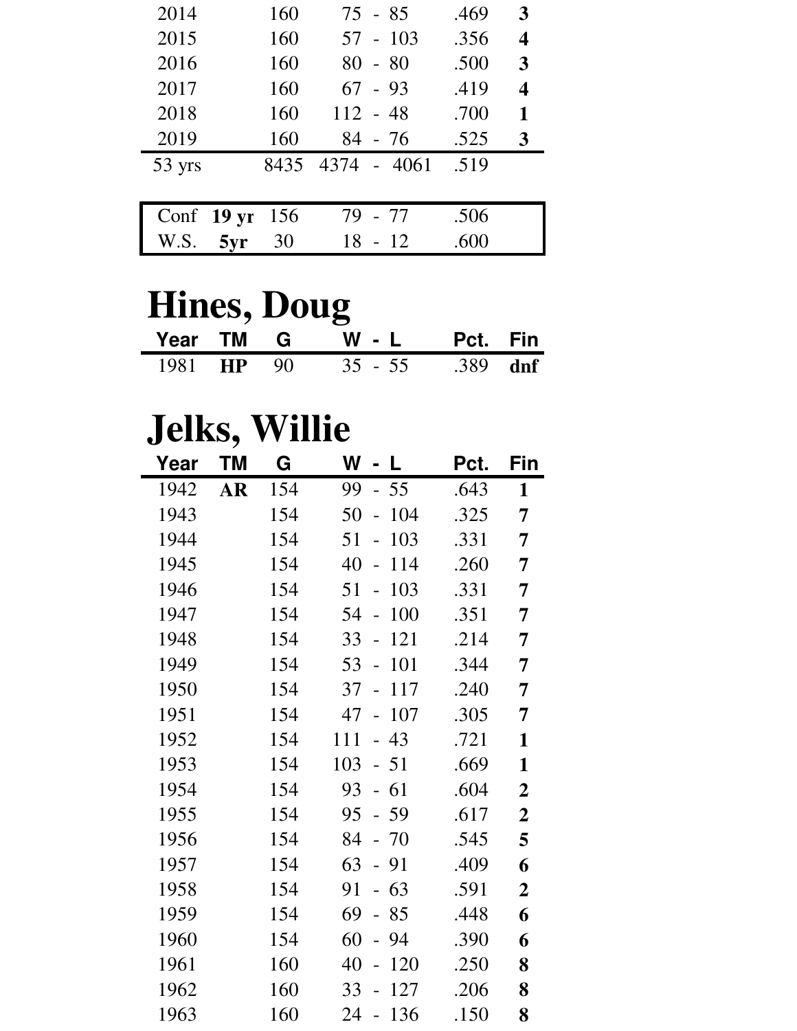| Year | TM | G | W - L | Pct. | Fin |
|---|---|---|---|---|---|
| 2014 | | 160 | 75 - 85 | .469 | **3** |
| 2015 | | 160 | 57 - 103 | .356 | **4** |
| 2016 | | 160 | 80 - 80 | .500 | **3** |
| 2017 | | 160 | 67 - 93 | .419 | **4** |
| 2018 | | 160 | 112 - 48 | .700 | **1** |
| 2019 | | 160 | 84 - 76 | .525 | **3** |
| 53 yrs | | 8435 | 4374 - 4061 | .519 | |

| | | G | W - L | Pct. |
|---|---|---|---|---|
| Conf | **19 yr** | 156 | 79 - 77 | .506 |
| W.S. | **5yr** | 30 | 18 - 12 | .600 |

# Hines, Doug

| Year | TM | G | W - L | Pct. | Fin |
|---|---|---|---|---|---|
| 1981 | **HP** | 90 | 35 - 55 | .389 | **dnf** |

# Jelks, Willie

| Year | TM | G | W - L | Pct. | Fin |
|---|---|---|---|---|---|
| 1942 | **AR** | 154 | 99 - 55 | .643 | **1** |
| 1943 | | 154 | 50 - 104 | .325 | **7** |
| 1944 | | 154 | 51 - 103 | .331 | **7** |
| 1945 | | 154 | 40 - 114 | .260 | **7** |
| 1946 | | 154 | 51 - 103 | .331 | **7** |
| 1947 | | 154 | 54 - 100 | .351 | **7** |
| 1948 | | 154 | 33 - 121 | .214 | **7** |
| 1949 | | 154 | 53 - 101 | .344 | **7** |
| 1950 | | 154 | 37 - 117 | .240 | **7** |
| 1951 | | 154 | 47 - 107 | .305 | **7** |
| 1952 | | 154 | 111 - 43 | .721 | **1** |
| 1953 | | 154 | 103 - 51 | .669 | **1** |
| 1954 | | 154 | 93 - 61 | .604 | **2** |
| 1955 | | 154 | 95 - 59 | .617 | **2** |
| 1956 | | 154 | 84 - 70 | .545 | **5** |
| 1957 | | 154 | 63 - 91 | .409 | **6** |
| 1958 | | 154 | 91 - 63 | .591 | **2** |
| 1959 | | 154 | 69 - 85 | .448 | **6** |
| 1960 | | 154 | 60 - 94 | .390 | **6** |
| 1961 | | 160 | 40 - 120 | .250 | **8** |
| 1962 | | 160 | 33 - 127 | .206 | **8** |
| 1963 | | 160 | 24 - 136 | .150 | **8** |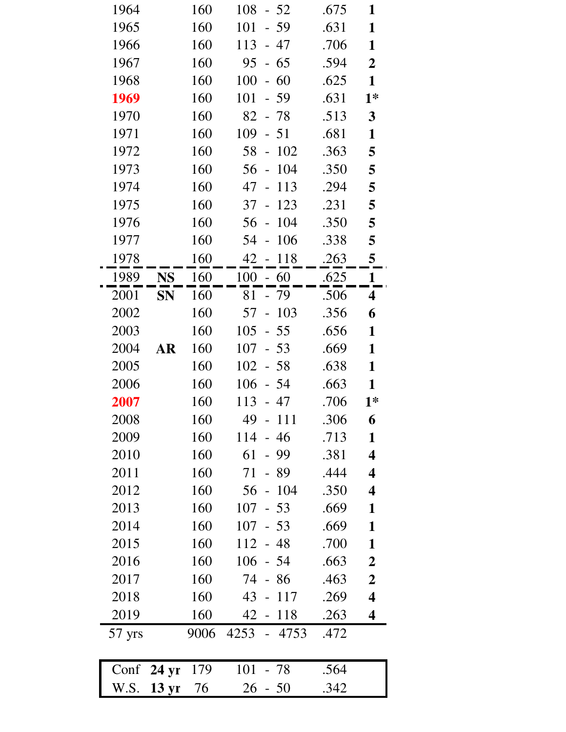| | | | | | |
|---|---|---|---|---|---|
| 1964 | | 160 | 108 - 52 | .675 | **1** |
| 1965 | | 160 | 101 - 59 | .631 | **1** |
| 1966 | | 160 | 113 - 47 | .706 | **1** |
| 1967 | | 160 | 95 - 65 | .594 | **2** |
| 1968 | | 160 | 100 - 60 | .625 | **1** |
| **1969** | | 160 | 101 - 59 | .631 | **1*** |
| 1970 | | 160 | 82 - 78 | .513 | **3** |
| 1971 | | 160 | 109 - 51 | .681 | **1** |
| 1972 | | 160 | 58 - 102 | .363 | **5** |
| 1973 | | 160 | 56 - 104 | .350 | **5** |
| 1974 | | 160 | 47 - 113 | .294 | **5** |
| 1975 | | 160 | 37 - 123 | .231 | **5** |
| 1976 | | 160 | 56 - 104 | .350 | **5** |
| 1977 | | 160 | 54 - 106 | .338 | **5** |
| 1978 | | 160 | 42 - 118 | .263 | **5** |
| 1989 | **NS** | 160 | 100 - 60 | .625 | **1** |
| 2001 | **SN** | 160 | 81 - 79 | .506 | **4** |
| 2002 | | 160 | 57 - 103 | .356 | **6** |
| 2003 | | 160 | 105 - 55 | .656 | **1** |
| 2004 | **AR** | 160 | 107 - 53 | .669 | **1** |
| 2005 | | 160 | 102 - 58 | .638 | **1** |
| 2006 | | 160 | 106 - 54 | .663 | **1** |
| **2007** | | 160 | 113 - 47 | .706 | **1*** |
| 2008 | | 160 | 49 - 111 | .306 | **6** |
| 2009 | | 160 | 114 - 46 | .713 | **1** |
| 2010 | | 160 | 61 - 99 | .381 | **4** |
| 2011 | | 160 | 71 - 89 | .444 | **4** |
| 2012 | | 160 | 56 - 104 | .350 | **4** |
| 2013 | | 160 | 107 - 53 | .669 | **1** |
| 2014 | | 160 | 107 - 53 | .669 | **1** |
| 2015 | | 160 | 112 - 48 | .700 | **1** |
| 2016 | | 160 | 106 - 54 | .663 | **2** |
| 2017 | | 160 | 74 - 86 | .463 | **2** |
| 2018 | | 160 | 43 - 117 | .269 | **4** |
| 2019 | | 160 | 42 - 118 | .263 | **4** |
| 57 yrs | | 9006 | 4253 - 4753 | .472 | |

| | | | | |
|---|---|---|---|---|
| Conf | **24 yr** | 179 | 101 - 78 | .564 |
| W.S. | **13 yr** | 76 | 26 - 50 | .342 |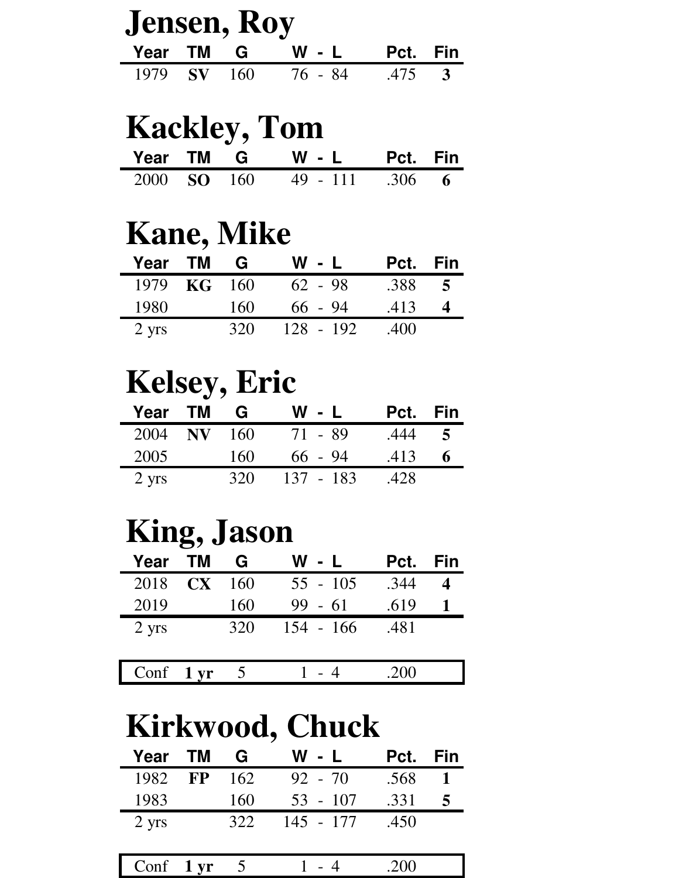# Jensen, Roy

| Year | TM | G | W - L | Pct. | Fin |
|---|---|---|---|---|---|
| 1979 | **SV** | 160 | 76 - 84 | .475 | **3** |

# Kackley, Tom

| Year | TM | G | W - L | Pct. | Fin |
|---|---|---|---|---|---|
| 2000 | **SO** | 160 | 49 - 111 | .306 | **6** |

# Kane, Mike

| Year | TM | G | W - L | Pct. | Fin |
|---|---|---|---|---|---|
| 1979 | **KG** | 160 | 62 - 98 | .388 | **5** |
| 1980 | | 160 | 66 - 94 | .413 | **4** |
| 2 yrs | | 320 | 128 - 192 | .400 | |

# Kelsey, Eric

| Year | TM | G | W - L | Pct. | Fin |
|---|---|---|---|---|---|
| 2004 | **NV** | 160 | 71 - 89 | .444 | **5** |
| 2005 | | 160 | 66 - 94 | .413 | **6** |
| 2 yrs | | 320 | 137 - 183 | .428 | |

# King, Jason

| Year | TM | G | W - L | Pct. | Fin |
|---|---|---|---|---|---|
| 2018 | **CX** | 160 | 55 - 105 | .344 | **4** |
| 2019 | | 160 | 99 - 61 | .619 | **1** |
| 2 yrs | | 320 | 154 - 166 | .481 | |

| Conf | **1 yr** | 5 | 1 - 4 | .200 | |
|---|---|---|---|---|---|

# Kirkwood, Chuck

| Year | TM | G | W - L | Pct. | Fin |
|---|---|---|---|---|---|
| 1982 | **FP** | 162 | 92 - 70 | .568 | **1** |
| 1983 | | 160 | 53 - 107 | .331 | **5** |
| 2 yrs | | 322 | 145 - 177 | .450 | |

| Conf | **1 yr** | 5 | 1 - 4 | .200 | |
|---|---|---|---|---|---|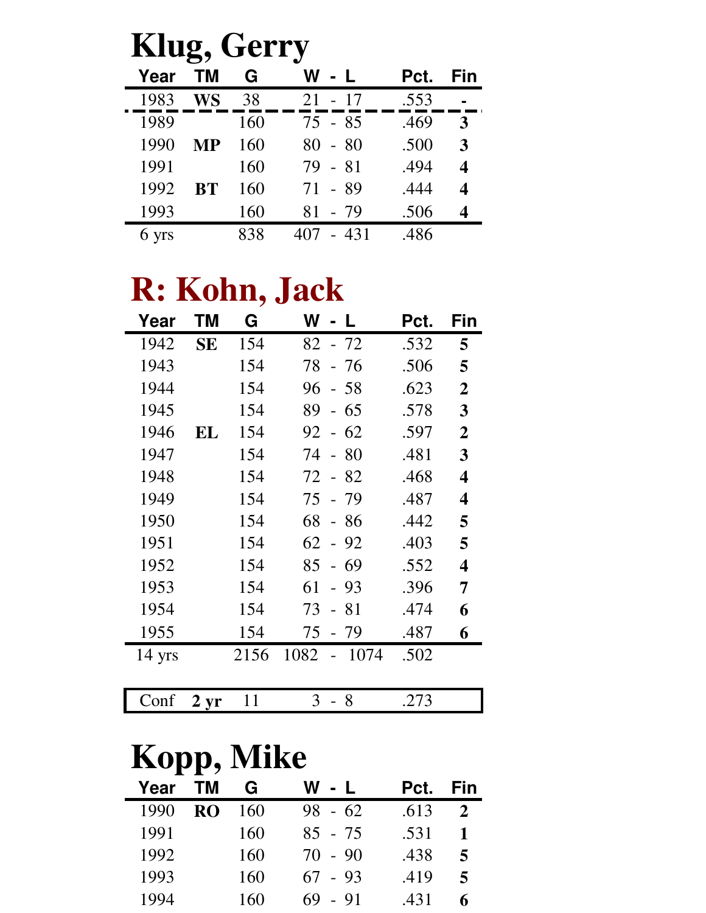# Klug, Gerry

| Year | TM | G | W - L | Pct. | Fin |
|---|---|---|---|---|---|
| 1983 | **WS** | 38 | 21 - 17 | .553 | **-** |
| 1989 | | 160 | 75 - 85 | .469 | **3** |
| 1990 | **MP** | 160 | 80 - 80 | .500 | **3** |
| 1991 | | 160 | 79 - 81 | .494 | **4** |
| 1992 | **BT** | 160 | 71 - 89 | .444 | **4** |
| 1993 | | 160 | 81 - 79 | .506 | **4** |
| 6 yrs | | 838 | 407 - 431 | .486 | |

# R: Kohn, Jack

| Year | TM | G | W - L | Pct. | Fin |
|---|---|---|---|---|---|
| 1942 | **SE** | 154 | 82 - 72 | .532 | **5** |
| 1943 | | 154 | 78 - 76 | .506 | **5** |
| 1944 | | 154 | 96 - 58 | .623 | **2** |
| 1945 | | 154 | 89 - 65 | .578 | **3** |
| 1946 | **EL** | 154 | 92 - 62 | .597 | **2** |
| 1947 | | 154 | 74 - 80 | .481 | **3** |
| 1948 | | 154 | 72 - 82 | .468 | **4** |
| 1949 | | 154 | 75 - 79 | .487 | **4** |
| 1950 | | 154 | 68 - 86 | .442 | **5** |
| 1951 | | 154 | 62 - 92 | .403 | **5** |
| 1952 | | 154 | 85 - 69 | .552 | **4** |
| 1953 | | 154 | 61 - 93 | .396 | **7** |
| 1954 | | 154 | 73 - 81 | .474 | **6** |
| 1955 | | 154 | 75 - 79 | .487 | **6** |
| 14 yrs | | 2156 | 1082 - 1074 | .502 | |

| Conf | **2 yr** | 11 | 3 - 8 | .273 | |
|---|---|---|---|---|---|

# Kopp, Mike

| Year | TM | G | W - L | Pct. | Fin |
|---|---|---|---|---|---|
| 1990 | **RO** | 160 | 98 - 62 | .613 | **2** |
| 1991 | | 160 | 85 - 75 | .531 | **1** |
| 1992 | | 160 | 70 - 90 | .438 | **5** |
| 1993 | | 160 | 67 - 93 | .419 | **5** |
| 1994 | | 160 | 69 - 91 | .431 | **6** |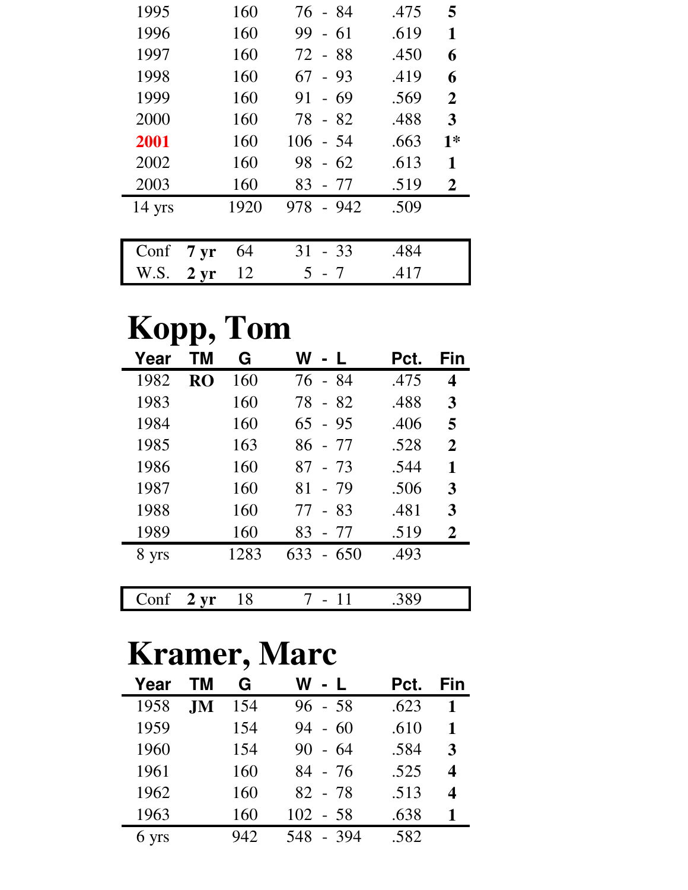| Year | TM | G | W - L | Pct. | Fin |
|---|---|---|---|---|---|
| 1995 | | 160 | 76 - 84 | .475 | **5** |
| 1996 | | 160 | 99 - 61 | .619 | **1** |
| 1997 | | 160 | 72 - 88 | .450 | **6** |
| 1998 | | 160 | 67 - 93 | .419 | **6** |
| 1999 | | 160 | 91 - 69 | .569 | **2** |
| 2000 | | 160 | 78 - 82 | .488 | **3** |
| **2001** | | 160 | 106 - 54 | .663 | **1*** |
| 2002 | | 160 | 98 - 62 | .613 | **1** |
| 2003 | | 160 | 83 - 77 | .519 | **2** |
| 14 yrs | | 1920 | 978 - 942 | .509 | |

| | | G | W - L | Pct. |
|---|---|---|---|---|
| Conf | **7 yr** | 64 | 31 - 33 | .484 |
| W.S. | **2 yr** | 12 | 5 - 7 | .417 |

# Kopp, Tom

| Year | TM | G | W - L | Pct. | Fin |
|---|---|---|---|---|---|
| 1982 | **RO** | 160 | 76 - 84 | .475 | **4** |
| 1983 | | 160 | 78 - 82 | .488 | **3** |
| 1984 | | 160 | 65 - 95 | .406 | **5** |
| 1985 | | 163 | 86 - 77 | .528 | **2** |
| 1986 | | 160 | 87 - 73 | .544 | **1** |
| 1987 | | 160 | 81 - 79 | .506 | **3** |
| 1988 | | 160 | 77 - 83 | .481 | **3** |
| 1989 | | 160 | 83 - 77 | .519 | **2** |
| 8 yrs | | 1283 | 633 - 650 | .493 | |

| | | G | W - L | Pct. |
|---|---|---|---|---|
| Conf | **2 yr** | 18 | 7 - 11 | .389 |

# Kramer, Marc

| Year | TM | G | W - L | Pct. | Fin |
|---|---|---|---|---|---|
| 1958 | **JM** | 154 | 96 - 58 | .623 | **1** |
| 1959 | | 154 | 94 - 60 | .610 | **1** |
| 1960 | | 154 | 90 - 64 | .584 | **3** |
| 1961 | | 160 | 84 - 76 | .525 | **4** |
| 1962 | | 160 | 82 - 78 | .513 | **4** |
| 1963 | | 160 | 102 - 58 | .638 | **1** |
| 6 yrs | | 942 | 548 - 394 | .582 | |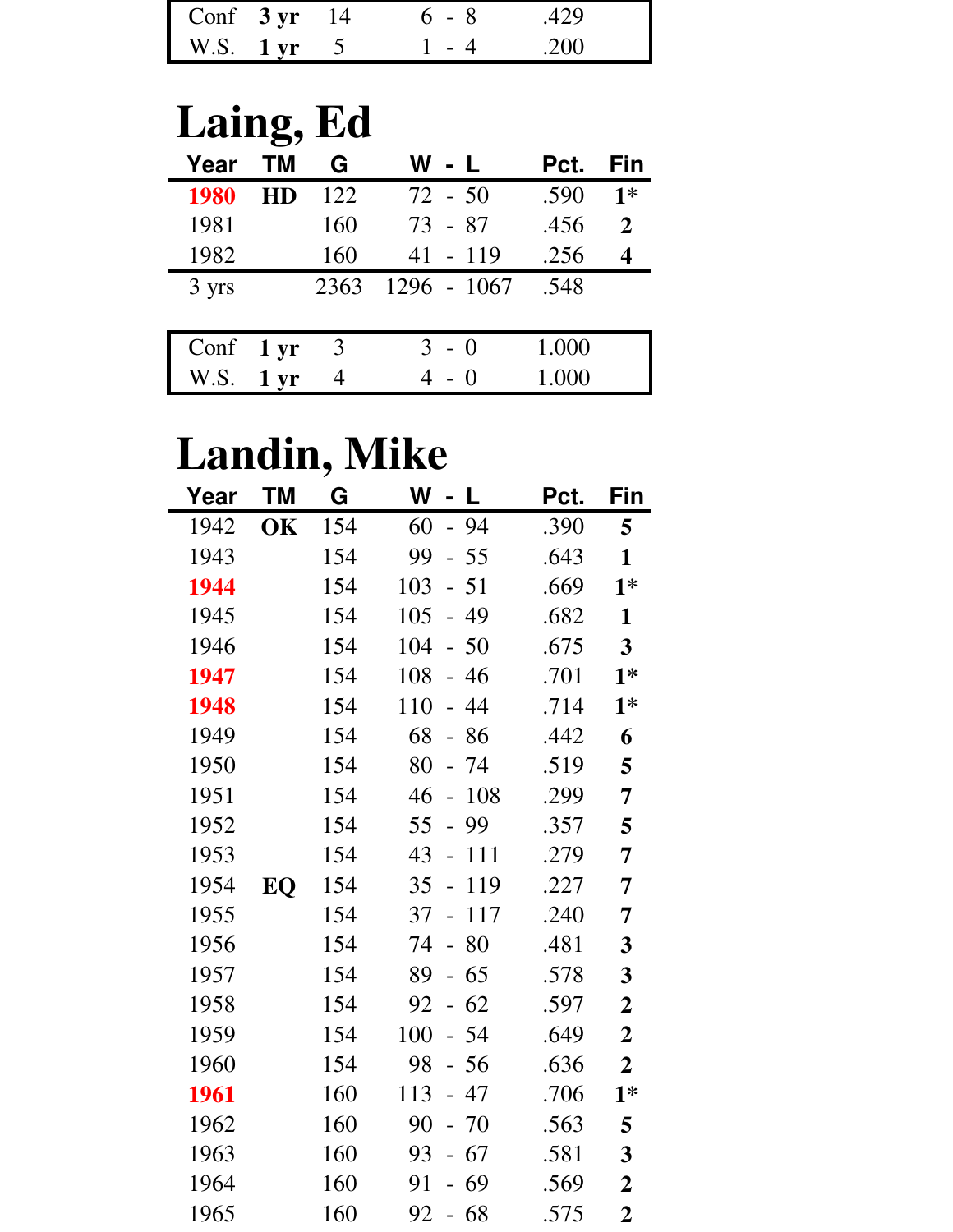| | | | | |
|---|---|---|---|---|
| Conf | **3 yr** | 14 | 6 - 8 | .429 |
| W.S. | **1 yr** | 5 | 1 - 4 | .200 |

# Laing, Ed

| Year | TM | G | W - L | Pct. | Fin |
|---|---|---|---|---|---|
| 1980 | **HD** | 122 | 72 - 50 | .590 | **1*** |
| 1981 | | 160 | 73 - 87 | .456 | **2** |
| 1982 | | 160 | 41 - 119 | .256 | **4** |
| 3 yrs | | 2363 | 1296 - 1067 | .548 | |

| | | | | |
|---|---|---|---|---|
| Conf | **1 yr** | 3 | 3 - 0 | 1.000 |
| W.S. | **1 yr** | 4 | 4 - 0 | 1.000 |

# Landin, Mike

| Year | TM | G | W - L | Pct. | Fin |
|---|---|---|---|---|---|
| 1942 | **OK** | 154 | 60 - 94 | .390 | **5** |
| 1943 | | 154 | 99 - 55 | .643 | **1** |
| 1944 | | 154 | 103 - 51 | .669 | **1*** |
| 1945 | | 154 | 105 - 49 | .682 | **1** |
| 1946 | | 154 | 104 - 50 | .675 | **3** |
| 1947 | | 154 | 108 - 46 | .701 | **1*** |
| 1948 | | 154 | 110 - 44 | .714 | **1*** |
| 1949 | | 154 | 68 - 86 | .442 | **6** |
| 1950 | | 154 | 80 - 74 | .519 | **5** |
| 1951 | | 154 | 46 - 108 | .299 | **7** |
| 1952 | | 154 | 55 - 99 | .357 | **5** |
| 1953 | | 154 | 43 - 111 | .279 | **7** |
| 1954 | **EQ** | 154 | 35 - 119 | .227 | **7** |
| 1955 | | 154 | 37 - 117 | .240 | **7** |
| 1956 | | 154 | 74 - 80 | .481 | **3** |
| 1957 | | 154 | 89 - 65 | .578 | **3** |
| 1958 | | 154 | 92 - 62 | .597 | **2** |
| 1959 | | 154 | 100 - 54 | .649 | **2** |
| 1960 | | 154 | 98 - 56 | .636 | **2** |
| 1961 | | 160 | 113 - 47 | .706 | **1*** |
| 1962 | | 160 | 90 - 70 | .563 | **5** |
| 1963 | | 160 | 93 - 67 | .581 | **3** |
| 1964 | | 160 | 91 - 69 | .569 | **2** |
| 1965 | | 160 | 92 - 68 | .575 | **2** |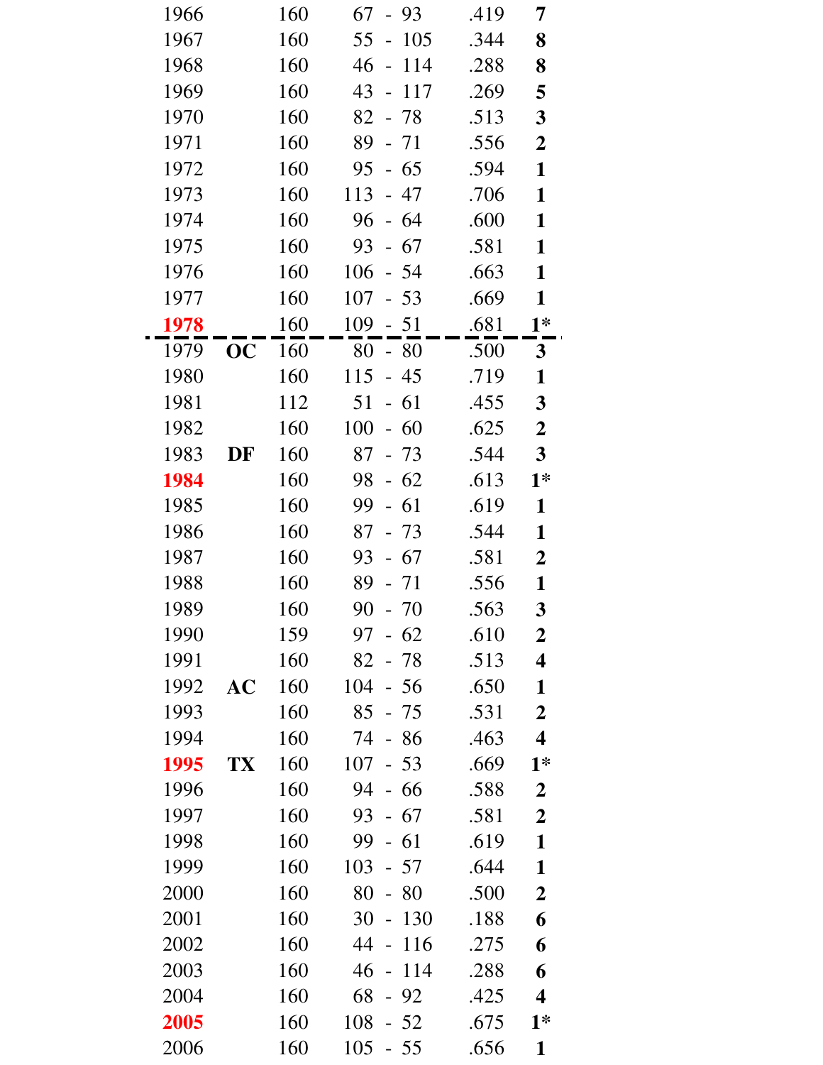| | | | | | |
|---|---|---|---|---|---|
| 1966 | | 160 | 67 - 93 | .419 | **7** |
| 1967 | | 160 | 55 - 105 | .344 | **8** |
| 1968 | | 160 | 46 - 114 | .288 | **8** |
| 1969 | | 160 | 43 - 117 | .269 | **5** |
| 1970 | | 160 | 82 - 78 | .513 | **3** |
| 1971 | | 160 | 89 - 71 | .556 | **2** |
| 1972 | | 160 | 95 - 65 | .594 | **1** |
| 1973 | | 160 | 113 - 47 | .706 | **1** |
| 1974 | | 160 | 96 - 64 | .600 | **1** |
| 1975 | | 160 | 93 - 67 | .581 | **1** |
| 1976 | | 160 | 106 - 54 | .663 | **1** |
| 1977 | | 160 | 107 - 53 | .669 | **1** |
| **1978** | | 160 | 109 - 51 | .681 | **1*** |
| 1979 | **OC** | 160 | 80 - 80 | .500 | **3** |
| 1980 | | 160 | 115 - 45 | .719 | **1** |
| 1981 | | 112 | 51 - 61 | .455 | **3** |
| 1982 | | 160 | 100 - 60 | .625 | **2** |
| 1983 | **DF** | 160 | 87 - 73 | .544 | **3** |
| **1984** | | 160 | 98 - 62 | .613 | **1*** |
| 1985 | | 160 | 99 - 61 | .619 | **1** |
| 1986 | | 160 | 87 - 73 | .544 | **1** |
| 1987 | | 160 | 93 - 67 | .581 | **2** |
| 1988 | | 160 | 89 - 71 | .556 | **1** |
| 1989 | | 160 | 90 - 70 | .563 | **3** |
| 1990 | | 159 | 97 - 62 | .610 | **2** |
| 1991 | | 160 | 82 - 78 | .513 | **4** |
| 1992 | **AC** | 160 | 104 - 56 | .650 | **1** |
| 1993 | | 160 | 85 - 75 | .531 | **2** |
| 1994 | | 160 | 74 - 86 | .463 | **4** |
| **1995** | **TX** | 160 | 107 - 53 | .669 | **1*** |
| 1996 | | 160 | 94 - 66 | .588 | **2** |
| 1997 | | 160 | 93 - 67 | .581 | **2** |
| 1998 | | 160 | 99 - 61 | .619 | **1** |
| 1999 | | 160 | 103 - 57 | .644 | **1** |
| 2000 | | 160 | 80 - 80 | .500 | **2** |
| 2001 | | 160 | 30 - 130 | .188 | **6** |
| 2002 | | 160 | 44 - 116 | .275 | **6** |
| 2003 | | 160 | 46 - 114 | .288 | **6** |
| 2004 | | 160 | 68 - 92 | .425 | **4** |
| **2005** | | 160 | 108 - 52 | .675 | **1*** |
| 2006 | | 160 | 105 - 55 | .656 | **1** |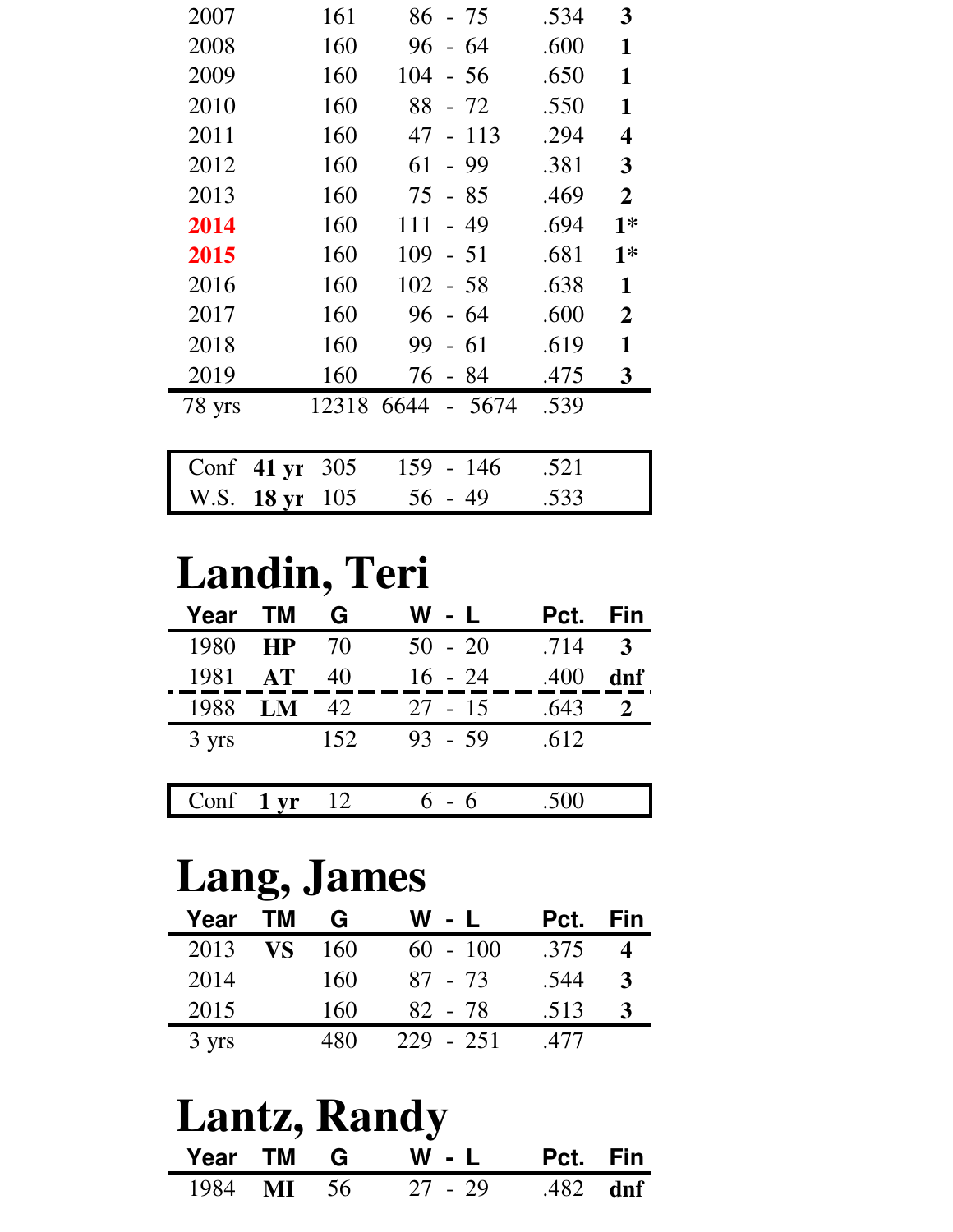| Year | TM | G | W - L | Pct. | Fin |
|---|---|---|---|---|---|
| 2007 | | 161 | 86 - 75 | .534 | **3** |
| 2008 | | 160 | 96 - 64 | .600 | **1** |
| 2009 | | 160 | 104 - 56 | .650 | **1** |
| 2010 | | 160 | 88 - 72 | .550 | **1** |
| 2011 | | 160 | 47 - 113 | .294 | **4** |
| 2012 | | 160 | 61 - 99 | .381 | **3** |
| 2013 | | 160 | 75 - 85 | .469 | **2** |
| **2014** | | 160 | 111 - 49 | .694 | **1*** |
| **2015** | | 160 | 109 - 51 | .681 | **1*** |
| 2016 | | 160 | 102 - 58 | .638 | **1** |
| 2017 | | 160 | 96 - 64 | .600 | **2** |
| 2018 | | 160 | 99 - 61 | .619 | **1** |
| 2019 | | 160 | 76 - 84 | .475 | **3** |
| 78 yrs | | 12318 | 6644 - 5674 | .539 | |

| | | G | W - L | Pct. |
|---|---|---|---|---|
| Conf | **41 yr** | 305 | 159 - 146 | .521 |
| W.S. | **18 yr** | 105 | 56 - 49 | .533 |

# Landin, Teri

| Year | TM | G | W - L | Pct. | Fin |
|---|---|---|---|---|---|
| 1980 | **HP** | 70 | 50 - 20 | .714 | **3** |
| 1981 | **AT** | 40 | 16 - 24 | .400 | **dnf** |
| 1988 | **LM** | 42 | 27 - 15 | .643 | **2** |
| 3 yrs | | 152 | 93 - 59 | .612 | |

| | | G | W - L | Pct. |
|---|---|---|---|---|
| Conf | **1 yr** | 12 | 6 - 6 | .500 |

# Lang, James

| Year | TM | G | W - L | Pct. | Fin |
|---|---|---|---|---|---|
| 2013 | **VS** | 160 | 60 - 100 | .375 | **4** |
| 2014 | | 160 | 87 - 73 | .544 | **3** |
| 2015 | | 160 | 82 - 78 | .513 | **3** |
| 3 yrs | | 480 | 229 - 251 | .477 | |

# Lantz, Randy

| Year | TM | G | W - L | Pct. | Fin |
|---|---|---|---|---|---|
| 1984 | **MI** | 56 | 27 - 29 | .482 | **dnf** |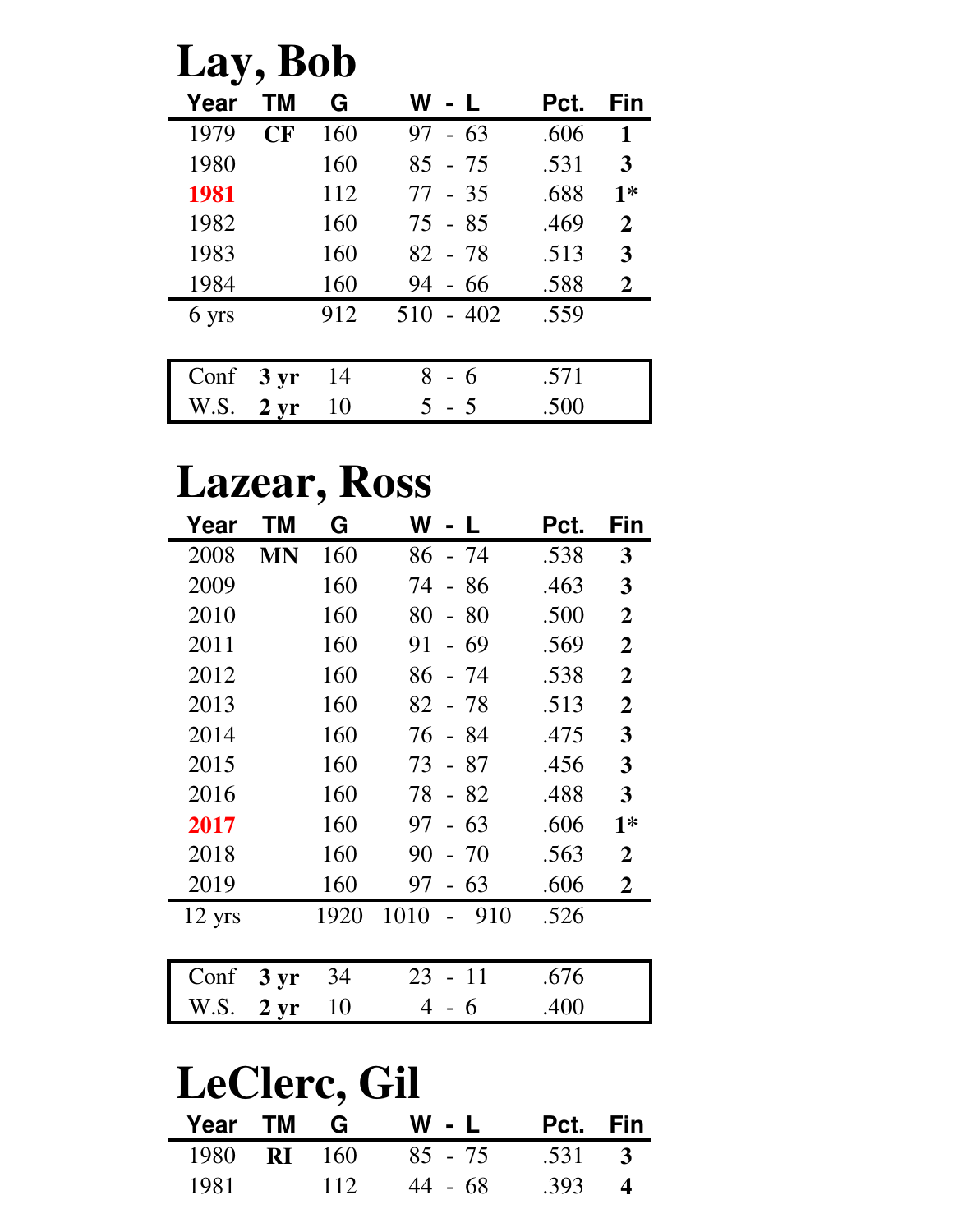# Lay, Bob

| Year | TM | G | W - L | Pct. | Fin |
|---|---|---|---|---|---|
| 1979 | **CF** | 160 | 97 - 63 | .606 | **1** |
| 1980 | | 160 | 85 - 75 | .531 | **3** |
| 1981 | | 112 | 77 - 35 | .688 | **1*** |
| 1982 | | 160 | 75 - 85 | .469 | **2** |
| 1983 | | 160 | 82 - 78 | .513 | **3** |
| 1984 | | 160 | 94 - 66 | .588 | **2** |
| 6 yrs | | 912 | 510 - 402 | .559 | |

| | | G | W - L | Pct. |
|---|---|---|---|---|
| Conf | **3 yr** | 14 | 8 - 6 | .571 |
| W.S. | **2 yr** | 10 | 5 - 5 | .500 |

# Lazear, Ross

| Year | TM | G | W - L | Pct. | Fin |
|---|---|---|---|---|---|
| 2008 | **MN** | 160 | 86 - 74 | .538 | **3** |
| 2009 | | 160 | 74 - 86 | .463 | **3** |
| 2010 | | 160 | 80 - 80 | .500 | **2** |
| 2011 | | 160 | 91 - 69 | .569 | **2** |
| 2012 | | 160 | 86 - 74 | .538 | **2** |
| 2013 | | 160 | 82 - 78 | .513 | **2** |
| 2014 | | 160 | 76 - 84 | .475 | **3** |
| 2015 | | 160 | 73 - 87 | .456 | **3** |
| 2016 | | 160 | 78 - 82 | .488 | **3** |
| 2017 | | 160 | 97 - 63 | .606 | **1*** |
| 2018 | | 160 | 90 - 70 | .563 | **2** |
| 2019 | | 160 | 97 - 63 | .606 | **2** |
| 12 yrs | | 1920 | 1010 - 910 | .526 | |

| | | G | W - L | Pct. |
|---|---|---|---|---|
| Conf | **3 yr** | 34 | 23 - 11 | .676 |
| W.S. | **2 yr** | 10 | 4 - 6 | .400 |

# LeClerc, Gil

| Year | TM | G | W - L | Pct. | Fin |
|---|---|---|---|---|---|
| 1980 | **RI** | 160 | 85 - 75 | .531 | **3** |
| 1981 | | 112 | 44 - 68 | .393 | **4** |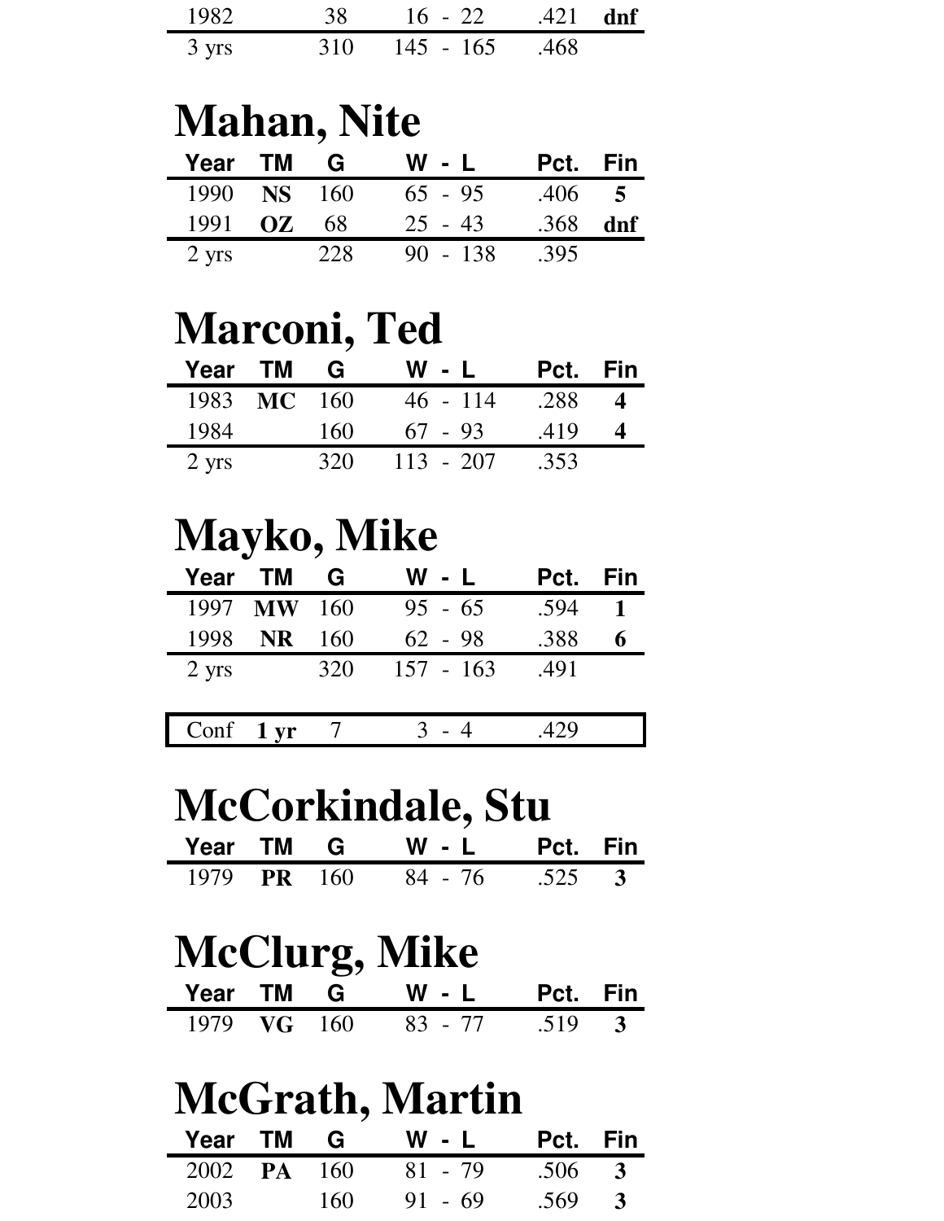| | | | | | |
|---|---|---|---|---|---|
| 1982 | | 38 | 16 - 22 | .421 | **dnf** |
| 3 yrs | | 310 | 145 - 165 | .468 | |

# Mahan, Nite

| Year | TM | G | W - L | Pct. | Fin |
|---|---|---|---|---|---|
| 1990 | **NS** | 160 | 65 - 95 | .406 | **5** |
| 1991 | **OZ** | 68 | 25 - 43 | .368 | **dnf** |
| 2 yrs | | 228 | 90 - 138 | .395 | |

# Marconi, Ted

| Year | TM | G | W - L | Pct. | Fin |
|---|---|---|---|---|---|
| 1983 | **MC** | 160 | 46 - 114 | .288 | **4** |
| 1984 | | 160 | 67 - 93 | .419 | **4** |
| 2 yrs | | 320 | 113 - 207 | .353 | |

# Mayko, Mike

| Year | TM | G | W - L | Pct. | Fin |
|---|---|---|---|---|---|
| 1997 | **MW** | 160 | 95 - 65 | .594 | **1** |
| 1998 | **NR** | 160 | 62 - 98 | .388 | **6** |
| 2 yrs | | 320 | 157 - 163 | .491 | |

| | | | | | |
|---|---|---|---|---|---|
| Conf | **1 yr** | 7 | 3 - 4 | .429 | |

# McCorkindale, Stu

| Year | TM | G | W - L | Pct. | Fin |
|---|---|---|---|---|---|
| 1979 | **PR** | 160 | 84 - 76 | .525 | **3** |

# McClurg, Mike

| Year | TM | G | W - L | Pct. | Fin |
|---|---|---|---|---|---|
| 1979 | **VG** | 160 | 83 - 77 | .519 | **3** |

# McGrath, Martin

| Year | TM | G | W - L | Pct. | Fin |
|---|---|---|---|---|---|
| 2002 | **PA** | 160 | 81 - 79 | .506 | **3** |
| 2003 | | 160 | 91 - 69 | .569 | **3** |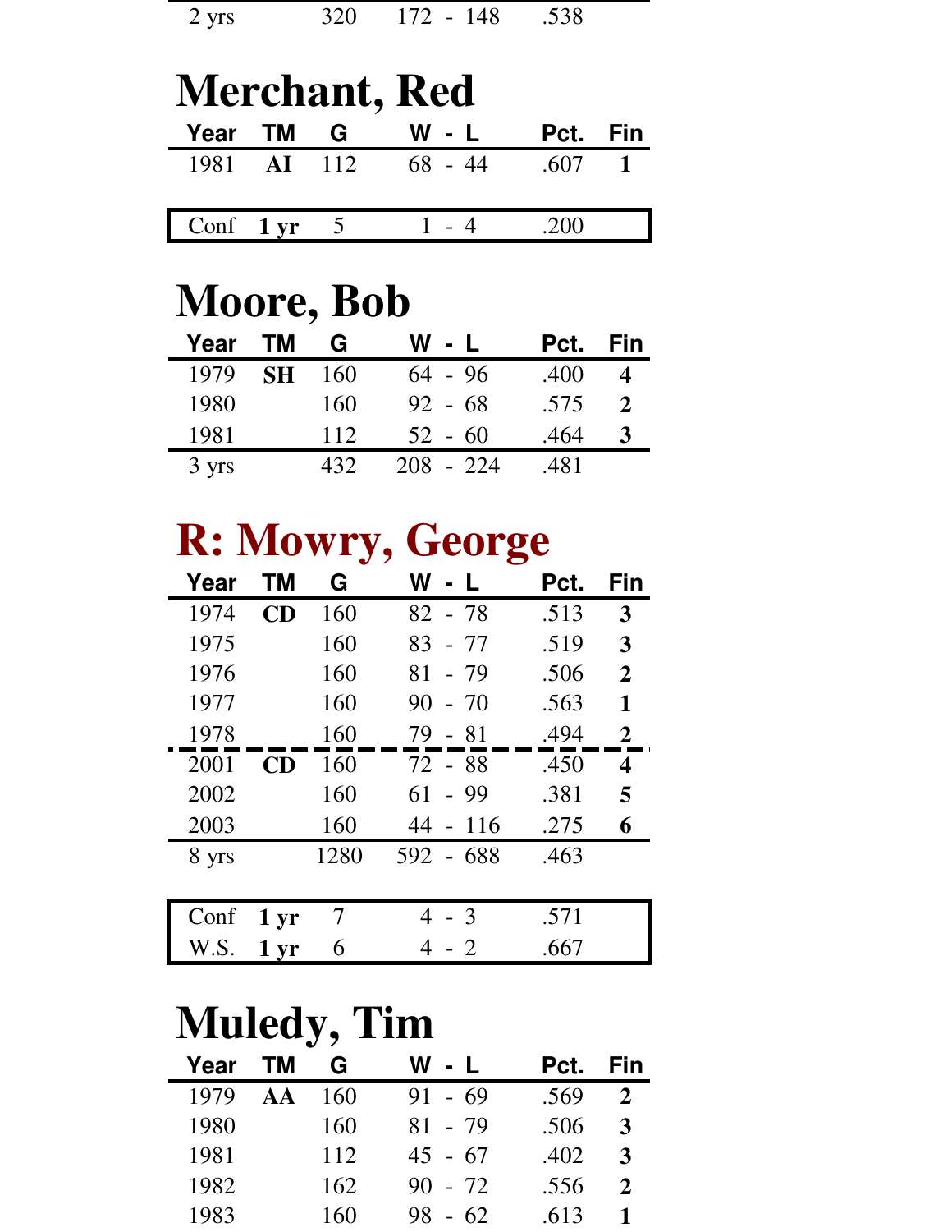| | | | | | |
|---|---|---|---|---|---|
| 2 yrs | | 320 | 172 - 148 | .538 | |

# Merchant, Red

| Year | TM | G | W - L | Pct. | Fin |
|---|---|---|---|---|---|
| 1981 | **AI** | 112 | 68 - 44 | .607 | **1** |

| | | | | |
|---|---|---|---|---|
| Conf | **1 yr** | 5 | 1 - 4 | .200 |

# Moore, Bob

| Year | TM | G | W - L | Pct. | Fin |
|---|---|---|---|---|---|
| 1979 | **SH** | 160 | 64 - 96 | .400 | **4** |
| 1980 | | 160 | 92 - 68 | .575 | **2** |
| 1981 | | 112 | 52 - 60 | .464 | **3** |
| 3 yrs | | 432 | 208 - 224 | .481 | |

# R: Mowry, George

| Year | TM | G | W - L | Pct. | Fin |
|---|---|---|---|---|---|
| 1974 | **CD** | 160 | 82 - 78 | .513 | **3** |
| 1975 | | 160 | 83 - 77 | .519 | **3** |
| 1976 | | 160 | 81 - 79 | .506 | **2** |
| 1977 | | 160 | 90 - 70 | .563 | **1** |
| 1978 | | 160 | 79 - 81 | .494 | **2** |
| 2001 | **CD** | 160 | 72 - 88 | .450 | **4** |
| 2002 | | 160 | 61 - 99 | .381 | **5** |
| 2003 | | 160 | 44 - 116 | .275 | **6** |
| 8 yrs | | 1280 | 592 - 688 | .463 | |

| | | | | |
|---|---|---|---|---|
| Conf | **1 yr** | 7 | 4 - 3 | .571 |
| W.S. | **1 yr** | 6 | 4 - 2 | .667 |

# Muledy, Tim

| Year | TM | G | W - L | Pct. | Fin |
|---|---|---|---|---|---|
| 1979 | **AA** | 160 | 91 - 69 | .569 | **2** |
| 1980 | | 160 | 81 - 79 | .506 | **3** |
| 1981 | | 112 | 45 - 67 | .402 | **3** |
| 1982 | | 162 | 90 - 72 | .556 | **2** |
| 1983 | | 160 | 98 - 62 | .613 | **1** |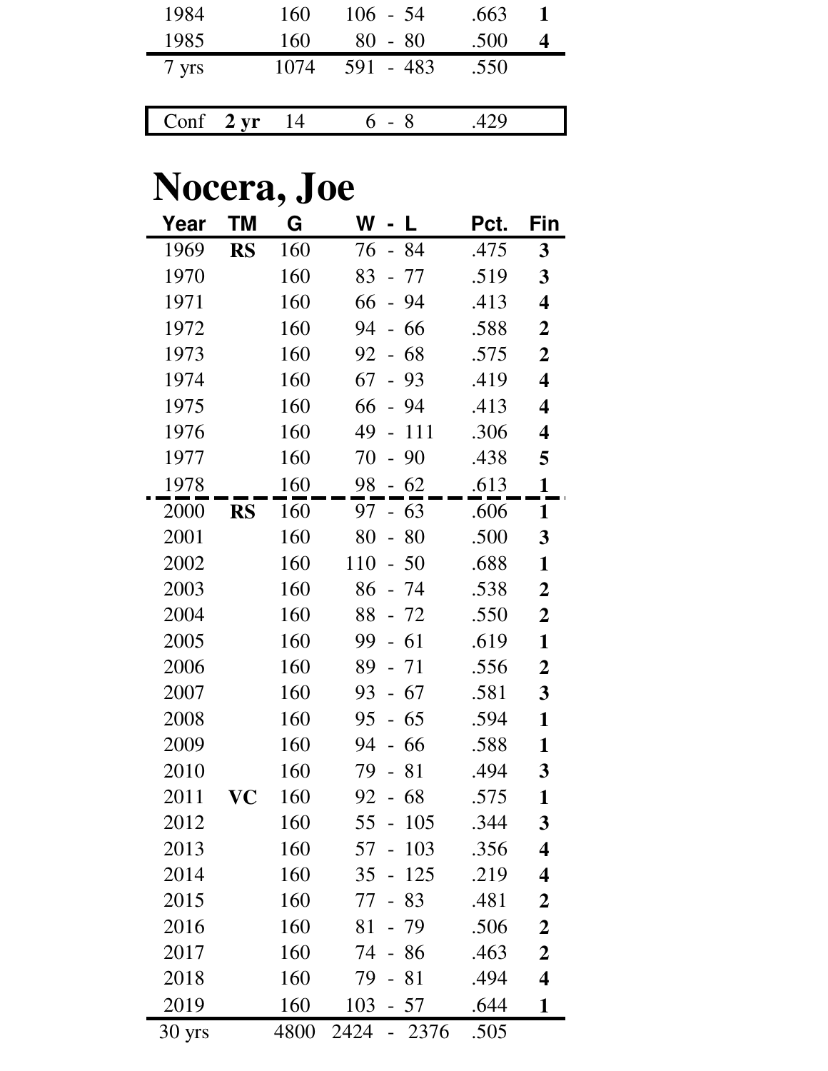| Year | TM | G | W - L | Pct. | Fin |
|---|---|---|---|---|---|
| 1984 | | 160 | 106 - 54 | .663 | **1** |
| 1985 | | 160 | 80 - 80 | .500 | **4** |
| 7 yrs | | 1074 | 591 - 483 | .550 | |

| Conf | **2 yr** | 14 | 6 - 8 | .429 |
|---|---|---|---|---|

# Nocera, Joe

| Year | TM | G | W - L | Pct. | Fin |
|---|---|---|---|---|---|
| 1969 | **RS** | 160 | 76 - 84 | .475 | **3** |
| 1970 | | 160 | 83 - 77 | .519 | **3** |
| 1971 | | 160 | 66 - 94 | .413 | **4** |
| 1972 | | 160 | 94 - 66 | .588 | **2** |
| 1973 | | 160 | 92 - 68 | .575 | **2** |
| 1974 | | 160 | 67 - 93 | .419 | **4** |
| 1975 | | 160 | 66 - 94 | .413 | **4** |
| 1976 | | 160 | 49 - 111 | .306 | **4** |
| 1977 | | 160 | 70 - 90 | .438 | **5** |
| 1978 | | 160 | 98 - 62 | .613 | **1** |
| 2000 | **RS** | 160 | 97 - 63 | .606 | **1** |
| 2001 | | 160 | 80 - 80 | .500 | **3** |
| 2002 | | 160 | 110 - 50 | .688 | **1** |
| 2003 | | 160 | 86 - 74 | .538 | **2** |
| 2004 | | 160 | 88 - 72 | .550 | **2** |
| 2005 | | 160 | 99 - 61 | .619 | **1** |
| 2006 | | 160 | 89 - 71 | .556 | **2** |
| 2007 | | 160 | 93 - 67 | .581 | **3** |
| 2008 | | 160 | 95 - 65 | .594 | **1** |
| 2009 | | 160 | 94 - 66 | .588 | **1** |
| 2010 | | 160 | 79 - 81 | .494 | **3** |
| 2011 | **VC** | 160 | 92 - 68 | .575 | **1** |
| 2012 | | 160 | 55 - 105 | .344 | **3** |
| 2013 | | 160 | 57 - 103 | .356 | **4** |
| 2014 | | 160 | 35 - 125 | .219 | **4** |
| 2015 | | 160 | 77 - 83 | .481 | **2** |
| 2016 | | 160 | 81 - 79 | .506 | **2** |
| 2017 | | 160 | 74 - 86 | .463 | **2** |
| 2018 | | 160 | 79 - 81 | .494 | **4** |
| 2019 | | 160 | 103 - 57 | .644 | **1** |
| 30 yrs | | 4800 | 2424 - 2376 | .505 | |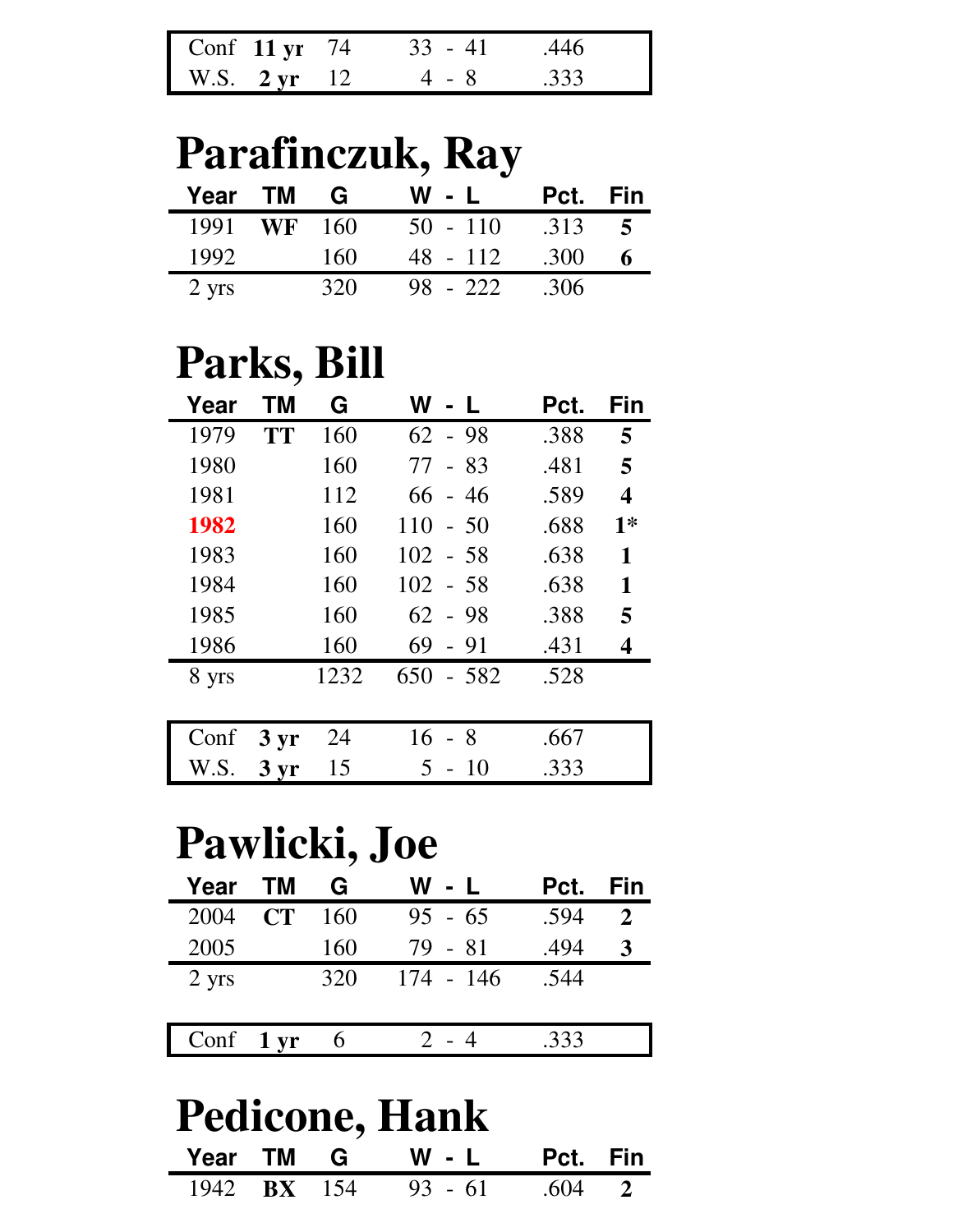| | | | | |
|---|---|---|---|---|
| Conf | **11 yr** | 74 | 33 - 41 | .446 |
| W.S. | **2 yr** | 12 | 4 - 8 | .333 |

# Parafinczuk, Ray

| Year | TM | G | W - L | Pct. | Fin |
|---|---|---|---|---|---|
| 1991 | **WF** | 160 | 50 - 110 | .313 | **5** |
| 1992 | | 160 | 48 - 112 | .300 | **6** |
| 2 yrs | | 320 | 98 - 222 | .306 | |

# Parks, Bill

| Year | TM | G | W - L | Pct. | Fin |
|---|---|---|---|---|---|
| 1979 | **TT** | 160 | 62 - 98 | .388 | **5** |
| 1980 | | 160 | 77 - 83 | .481 | **5** |
| 1981 | | 112 | 66 - 46 | .589 | **4** |
| 1982 | | 160 | 110 - 50 | .688 | **1*** |
| 1983 | | 160 | 102 - 58 | .638 | **1** |
| 1984 | | 160 | 102 - 58 | .638 | **1** |
| 1985 | | 160 | 62 - 98 | .388 | **5** |
| 1986 | | 160 | 69 - 91 | .431 | **4** |
| 8 yrs | | 1232 | 650 - 582 | .528 | |

| | | | | |
|---|---|---|---|---|
| Conf | **3 yr** | 24 | 16 - 8 | .667 |
| W.S. | **3 yr** | 15 | 5 - 10 | .333 |

# Pawlicki, Joe

| Year | TM | G | W - L | Pct. | Fin |
|---|---|---|---|---|---|
| 2004 | **CT** | 160 | 95 - 65 | .594 | **2** |
| 2005 | | 160 | 79 - 81 | .494 | **3** |
| 2 yrs | | 320 | 174 - 146 | .544 | |

| | | | | |
|---|---|---|---|---|
| Conf | **1 yr** | 6 | 2 - 4 | .333 |

# Pedicone, Hank

| Year | TM | G | W - L | Pct. | Fin |
|---|---|---|---|---|---|
| 1942 | **BX** | 154 | 93 - 61 | .604 | **2** |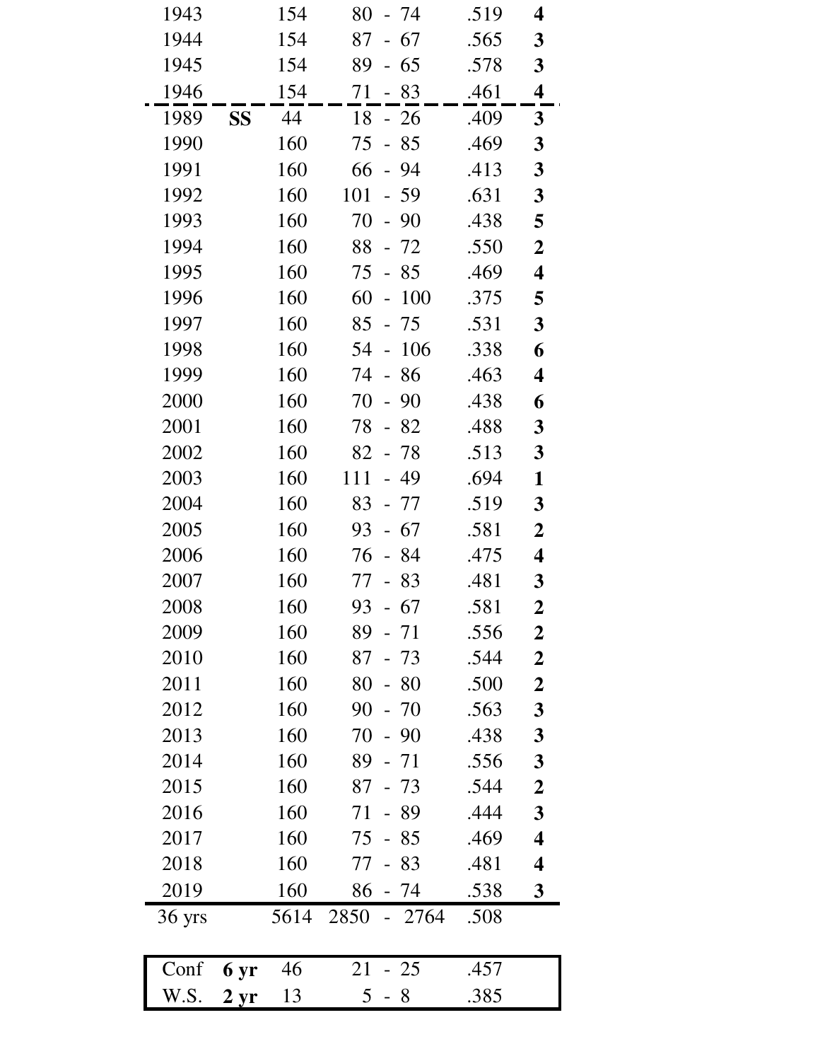| | | | | | |
|---|---|---|---|---|---|
| 1943 | | 154 | 80 - 74 | .519 | **4** |
| 1944 | | 154 | 87 - 67 | .565 | **3** |
| 1945 | | 154 | 89 - 65 | .578 | **3** |
| 1946 | | 154 | 71 - 83 | .461 | **4** |
| 1989 | **SS** | 44 | 18 - 26 | .409 | **3** |
| 1990 | | 160 | 75 - 85 | .469 | **3** |
| 1991 | | 160 | 66 - 94 | .413 | **3** |
| 1992 | | 160 | 101 - 59 | .631 | **3** |
| 1993 | | 160 | 70 - 90 | .438 | **5** |
| 1994 | | 160 | 88 - 72 | .550 | **2** |
| 1995 | | 160 | 75 - 85 | .469 | **4** |
| 1996 | | 160 | 60 - 100 | .375 | **5** |
| 1997 | | 160 | 85 - 75 | .531 | **3** |
| 1998 | | 160 | 54 - 106 | .338 | **6** |
| 1999 | | 160 | 74 - 86 | .463 | **4** |
| 2000 | | 160 | 70 - 90 | .438 | **6** |
| 2001 | | 160 | 78 - 82 | .488 | **3** |
| 2002 | | 160 | 82 - 78 | .513 | **3** |
| 2003 | | 160 | 111 - 49 | .694 | **1** |
| 2004 | | 160 | 83 - 77 | .519 | **3** |
| 2005 | | 160 | 93 - 67 | .581 | **2** |
| 2006 | | 160 | 76 - 84 | .475 | **4** |
| 2007 | | 160 | 77 - 83 | .481 | **3** |
| 2008 | | 160 | 93 - 67 | .581 | **2** |
| 2009 | | 160 | 89 - 71 | .556 | **2** |
| 2010 | | 160 | 87 - 73 | .544 | **2** |
| 2011 | | 160 | 80 - 80 | .500 | **2** |
| 2012 | | 160 | 90 - 70 | .563 | **3** |
| 2013 | | 160 | 70 - 90 | .438 | **3** |
| 2014 | | 160 | 89 - 71 | .556 | **3** |
| 2015 | | 160 | 87 - 73 | .544 | **2** |
| 2016 | | 160 | 71 - 89 | .444 | **3** |
| 2017 | | 160 | 75 - 85 | .469 | **4** |
| 2018 | | 160 | 77 - 83 | .481 | **4** |
| 2019 | | 160 | 86 - 74 | .538 | **3** |
| 36 yrs | | 5614 | 2850 - 2764 | .508 | |

| | | | | |
|---|---|---|---|---|
| Conf | **6 yr** | 46 | 21 - 25 | .457 |
| W.S. | **2 yr** | 13 | 5 - 8 | .385 |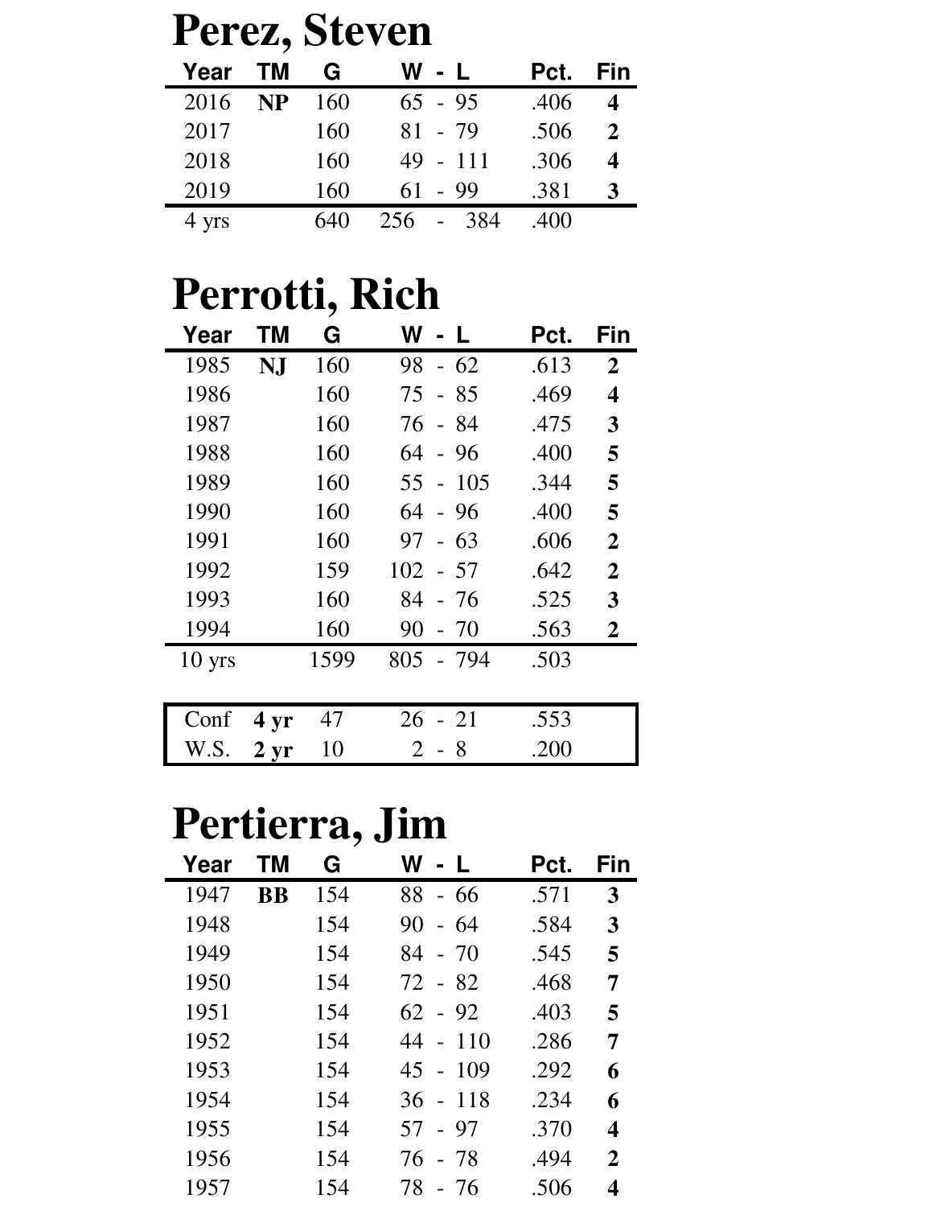# Perez, Steven

| Year | TM | G | W - L | Pct. | Fin |
|---|---|---|---|---|---|
| 2016 | **NP** | 160 | 65 - 95 | .406 | **4** |
| 2017 | | 160 | 81 - 79 | .506 | **2** |
| 2018 | | 160 | 49 - 111 | .306 | **4** |
| 2019 | | 160 | 61 - 99 | .381 | **3** |
| 4 yrs | | 640 | 256 - 384 | .400 | |

# Perrotti, Rich

| Year | TM | G | W - L | Pct. | Fin |
|---|---|---|---|---|---|
| 1985 | **NJ** | 160 | 98 - 62 | .613 | **2** |
| 1986 | | 160 | 75 - 85 | .469 | **4** |
| 1987 | | 160 | 76 - 84 | .475 | **3** |
| 1988 | | 160 | 64 - 96 | .400 | **5** |
| 1989 | | 160 | 55 - 105 | .344 | **5** |
| 1990 | | 160 | 64 - 96 | .400 | **5** |
| 1991 | | 160 | 97 - 63 | .606 | **2** |
| 1992 | | 159 | 102 - 57 | .642 | **2** |
| 1993 | | 160 | 84 - 76 | .525 | **3** |
| 1994 | | 160 | 90 - 70 | .563 | **2** |
| 10 yrs | | 1599 | 805 - 794 | .503 | |

| | | G | W - L | Pct. |
|---|---|---|---|---|
| Conf | **4 yr** | 47 | 26 - 21 | .553 |
| W.S. | **2 yr** | 10 | 2 - 8 | .200 |

# Pertierra, Jim

| Year | TM | G | W - L | Pct. | Fin |
|---|---|---|---|---|---|
| 1947 | **BB** | 154 | 88 - 66 | .571 | **3** |
| 1948 | | 154 | 90 - 64 | .584 | **3** |
| 1949 | | 154 | 84 - 70 | .545 | **5** |
| 1950 | | 154 | 72 - 82 | .468 | **7** |
| 1951 | | 154 | 62 - 92 | .403 | **5** |
| 1952 | | 154 | 44 - 110 | .286 | **7** |
| 1953 | | 154 | 45 - 109 | .292 | **6** |
| 1954 | | 154 | 36 - 118 | .234 | **6** |
| 1955 | | 154 | 57 - 97 | .370 | **4** |
| 1956 | | 154 | 76 - 78 | .494 | **2** |
| 1957 | | 154 | 78 - 76 | .506 | **4** |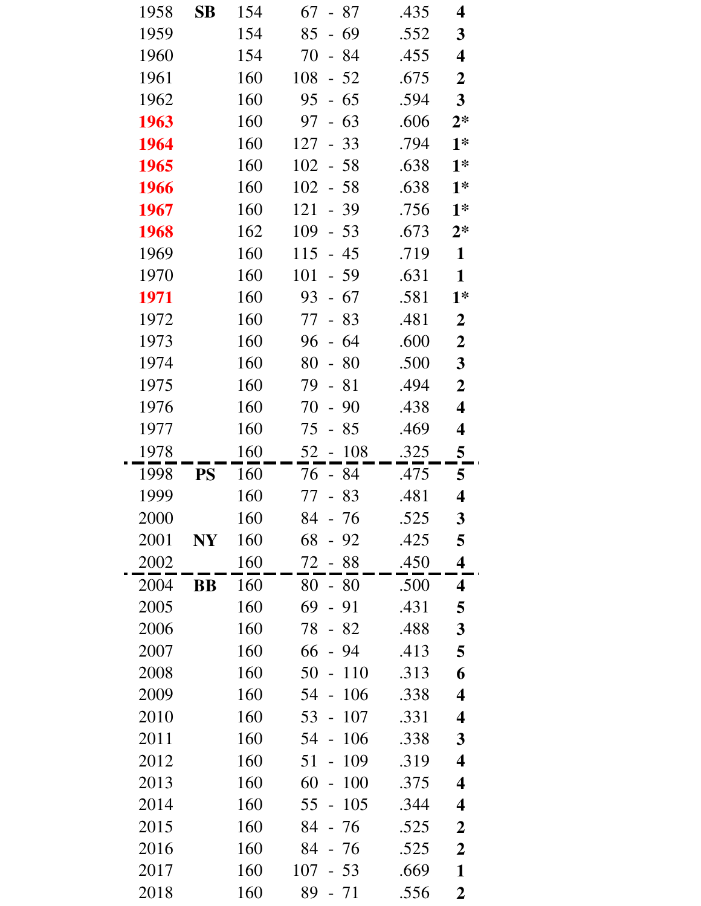| | | | | | |
|---|---|---|---|---|---|
| 1958 | **SB** | 154 | 67 - 87 | .435 | **4** |
| 1959 | | 154 | 85 - 69 | .552 | **3** |
| 1960 | | 154 | 70 - 84 | .455 | **4** |
| 1961 | | 160 | 108 - 52 | .675 | **2** |
| 1962 | | 160 | 95 - 65 | .594 | **3** |
| **1963** | | 160 | 97 - 63 | .606 | **2*** |
| **1964** | | 160 | 127 - 33 | .794 | **1*** |
| **1965** | | 160 | 102 - 58 | .638 | **1*** |
| **1966** | | 160 | 102 - 58 | .638 | **1*** |
| **1967** | | 160 | 121 - 39 | .756 | **1*** |
| **1968** | | 162 | 109 - 53 | .673 | **2*** |
| 1969 | | 160 | 115 - 45 | .719 | **1** |
| 1970 | | 160 | 101 - 59 | .631 | **1** |
| **1971** | | 160 | 93 - 67 | .581 | **1*** |
| 1972 | | 160 | 77 - 83 | .481 | **2** |
| 1973 | | 160 | 96 - 64 | .600 | **2** |
| 1974 | | 160 | 80 - 80 | .500 | **3** |
| 1975 | | 160 | 79 - 81 | .494 | **2** |
| 1976 | | 160 | 70 - 90 | .438 | **4** |
| 1977 | | 160 | 75 - 85 | .469 | **4** |
| 1978 | | 160 | 52 - 108 | .325 | **5** |
| 1998 | **PS** | 160 | 76 - 84 | .475 | **5** |
| 1999 | | 160 | 77 - 83 | .481 | **4** |
| 2000 | | 160 | 84 - 76 | .525 | **3** |
| 2001 | **NY** | 160 | 68 - 92 | .425 | **5** |
| 2002 | | 160 | 72 - 88 | .450 | **4** |
| 2004 | **BB** | 160 | 80 - 80 | .500 | **4** |
| 2005 | | 160 | 69 - 91 | .431 | **5** |
| 2006 | | 160 | 78 - 82 | .488 | **3** |
| 2007 | | 160 | 66 - 94 | .413 | **5** |
| 2008 | | 160 | 50 - 110 | .313 | **6** |
| 2009 | | 160 | 54 - 106 | .338 | **4** |
| 2010 | | 160 | 53 - 107 | .331 | **4** |
| 2011 | | 160 | 54 - 106 | .338 | **3** |
| 2012 | | 160 | 51 - 109 | .319 | **4** |
| 2013 | | 160 | 60 - 100 | .375 | **4** |
| 2014 | | 160 | 55 - 105 | .344 | **4** |
| 2015 | | 160 | 84 - 76 | .525 | **2** |
| 2016 | | 160 | 84 - 76 | .525 | **2** |
| 2017 | | 160 | 107 - 53 | .669 | **1** |
| 2018 | | 160 | 89 - 71 | .556 | **2** |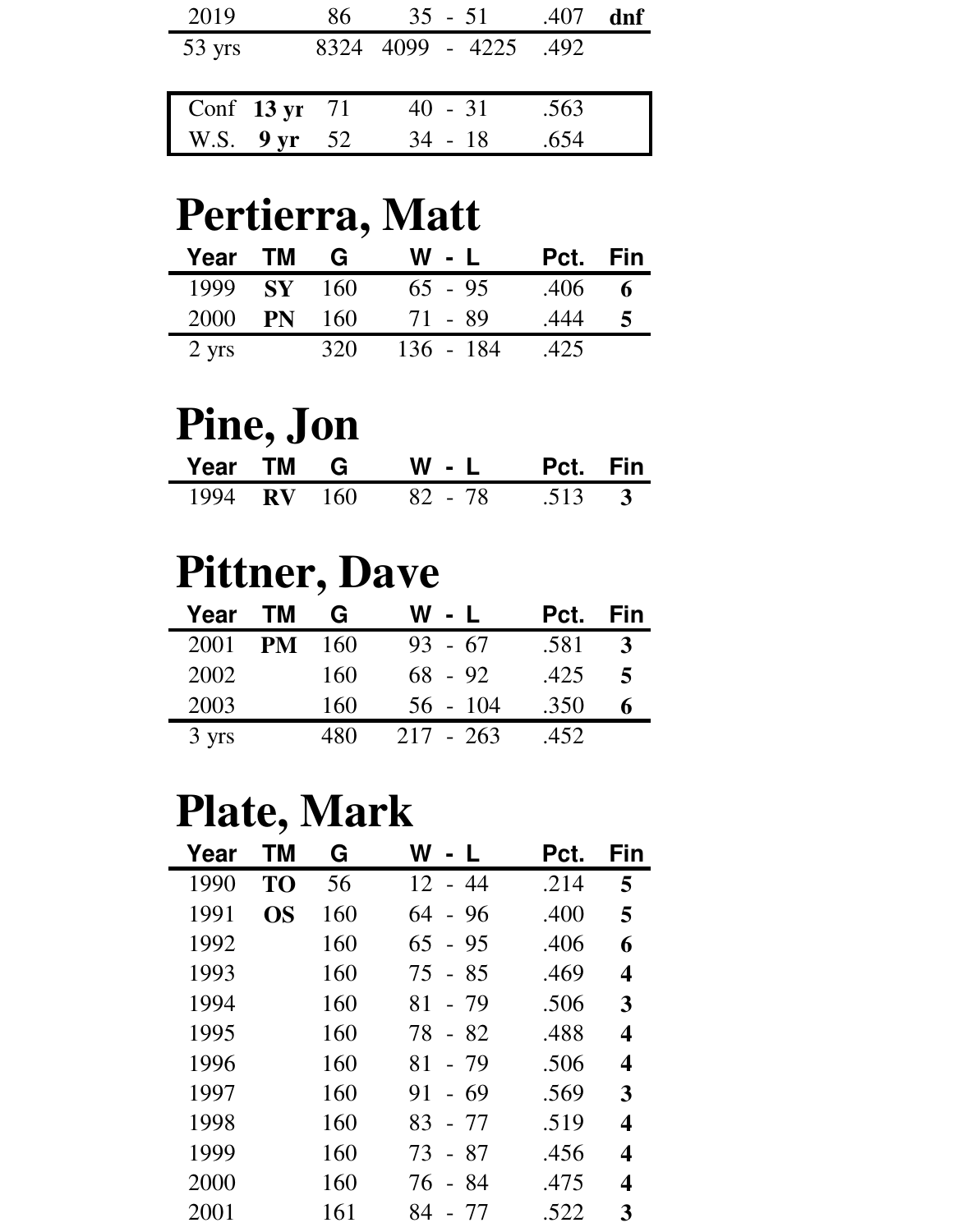| | | | | | |
|---|---|---|---|---|---|
| 2019 | | 86 | 35 - 51 | .407 | **dnf** |
| 53 yrs | | 8324 | 4099 - 4225 | .492 | |

| | | | | |
|---|---|---|---|---|
| Conf | **13 yr** | 71 | 40 - 31 | .563 |
| W.S. | **9 yr** | 52 | 34 - 18 | .654 |

# Pertierra, Matt

| Year | TM | G | W - L | Pct. | Fin |
|---|---|---|---|---|---|
| 1999 | **SY** | 160 | 65 - 95 | .406 | **6** |
| 2000 | **PN** | 160 | 71 - 89 | .444 | **5** |
| 2 yrs | | 320 | 136 - 184 | .425 | |

# Pine, Jon

| Year | TM | G | W - L | Pct. | Fin |
|---|---|---|---|---|---|
| 1994 | **RV** | 160 | 82 - 78 | .513 | **3** |

# Pittner, Dave

| Year | TM | G | W - L | Pct. | Fin |
|---|---|---|---|---|---|
| 2001 | **PM** | 160 | 93 - 67 | .581 | **3** |
| 2002 | | 160 | 68 - 92 | .425 | **5** |
| 2003 | | 160 | 56 - 104 | .350 | **6** |
| 3 yrs | | 480 | 217 - 263 | .452 | |

# Plate, Mark

| Year | TM | G | W - L | Pct. | Fin |
|---|---|---|---|---|---|
| 1990 | **TO** | 56 | 12 - 44 | .214 | **5** |
| 1991 | **OS** | 160 | 64 - 96 | .400 | **5** |
| 1992 | | 160 | 65 - 95 | .406 | **6** |
| 1993 | | 160 | 75 - 85 | .469 | **4** |
| 1994 | | 160 | 81 - 79 | .506 | **3** |
| 1995 | | 160 | 78 - 82 | .488 | **4** |
| 1996 | | 160 | 81 - 79 | .506 | **4** |
| 1997 | | 160 | 91 - 69 | .569 | **3** |
| 1998 | | 160 | 83 - 77 | .519 | **4** |
| 1999 | | 160 | 73 - 87 | .456 | **4** |
| 2000 | | 160 | 76 - 84 | .475 | **4** |
| 2001 | | 161 | 84 - 77 | .522 | **3** |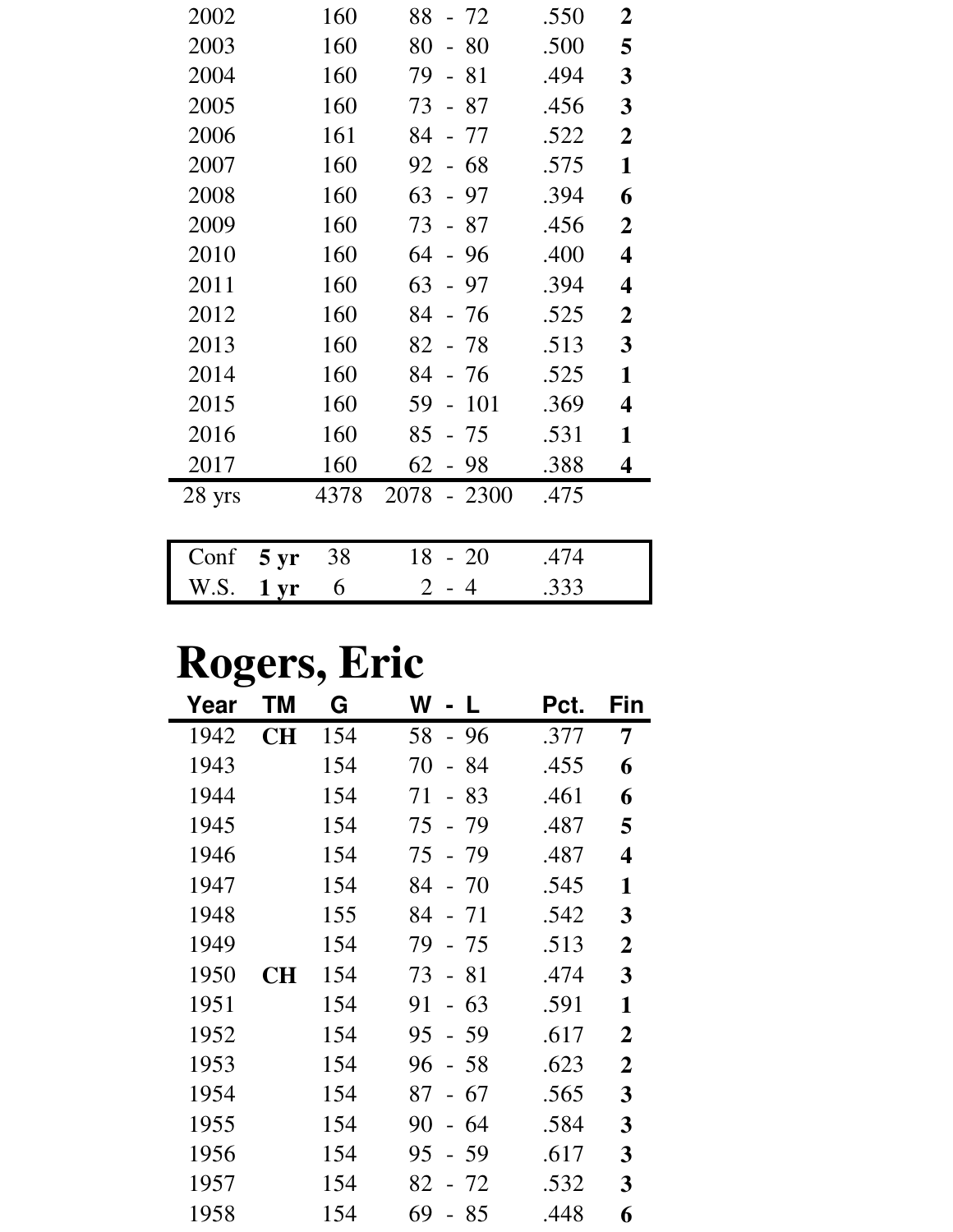| Year | TM | G | W - L | Pct. | Fin |
|---|---|---|---|---|---|
| 2002 | | 160 | 88 - 72 | .550 | **2** |
| 2003 | | 160 | 80 - 80 | .500 | **5** |
| 2004 | | 160 | 79 - 81 | .494 | **3** |
| 2005 | | 160 | 73 - 87 | .456 | **3** |
| 2006 | | 161 | 84 - 77 | .522 | **2** |
| 2007 | | 160 | 92 - 68 | .575 | **1** |
| 2008 | | 160 | 63 - 97 | .394 | **6** |
| 2009 | | 160 | 73 - 87 | .456 | **2** |
| 2010 | | 160 | 64 - 96 | .400 | **4** |
| 2011 | | 160 | 63 - 97 | .394 | **4** |
| 2012 | | 160 | 84 - 76 | .525 | **2** |
| 2013 | | 160 | 82 - 78 | .513 | **3** |
| 2014 | | 160 | 84 - 76 | .525 | **1** |
| 2015 | | 160 | 59 - 101 | .369 | **4** |
| 2016 | | 160 | 85 - 75 | .531 | **1** |
| 2017 | | 160 | 62 - 98 | .388 | **4** |
| 28 yrs | | 4378 | 2078 - 2300 | .475 | |

| | | G | W - L | Pct. |
|---|---|---|---|---|
| Conf | **5 yr** | 38 | 18 - 20 | .474 |
| W.S. | **1 yr** | 6 | 2 - 4 | .333 |

# Rogers, Eric

| Year | TM | G | W - L | Pct. | Fin |
|---|---|---|---|---|---|
| 1942 | **CH** | 154 | 58 - 96 | .377 | **7** |
| 1943 | | 154 | 70 - 84 | .455 | **6** |
| 1944 | | 154 | 71 - 83 | .461 | **6** |
| 1945 | | 154 | 75 - 79 | .487 | **5** |
| 1946 | | 154 | 75 - 79 | .487 | **4** |
| 1947 | | 154 | 84 - 70 | .545 | **1** |
| 1948 | | 155 | 84 - 71 | .542 | **3** |
| 1949 | | 154 | 79 - 75 | .513 | **2** |
| 1950 | **CH** | 154 | 73 - 81 | .474 | **3** |
| 1951 | | 154 | 91 - 63 | .591 | **1** |
| 1952 | | 154 | 95 - 59 | .617 | **2** |
| 1953 | | 154 | 96 - 58 | .623 | **2** |
| 1954 | | 154 | 87 - 67 | .565 | **3** |
| 1955 | | 154 | 90 - 64 | .584 | **3** |
| 1956 | | 154 | 95 - 59 | .617 | **3** |
| 1957 | | 154 | 82 - 72 | .532 | **3** |
| 1958 | | 154 | 69 - 85 | .448 | **6** |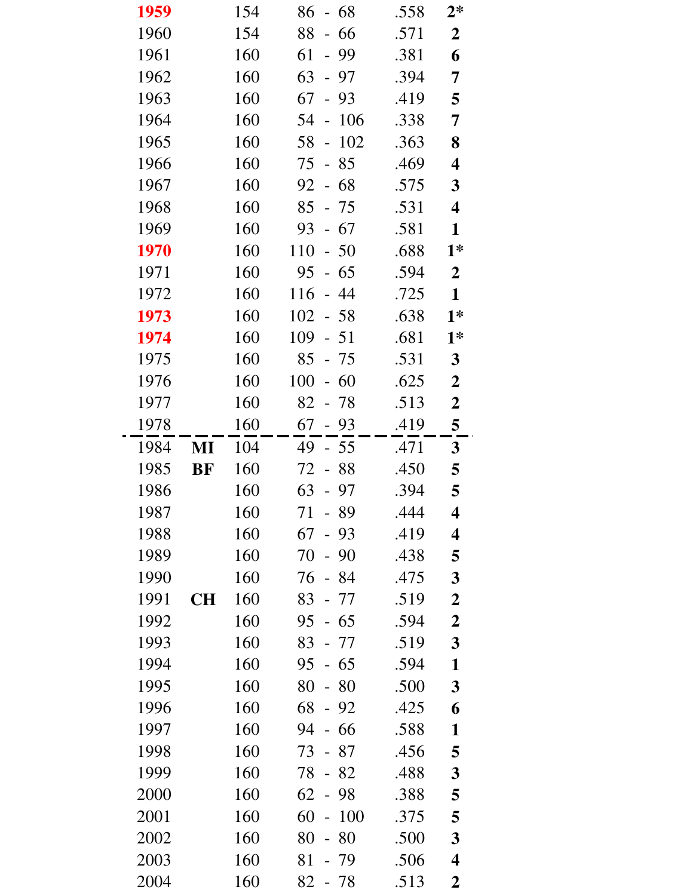| | | | | | |
|---|---|---|---|---|---|
| 1959 | | 154 | 86 - 68 | .558 | **2*** |
| 1960 | | 154 | 88 - 66 | .571 | **2** |
| 1961 | | 160 | 61 - 99 | .381 | **6** |
| 1962 | | 160 | 63 - 97 | .394 | **7** |
| 1963 | | 160 | 67 - 93 | .419 | **5** |
| 1964 | | 160 | 54 - 106 | .338 | **7** |
| 1965 | | 160 | 58 - 102 | .363 | **8** |
| 1966 | | 160 | 75 - 85 | .469 | **4** |
| 1967 | | 160 | 92 - 68 | .575 | **3** |
| 1968 | | 160 | 85 - 75 | .531 | **4** |
| 1969 | | 160 | 93 - 67 | .581 | **1** |
| 1970 | | 160 | 110 - 50 | .688 | **1*** |
| 1971 | | 160 | 95 - 65 | .594 | **2** |
| 1972 | | 160 | 116 - 44 | .725 | **1** |
| 1973 | | 160 | 102 - 58 | .638 | **1*** |
| 1974 | | 160 | 109 - 51 | .681 | **1*** |
| 1975 | | 160 | 85 - 75 | .531 | **3** |
| 1976 | | 160 | 100 - 60 | .625 | **2** |
| 1977 | | 160 | 82 - 78 | .513 | **2** |
| 1978 | | 160 | 67 - 93 | .419 | **5** |
| 1984 | **MI** | 104 | 49 - 55 | .471 | **3** |
| 1985 | **BF** | 160 | 72 - 88 | .450 | **5** |
| 1986 | | 160 | 63 - 97 | .394 | **5** |
| 1987 | | 160 | 71 - 89 | .444 | **4** |
| 1988 | | 160 | 67 - 93 | .419 | **4** |
| 1989 | | 160 | 70 - 90 | .438 | **5** |
| 1990 | | 160 | 76 - 84 | .475 | **3** |
| 1991 | **CH** | 160 | 83 - 77 | .519 | **2** |
| 1992 | | 160 | 95 - 65 | .594 | **2** |
| 1993 | | 160 | 83 - 77 | .519 | **3** |
| 1994 | | 160 | 95 - 65 | .594 | **1** |
| 1995 | | 160 | 80 - 80 | .500 | **3** |
| 1996 | | 160 | 68 - 92 | .425 | **6** |
| 1997 | | 160 | 94 - 66 | .588 | **1** |
| 1998 | | 160 | 73 - 87 | .456 | **5** |
| 1999 | | 160 | 78 - 82 | .488 | **3** |
| 2000 | | 160 | 62 - 98 | .388 | **5** |
| 2001 | | 160 | 60 - 100 | .375 | **5** |
| 2002 | | 160 | 80 - 80 | .500 | **3** |
| 2003 | | 160 | 81 - 79 | .506 | **4** |
| 2004 | | 160 | 82 - 78 | .513 | **2** |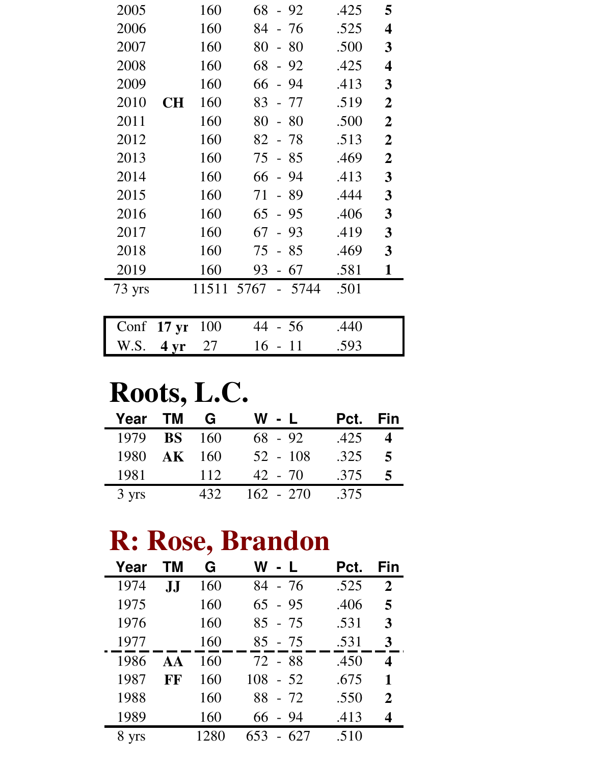| Year | TM | G | W - L | Pct. | Fin |
|---|---|---|---|---|---|
| 2005 | | 160 | 68 - 92 | .425 | **5** |
| 2006 | | 160 | 84 - 76 | .525 | **4** |
| 2007 | | 160 | 80 - 80 | .500 | **3** |
| 2008 | | 160 | 68 - 92 | .425 | **4** |
| 2009 | | 160 | 66 - 94 | .413 | **3** |
| 2010 | **CH** | 160 | 83 - 77 | .519 | **2** |
| 2011 | | 160 | 80 - 80 | .500 | **2** |
| 2012 | | 160 | 82 - 78 | .513 | **2** |
| 2013 | | 160 | 75 - 85 | .469 | **2** |
| 2014 | | 160 | 66 - 94 | .413 | **3** |
| 2015 | | 160 | 71 - 89 | .444 | **3** |
| 2016 | | 160 | 65 - 95 | .406 | **3** |
| 2017 | | 160 | 67 - 93 | .419 | **3** |
| 2018 | | 160 | 75 - 85 | .469 | **3** |
| 2019 | | 160 | 93 - 67 | .581 | **1** |
| 73 yrs | | 11511 | 5767 - 5744 | .501 | |

| | | G | W - L | Pct. |
|---|---|---|---|---|
| Conf | **17 yr** | 100 | 44 - 56 | .440 |
| W.S. | **4 yr** | 27 | 16 - 11 | .593 |

# Roots, L.C.

| Year | TM | G | W - L | Pct. | Fin |
|---|---|---|---|---|---|
| 1979 | **BS** | 160 | 68 - 92 | .425 | **4** |
| 1980 | **AK** | 160 | 52 - 108 | .325 | **5** |
| 1981 | | 112 | 42 - 70 | .375 | **5** |
| 3 yrs | | 432 | 162 - 270 | .375 | |

# R: Rose, Brandon

| Year | TM | G | W - L | Pct. | Fin |
|---|---|---|---|---|---|
| 1974 | **JJ** | 160 | 84 - 76 | .525 | **2** |
| 1975 | | 160 | 65 - 95 | .406 | **5** |
| 1976 | | 160 | 85 - 75 | .531 | **3** |
| 1977 | | 160 | 85 - 75 | .531 | **3** |
| 1986 | **AA** | 160 | 72 - 88 | .450 | **4** |
| 1987 | **FF** | 160 | 108 - 52 | .675 | **1** |
| 1988 | | 160 | 88 - 72 | .550 | **2** |
| 1989 | | 160 | 66 - 94 | .413 | **4** |
| 8 yrs | | 1280 | 653 - 627 | .510 | |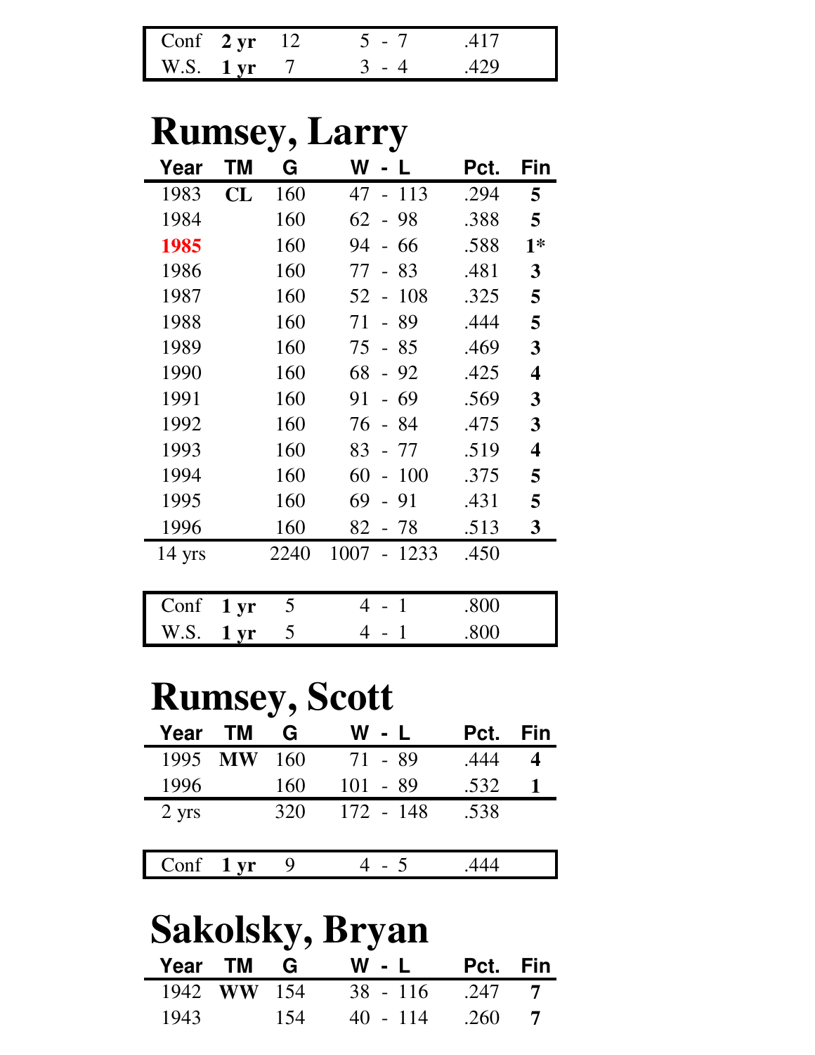| | | | | |
|---|---|---|---|---|
| Conf | **2 yr** | 12 | 5 - 7 | .417 |
| W.S. | **1 yr** | 7 | 3 - 4 | .429 |

# Rumsey, Larry

| Year | TM | G | W - L | Pct. | Fin |
|---|---|---|---|---|---|
| 1983 | **CL** | 160 | 47 - 113 | .294 | **5** |
| 1984 | | 160 | 62 - 98 | .388 | **5** |
| **1985** | | 160 | 94 - 66 | .588 | **1*** |
| 1986 | | 160 | 77 - 83 | .481 | **3** |
| 1987 | | 160 | 52 - 108 | .325 | **5** |
| 1988 | | 160 | 71 - 89 | .444 | **5** |
| 1989 | | 160 | 75 - 85 | .469 | **3** |
| 1990 | | 160 | 68 - 92 | .425 | **4** |
| 1991 | | 160 | 91 - 69 | .569 | **3** |
| 1992 | | 160 | 76 - 84 | .475 | **3** |
| 1993 | | 160 | 83 - 77 | .519 | **4** |
| 1994 | | 160 | 60 - 100 | .375 | **5** |
| 1995 | | 160 | 69 - 91 | .431 | **5** |
| 1996 | | 160 | 82 - 78 | .513 | **3** |
| 14 yrs | | 2240 | 1007 - 1233 | .450 | |

| | | | | |
|---|---|---|---|---|
| Conf | **1 yr** | 5 | 4 - 1 | .800 |
| W.S. | **1 yr** | 5 | 4 - 1 | .800 |

# Rumsey, Scott

| Year | TM | G | W - L | Pct. | Fin |
|---|---|---|---|---|---|
| 1995 | **MW** | 160 | 71 - 89 | .444 | **4** |
| 1996 | | 160 | 101 - 89 | .532 | **1** |
| 2 yrs | | 320 | 172 - 148 | .538 | |

| | | | | |
|---|---|---|---|---|
| Conf | **1 yr** | 9 | 4 - 5 | .444 |

# Sakolsky, Bryan

| Year | TM | G | W - L | Pct. | Fin |
|---|---|---|---|---|---|
| 1942 | **WW** | 154 | 38 - 116 | .247 | **7** |
| 1943 | | 154 | 40 - 114 | .260 | **7** |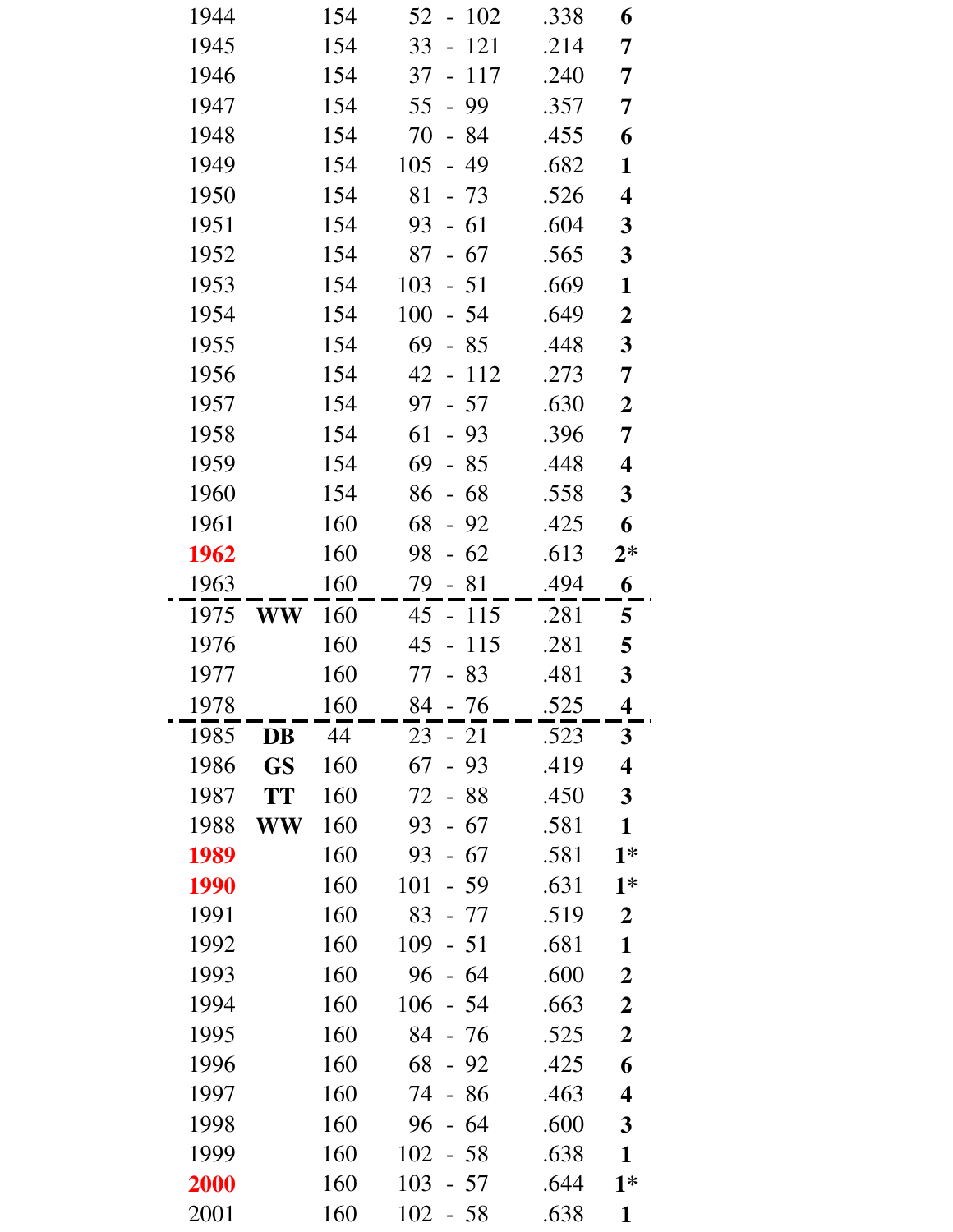| | | | | | |
|---|---|---|---|---|---|
| 1944 | | 154 | 52 - 102 | .338 | **6** |
| 1945 | | 154 | 33 - 121 | .214 | **7** |
| 1946 | | 154 | 37 - 117 | .240 | **7** |
| 1947 | | 154 | 55 - 99 | .357 | **7** |
| 1948 | | 154 | 70 - 84 | .455 | **6** |
| 1949 | | 154 | 105 - 49 | .682 | **1** |
| 1950 | | 154 | 81 - 73 | .526 | **4** |
| 1951 | | 154 | 93 - 61 | .604 | **3** |
| 1952 | | 154 | 87 - 67 | .565 | **3** |
| 1953 | | 154 | 103 - 51 | .669 | **1** |
| 1954 | | 154 | 100 - 54 | .649 | **2** |
| 1955 | | 154 | 69 - 85 | .448 | **3** |
| 1956 | | 154 | 42 - 112 | .273 | **7** |
| 1957 | | 154 | 97 - 57 | .630 | **2** |
| 1958 | | 154 | 61 - 93 | .396 | **7** |
| 1959 | | 154 | 69 - 85 | .448 | **4** |
| 1960 | | 154 | 86 - 68 | .558 | **3** |
| 1961 | | 160 | 68 - 92 | .425 | **6** |
| **1962** | | 160 | 98 - 62 | .613 | **2*** |
| 1963 | | 160 | 79 - 81 | .494 | **6** |
| 1975 | **WW** | 160 | 45 - 115 | .281 | **5** |
| 1976 | | 160 | 45 - 115 | .281 | **5** |
| 1977 | | 160 | 77 - 83 | .481 | **3** |
| 1978 | | 160 | 84 - 76 | .525 | **4** |
| 1985 | **DB** | 44 | 23 - 21 | .523 | **3** |
| 1986 | **GS** | 160 | 67 - 93 | .419 | **4** |
| 1987 | **TT** | 160 | 72 - 88 | .450 | **3** |
| 1988 | **WW** | 160 | 93 - 67 | .581 | **1** |
| **1989** | | 160 | 93 - 67 | .581 | **1*** |
| **1990** | | 160 | 101 - 59 | .631 | **1*** |
| 1991 | | 160 | 83 - 77 | .519 | **2** |
| 1992 | | 160 | 109 - 51 | .681 | **1** |
| 1993 | | 160 | 96 - 64 | .600 | **2** |
| 1994 | | 160 | 106 - 54 | .663 | **2** |
| 1995 | | 160 | 84 - 76 | .525 | **2** |
| 1996 | | 160 | 68 - 92 | .425 | **6** |
| 1997 | | 160 | 74 - 86 | .463 | **4** |
| 1998 | | 160 | 96 - 64 | .600 | **3** |
| 1999 | | 160 | 102 - 58 | .638 | **1** |
| **2000** | | 160 | 103 - 57 | .644 | **1*** |
| 2001 | | 160 | 102 - 58 | .638 | **1** |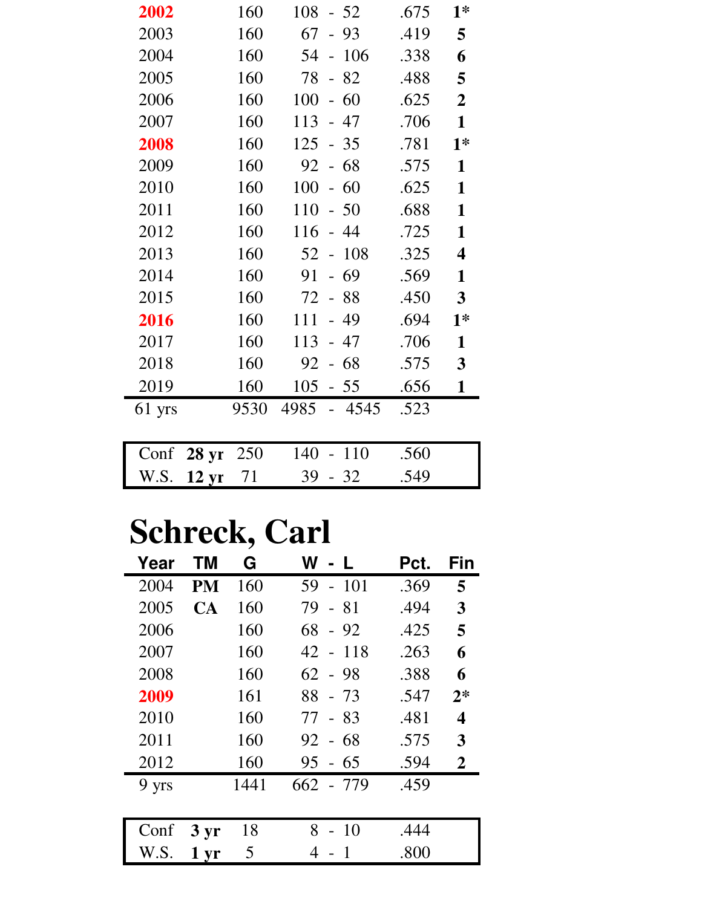| Year | TM | G | W - L | Pct. | Fin |
|---|---|---|---|---|---|
| **2002** | | 160 | 108 - 52 | .675 | **1*** |
| 2003 | | 160 | 67 - 93 | .419 | **5** |
| 2004 | | 160 | 54 - 106 | .338 | **6** |
| 2005 | | 160 | 78 - 82 | .488 | **5** |
| 2006 | | 160 | 100 - 60 | .625 | **2** |
| 2007 | | 160 | 113 - 47 | .706 | **1** |
| **2008** | | 160 | 125 - 35 | .781 | **1*** |
| 2009 | | 160 | 92 - 68 | .575 | **1** |
| 2010 | | 160 | 100 - 60 | .625 | **1** |
| 2011 | | 160 | 110 - 50 | .688 | **1** |
| 2012 | | 160 | 116 - 44 | .725 | **1** |
| 2013 | | 160 | 52 - 108 | .325 | **4** |
| 2014 | | 160 | 91 - 69 | .569 | **1** |
| 2015 | | 160 | 72 - 88 | .450 | **3** |
| **2016** | | 160 | 111 - 49 | .694 | **1*** |
| 2017 | | 160 | 113 - 47 | .706 | **1** |
| 2018 | | 160 | 92 - 68 | .575 | **3** |
| 2019 | | 160 | 105 - 55 | .656 | **1** |
| 61 yrs | | 9530 | 4985 - 4545 | .523 | |

| | | G | W - L | Pct. |
|---|---|---|---|---|
| Conf | **28 yr** | 250 | 140 - 110 | .560 |
| W.S. | **12 yr** | 71 | 39 - 32 | .549 |

# Schreck, Carl

| Year | TM | G | W - L | Pct. | Fin |
|---|---|---|---|---|---|
| 2004 | **PM** | 160 | 59 - 101 | .369 | **5** |
| 2005 | **CA** | 160 | 79 - 81 | .494 | **3** |
| 2006 | | 160 | 68 - 92 | .425 | **5** |
| 2007 | | 160 | 42 - 118 | .263 | **6** |
| 2008 | | 160 | 62 - 98 | .388 | **6** |
| **2009** | | 161 | 88 - 73 | .547 | **2*** |
| 2010 | | 160 | 77 - 83 | .481 | **4** |
| 2011 | | 160 | 92 - 68 | .575 | **3** |
| 2012 | | 160 | 95 - 65 | .594 | **2** |
| 9 yrs | | 1441 | 662 - 779 | .459 | |

| | | G | W - L | Pct. |
|---|---|---|---|---|
| Conf | **3 yr** | 18 | 8 - 10 | .444 |
| W.S. | **1 yr** | 5 | 4 - 1 | .800 |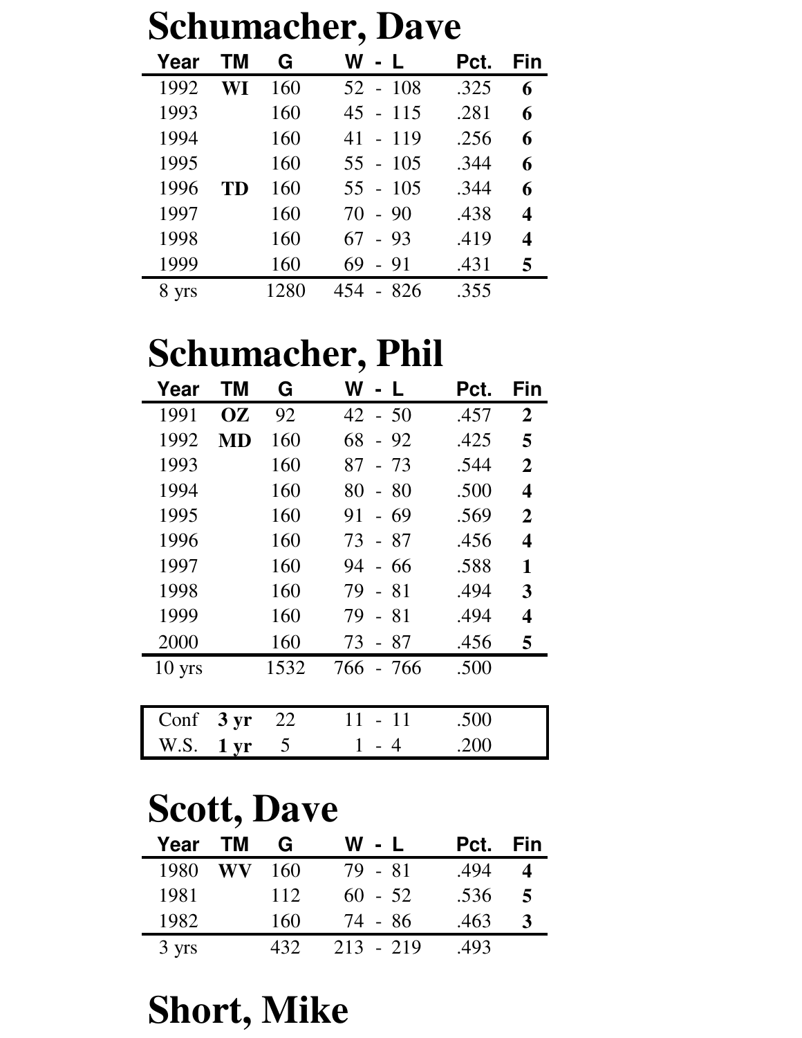# Schumacher, Dave

| Year | TM | G | W - L | Pct. | Fin |
|---|---|---|---|---|---|
| 1992 | **WI** | 160 | 52 - 108 | .325 | **6** |
| 1993 | | 160 | 45 - 115 | .281 | **6** |
| 1994 | | 160 | 41 - 119 | .256 | **6** |
| 1995 | | 160 | 55 - 105 | .344 | **6** |
| 1996 | **TD** | 160 | 55 - 105 | .344 | **6** |
| 1997 | | 160 | 70 - 90 | .438 | **4** |
| 1998 | | 160 | 67 - 93 | .419 | **4** |
| 1999 | | 160 | 69 - 91 | .431 | **5** |
| 8 yrs | | 1280 | 454 - 826 | .355 | |

# Schumacher, Phil

| Year | TM | G | W - L | Pct. | Fin |
|---|---|---|---|---|---|
| 1991 | **OZ** | 92 | 42 - 50 | .457 | **2** |
| 1992 | **MD** | 160 | 68 - 92 | .425 | **5** |
| 1993 | | 160 | 87 - 73 | .544 | **2** |
| 1994 | | 160 | 80 - 80 | .500 | **4** |
| 1995 | | 160 | 91 - 69 | .569 | **2** |
| 1996 | | 160 | 73 - 87 | .456 | **4** |
| 1997 | | 160 | 94 - 66 | .588 | **1** |
| 1998 | | 160 | 79 - 81 | .494 | **3** |
| 1999 | | 160 | 79 - 81 | .494 | **4** |
| 2000 | | 160 | 73 - 87 | .456 | **5** |
| 10 yrs | | 1532 | 766 - 766 | .500 | |

| | | G | W - L | Pct. |
|---|---|---|---|---|
| Conf | **3 yr** | 22 | 11 - 11 | .500 |
| W.S. | **1 yr** | 5 | 1 - 4 | .200 |

# Scott, Dave

| Year | TM | G | W - L | Pct. | Fin |
|---|---|---|---|---|---|
| 1980 | **WV** | 160 | 79 - 81 | .494 | **4** |
| 1981 | | 112 | 60 - 52 | .536 | **5** |
| 1982 | | 160 | 74 - 86 | .463 | **3** |
| 3 yrs | | 432 | 213 - 219 | .493 | |

# Short, Mike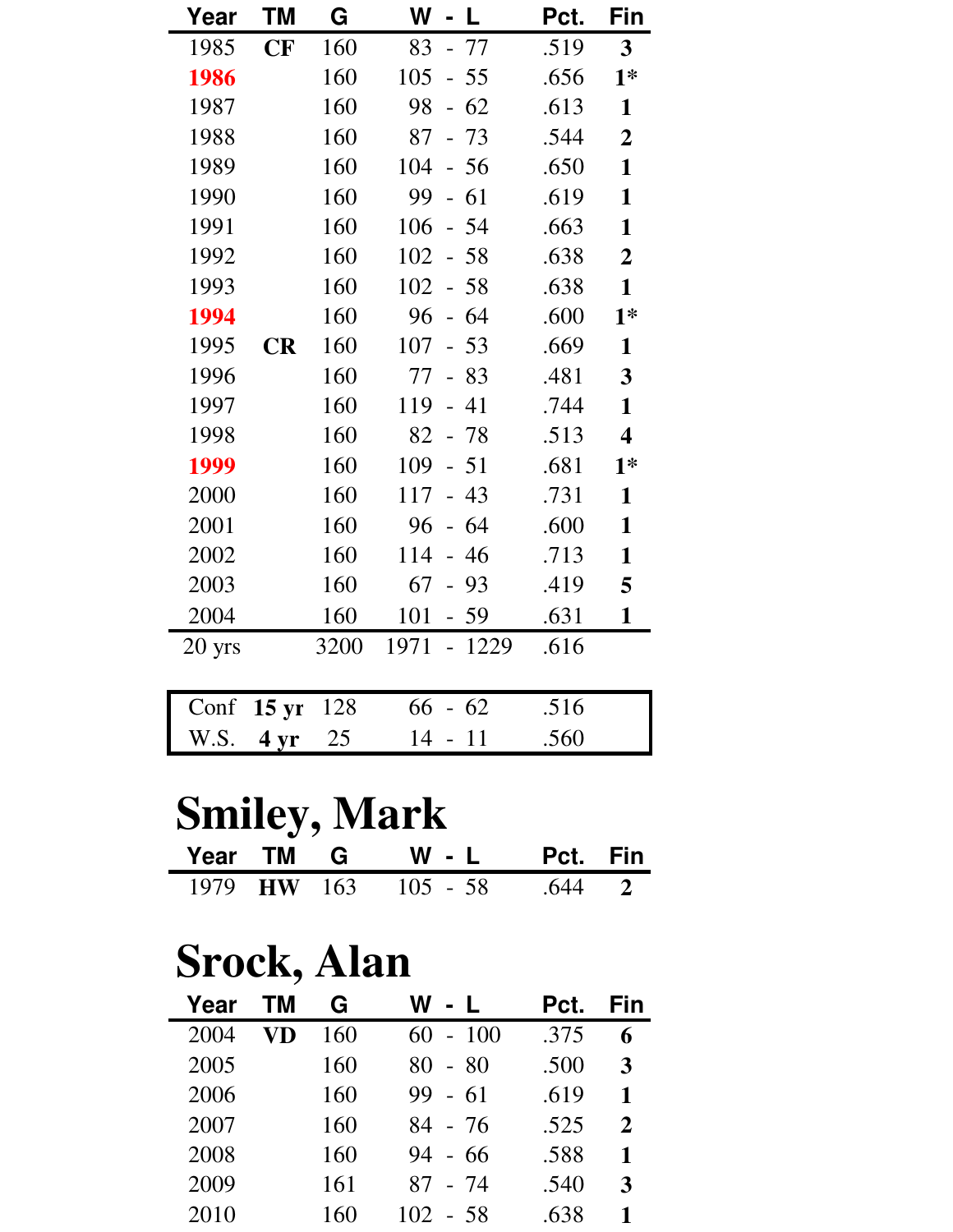| Year | TM | G | W - L | Pct. | Fin |
|---|---|---|---|---|---|
| 1985 | **CF** | 160 | 83 - 77 | .519 | **3** |
| 1986 | | 160 | 105 - 55 | .656 | **1*** |
| 1987 | | 160 | 98 - 62 | .613 | **1** |
| 1988 | | 160 | 87 - 73 | .544 | **2** |
| 1989 | | 160 | 104 - 56 | .650 | **1** |
| 1990 | | 160 | 99 - 61 | .619 | **1** |
| 1991 | | 160 | 106 - 54 | .663 | **1** |
| 1992 | | 160 | 102 - 58 | .638 | **2** |
| 1993 | | 160 | 102 - 58 | .638 | **1** |
| 1994 | | 160 | 96 - 64 | .600 | **1*** |
| 1995 | **CR** | 160 | 107 - 53 | .669 | **1** |
| 1996 | | 160 | 77 - 83 | .481 | **3** |
| 1997 | | 160 | 119 - 41 | .744 | **1** |
| 1998 | | 160 | 82 - 78 | .513 | **4** |
| 1999 | | 160 | 109 - 51 | .681 | **1*** |
| 2000 | | 160 | 117 - 43 | .731 | **1** |
| 2001 | | 160 | 96 - 64 | .600 | **1** |
| 2002 | | 160 | 114 - 46 | .713 | **1** |
| 2003 | | 160 | 67 - 93 | .419 | **5** |
| 2004 | | 160 | 101 - 59 | .631 | **1** |
| 20 yrs | | 3200 | 1971 - 1229 | .616 | |

| | | G | W - L | Pct. |
|---|---|---|---|---|
| Conf | **15 yr** | 128 | 66 - 62 | .516 |
| W.S. | **4 yr** | 25 | 14 - 11 | .560 |

# Smiley, Mark

| Year | TM | G | W - L | Pct. | Fin |
|---|---|---|---|---|---|
| 1979 | **HW** | 163 | 105 - 58 | .644 | **2** |

# Srock, Alan

| Year | TM | G | W - L | Pct. | Fin |
|---|---|---|---|---|---|
| 2004 | **VD** | 160 | 60 - 100 | .375 | **6** |
| 2005 | | 160 | 80 - 80 | .500 | **3** |
| 2006 | | 160 | 99 - 61 | .619 | **1** |
| 2007 | | 160 | 84 - 76 | .525 | **2** |
| 2008 | | 160 | 94 - 66 | .588 | **1** |
| 2009 | | 161 | 87 - 74 | .540 | **3** |
| 2010 | | 160 | 102 - 58 | .638 | **1** |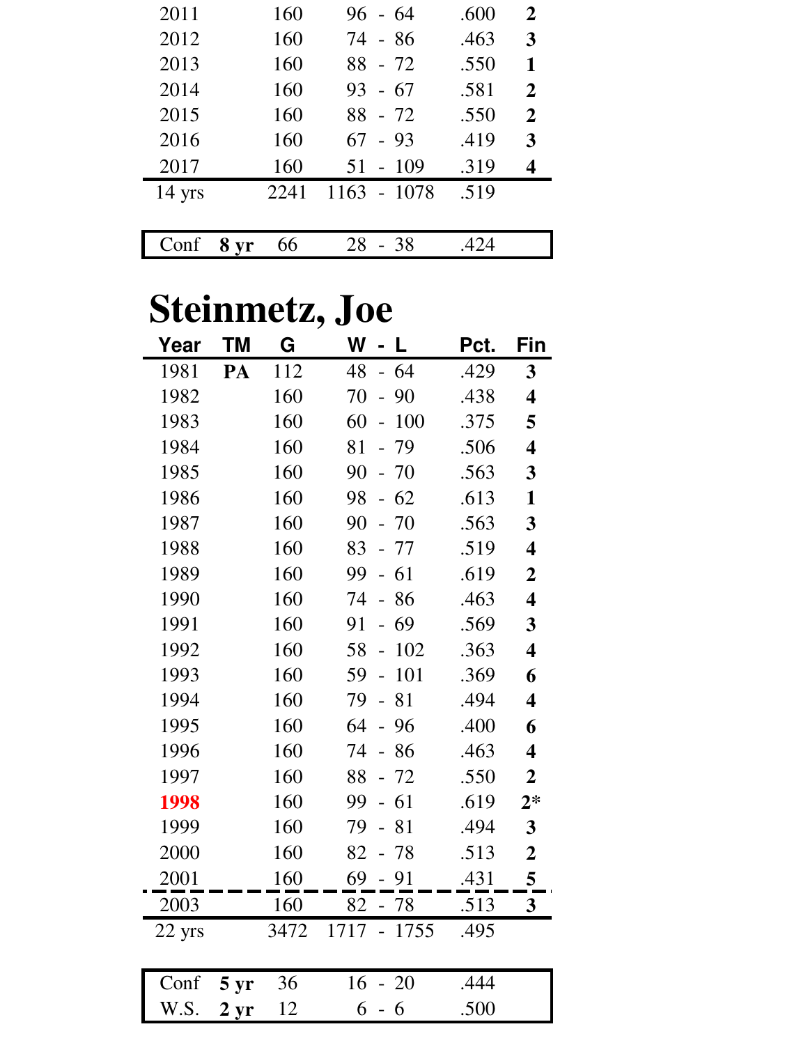| Year | TM | G | W - L | Pct. | Fin |
|---|---|---|---|---|---|
| 2011 | | 160 | 96 - 64 | .600 | **2** |
| 2012 | | 160 | 74 - 86 | .463 | **3** |
| 2013 | | 160 | 88 - 72 | .550 | **1** |
| 2014 | | 160 | 93 - 67 | .581 | **2** |
| 2015 | | 160 | 88 - 72 | .550 | **2** |
| 2016 | | 160 | 67 - 93 | .419 | **3** |
| 2017 | | 160 | 51 - 109 | .319 | **4** |
| 14 yrs | | 2241 | 1163 - 1078 | .519 | |

| Conf | **8 yr** | 66 | 28 - 38 | .424 | |
|---|---|---|---|---|---|

# Steinmetz, Joe

| Year | TM | G | W - L | Pct. | Fin |
|---|---|---|---|---|---|
| 1981 | **PA** | 112 | 48 - 64 | .429 | **3** |
| 1982 | | 160 | 70 - 90 | .438 | **4** |
| 1983 | | 160 | 60 - 100 | .375 | **5** |
| 1984 | | 160 | 81 - 79 | .506 | **4** |
| 1985 | | 160 | 90 - 70 | .563 | **3** |
| 1986 | | 160 | 98 - 62 | .613 | **1** |
| 1987 | | 160 | 90 - 70 | .563 | **3** |
| 1988 | | 160 | 83 - 77 | .519 | **4** |
| 1989 | | 160 | 99 - 61 | .619 | **2** |
| 1990 | | 160 | 74 - 86 | .463 | **4** |
| 1991 | | 160 | 91 - 69 | .569 | **3** |
| 1992 | | 160 | 58 - 102 | .363 | **4** |
| 1993 | | 160 | 59 - 101 | .369 | **6** |
| 1994 | | 160 | 79 - 81 | .494 | **4** |
| 1995 | | 160 | 64 - 96 | .400 | **6** |
| 1996 | | 160 | 74 - 86 | .463 | **4** |
| 1997 | | 160 | 88 - 72 | .550 | **2** |
| **1998** | | 160 | 99 - 61 | .619 | **2*** |
| 1999 | | 160 | 79 - 81 | .494 | **3** |
| 2000 | | 160 | 82 - 78 | .513 | **2** |
| 2001 | | 160 | 69 - 91 | .431 | **5** |
| 2003 | | 160 | 82 - 78 | .513 | **3** |
| 22 yrs | | 3472 | 1717 - 1755 | .495 | |

| Conf | **5 yr** | 36 | 16 - 20 | .444 | |
|---|---|---|---|---|---|
| W.S. | **2 yr** | 12 | 6 - 6 | .500 | |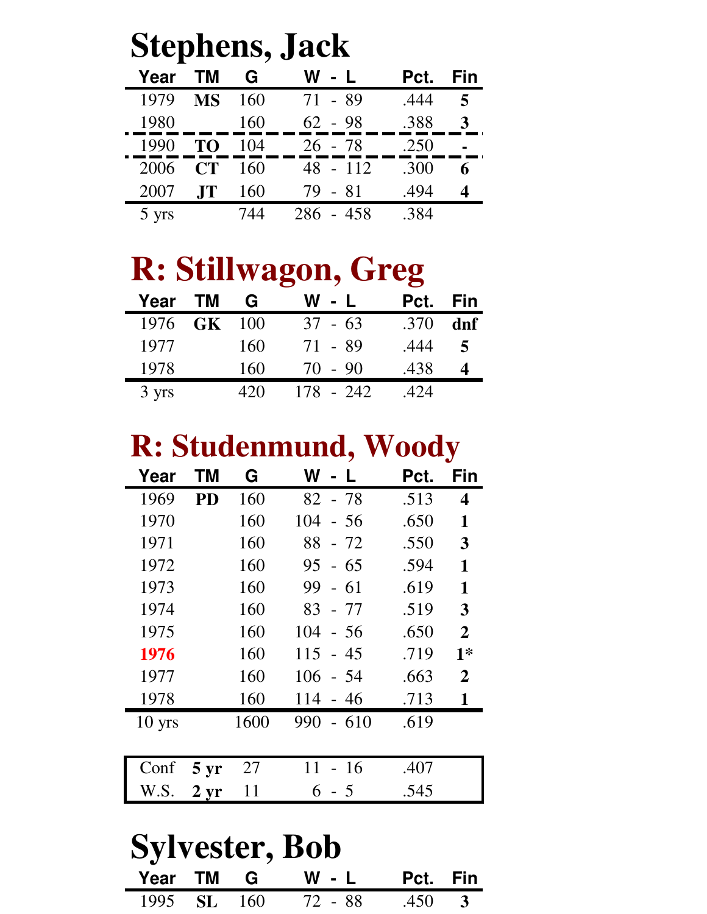# Stephens, Jack

| Year | TM | G | W - L | Pct. | Fin |
|---|---|---|---|---|---|
| 1979 | **MS** | 160 | 71 - 89 | .444 | **5** |
| 1980 | | 160 | 62 - 98 | .388 | **3** |
| 1990 | **TO** | 104 | 26 - 78 | .250 | **-** |
| 2006 | **CT** | 160 | 48 - 112 | .300 | **6** |
| 2007 | **JT** | 160 | 79 - 81 | .494 | **4** |
| 5 yrs | | 744 | 286 - 458 | .384 | |

# R: Stillwagon, Greg

| Year | TM | G | W - L | Pct. | Fin |
|---|---|---|---|---|---|
| 1976 | **GK** | 100 | 37 - 63 | .370 | **dnf** |
| 1977 | | 160 | 71 - 89 | .444 | **5** |
| 1978 | | 160 | 70 - 90 | .438 | **4** |
| 3 yrs | | 420 | 178 - 242 | .424 | |

# R: Studenmund, Woody

| Year | TM | G | W - L | Pct. | Fin |
|---|---|---|---|---|---|
| 1969 | **PD** | 160 | 82 - 78 | .513 | **4** |
| 1970 | | 160 | 104 - 56 | .650 | **1** |
| 1971 | | 160 | 88 - 72 | .550 | **3** |
| 1972 | | 160 | 95 - 65 | .594 | **1** |
| 1973 | | 160 | 99 - 61 | .619 | **1** |
| 1974 | | 160 | 83 - 77 | .519 | **3** |
| 1975 | | 160 | 104 - 56 | .650 | **2** |
| 1976 | | 160 | 115 - 45 | .719 | **1*** |
| 1977 | | 160 | 106 - 54 | .663 | **2** |
| 1978 | | 160 | 114 - 46 | .713 | **1** |
| 10 yrs | | 1600 | 990 - 610 | .619 | |

| | | G | W - L | Pct. |
|---|---|---|---|---|
| Conf | **5 yr** | 27 | 11 - 16 | .407 |
| W.S. | **2 yr** | 11 | 6 - 5 | .545 |

# Sylvester, Bob

| Year | TM | G | W - L | Pct. | Fin |
|---|---|---|---|---|---|
| 1995 | **SL** | 160 | 72 - 88 | .450 | **3** |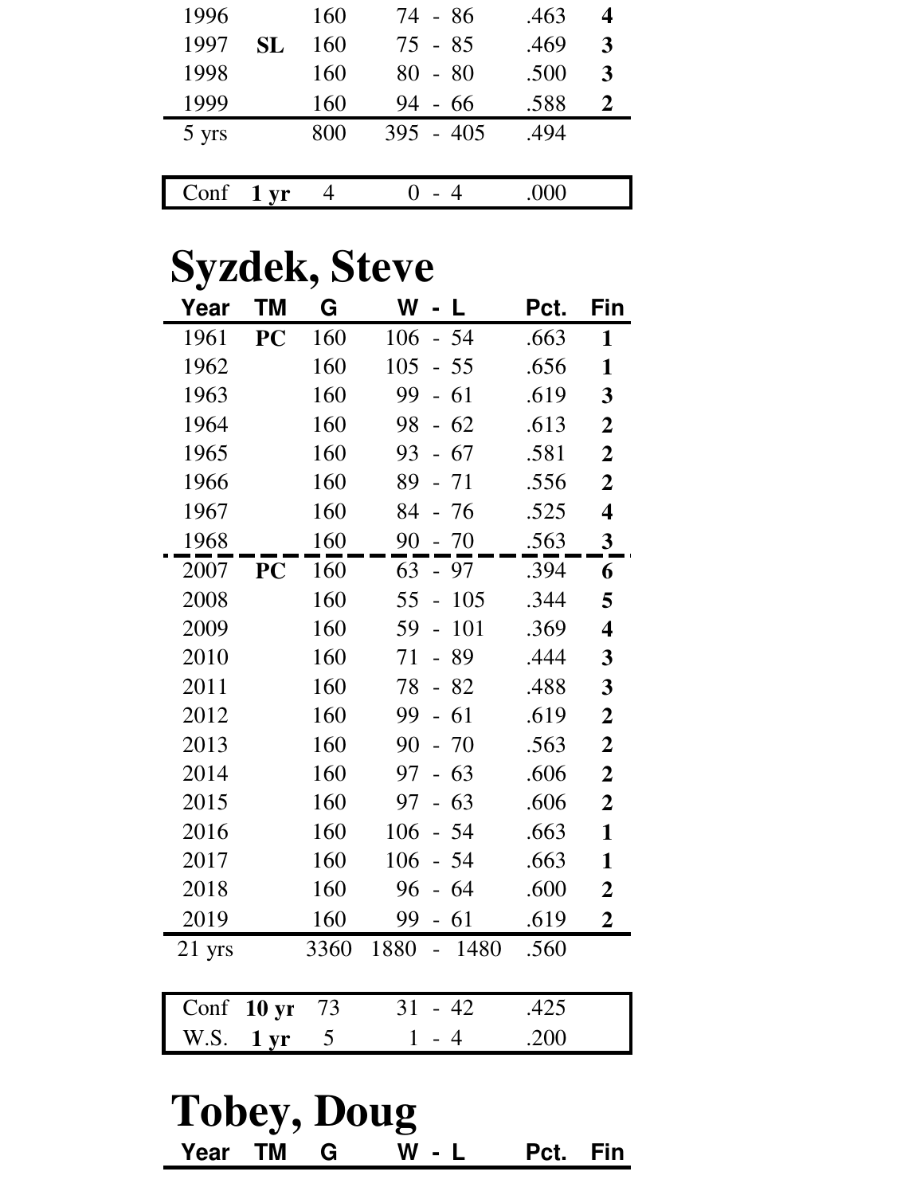| Year | TM | G | W - L | Pct. | Fin |
|---|---|---|---|---|---|
| 1996 | | 160 | 74 - 86 | .463 | **4** |
| 1997 | **SL** | 160 | 75 - 85 | .469 | **3** |
| 1998 | | 160 | 80 - 80 | .500 | **3** |
| 1999 | | 160 | 94 - 66 | .588 | **2** |
| 5 yrs | | 800 | 395 - 405 | .494 | |

| | | | | |
|---|---|---|---|---|
| Conf | **1 yr** | 4 | 0 - 4 | .000 |

# Syzdek, Steve

| Year | TM | G | W - L | Pct. | Fin |
|---|---|---|---|---|---|
| 1961 | **PC** | 160 | 106 - 54 | .663 | **1** |
| 1962 | | 160 | 105 - 55 | .656 | **1** |
| 1963 | | 160 | 99 - 61 | .619 | **3** |
| 1964 | | 160 | 98 - 62 | .613 | **2** |
| 1965 | | 160 | 93 - 67 | .581 | **2** |
| 1966 | | 160 | 89 - 71 | .556 | **2** |
| 1967 | | 160 | 84 - 76 | .525 | **4** |
| 1968 | | 160 | 90 - 70 | .563 | **3** |
| 2007 | **PC** | 160 | 63 - 97 | .394 | **6** |
| 2008 | | 160 | 55 - 105 | .344 | **5** |
| 2009 | | 160 | 59 - 101 | .369 | **4** |
| 2010 | | 160 | 71 - 89 | .444 | **3** |
| 2011 | | 160 | 78 - 82 | .488 | **3** |
| 2012 | | 160 | 99 - 61 | .619 | **2** |
| 2013 | | 160 | 90 - 70 | .563 | **2** |
| 2014 | | 160 | 97 - 63 | .606 | **2** |
| 2015 | | 160 | 97 - 63 | .606 | **2** |
| 2016 | | 160 | 106 - 54 | .663 | **1** |
| 2017 | | 160 | 106 - 54 | .663 | **1** |
| 2018 | | 160 | 96 - 64 | .600 | **2** |
| 2019 | | 160 | 99 - 61 | .619 | **2** |
| 21 yrs | | 3360 | 1880 - 1480 | .560 | |

| | | | | |
|---|---|---|---|---|
| Conf | **10 yr** | 73 | 31 - 42 | .425 |
| W.S. | **1 yr** | 5 | 1 - 4 | .200 |

# Tobey, Doug

| Year | TM | G | W - L | Pct. | Fin |
|---|---|---|---|---|---|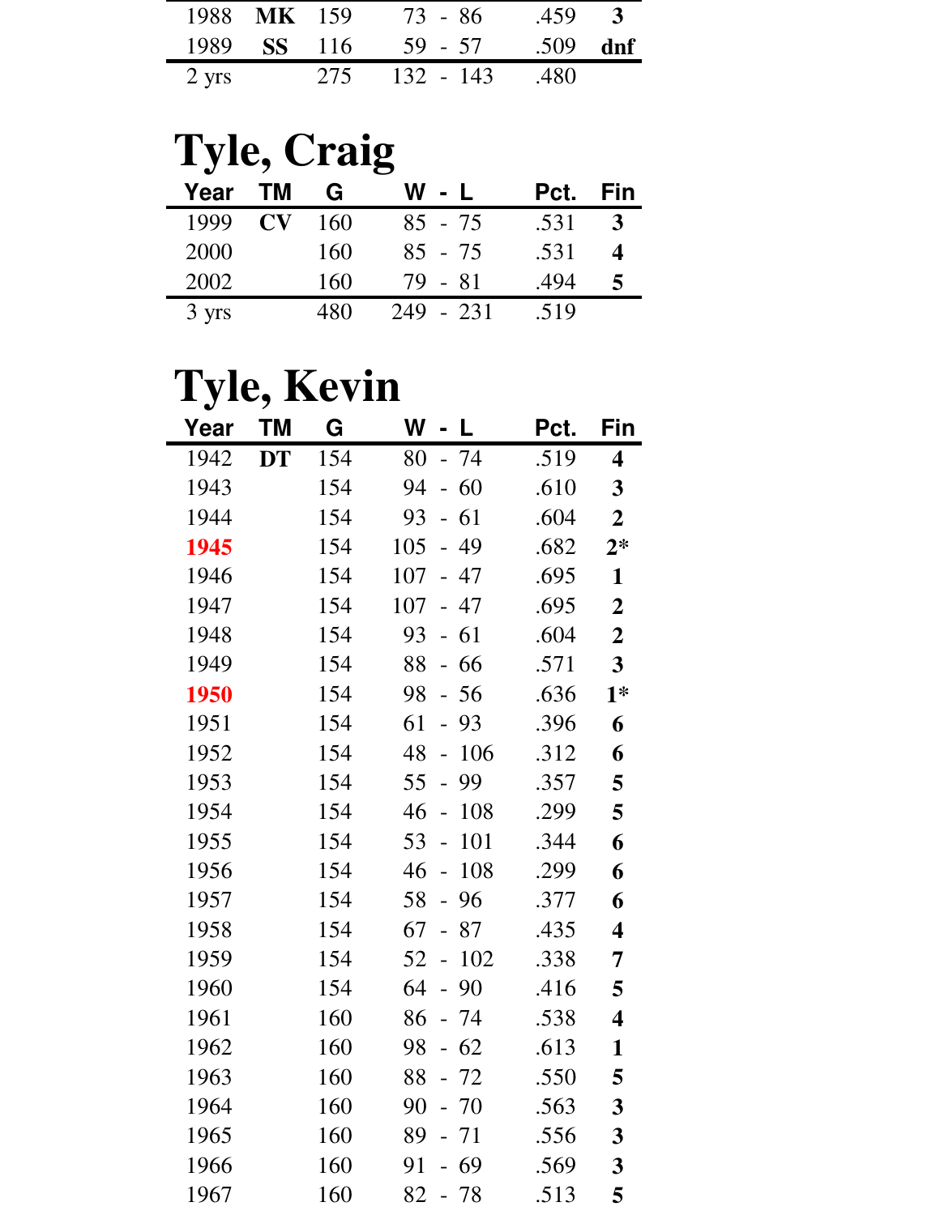| Year | TM | G | W - L | Pct. | Fin |
|---|---|---|---|---|---|
| 1988 | **MK** | 159 | 73 - 86 | .459 | **3** |
| 1989 | **SS** | 116 | 59 - 57 | .509 | **dnf** |
| 2 yrs | | 275 | 132 - 143 | .480 | |

# Tyle, Craig

| Year | TM | G | W - L | Pct. | Fin |
|---|---|---|---|---|---|
| 1999 | **CV** | 160 | 85 - 75 | .531 | **3** |
| 2000 | | 160 | 85 - 75 | .531 | **4** |
| 2002 | | 160 | 79 - 81 | .494 | **5** |
| 3 yrs | | 480 | 249 - 231 | .519 | |

# Tyle, Kevin

| Year | TM | G | W - L | Pct. | Fin |
|---|---|---|---|---|---|
| 1942 | **DT** | 154 | 80 - 74 | .519 | **4** |
| 1943 | | 154 | 94 - 60 | .610 | **3** |
| 1944 | | 154 | 93 - 61 | .604 | **2** |
| 1945 | | 154 | 105 - 49 | .682 | **2*** |
| 1946 | | 154 | 107 - 47 | .695 | **1** |
| 1947 | | 154 | 107 - 47 | .695 | **2** |
| 1948 | | 154 | 93 - 61 | .604 | **2** |
| 1949 | | 154 | 88 - 66 | .571 | **3** |
| 1950 | | 154 | 98 - 56 | .636 | **1*** |
| 1951 | | 154 | 61 - 93 | .396 | **6** |
| 1952 | | 154 | 48 - 106 | .312 | **6** |
| 1953 | | 154 | 55 - 99 | .357 | **5** |
| 1954 | | 154 | 46 - 108 | .299 | **5** |
| 1955 | | 154 | 53 - 101 | .344 | **6** |
| 1956 | | 154 | 46 - 108 | .299 | **6** |
| 1957 | | 154 | 58 - 96 | .377 | **6** |
| 1958 | | 154 | 67 - 87 | .435 | **4** |
| 1959 | | 154 | 52 - 102 | .338 | **7** |
| 1960 | | 154 | 64 - 90 | .416 | **5** |
| 1961 | | 160 | 86 - 74 | .538 | **4** |
| 1962 | | 160 | 98 - 62 | .613 | **1** |
| 1963 | | 160 | 88 - 72 | .550 | **5** |
| 1964 | | 160 | 90 - 70 | .563 | **3** |
| 1965 | | 160 | 89 - 71 | .556 | **3** |
| 1966 | | 160 | 91 - 69 | .569 | **3** |
| 1967 | | 160 | 82 - 78 | .513 | **5** |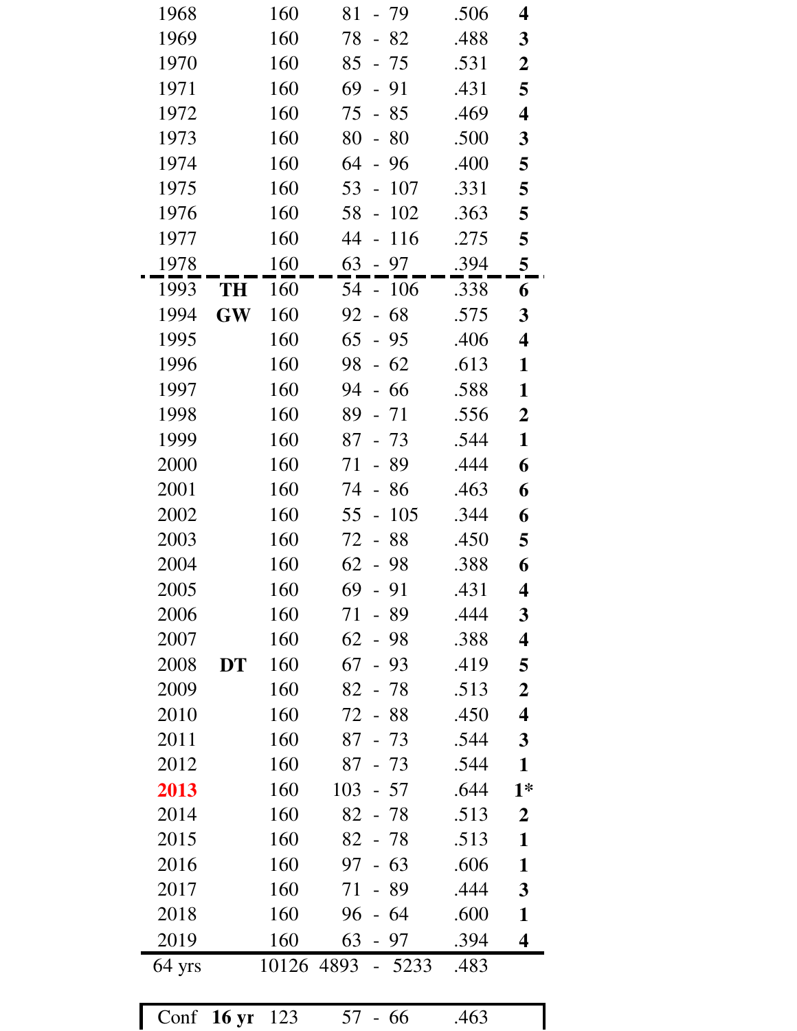| Year | Coach | G | W - L | Pct | Finish |
|---|---|---|---|---|---|
| 1968 | | 160 | 81 - 79 | .506 | **4** |
| 1969 | | 160 | 78 - 82 | .488 | **3** |
| 1970 | | 160 | 85 - 75 | .531 | **2** |
| 1971 | | 160 | 69 - 91 | .431 | **5** |
| 1972 | | 160 | 75 - 85 | .469 | **4** |
| 1973 | | 160 | 80 - 80 | .500 | **3** |
| 1974 | | 160 | 64 - 96 | .400 | **5** |
| 1975 | | 160 | 53 - 107 | .331 | **5** |
| 1976 | | 160 | 58 - 102 | .363 | **5** |
| 1977 | | 160 | 44 - 116 | .275 | **5** |
| 1978 | | 160 | 63 - 97 | .394 | **5** |
| 1993 | **TH** | 160 | 54 - 106 | .338 | **6** |
| 1994 | **GW** | 160 | 92 - 68 | .575 | **3** |
| 1995 | | 160 | 65 - 95 | .406 | **4** |
| 1996 | | 160 | 98 - 62 | .613 | **1** |
| 1997 | | 160 | 94 - 66 | .588 | **1** |
| 1998 | | 160 | 89 - 71 | .556 | **2** |
| 1999 | | 160 | 87 - 73 | .544 | **1** |
| 2000 | | 160 | 71 - 89 | .444 | **6** |
| 2001 | | 160 | 74 - 86 | .463 | **6** |
| 2002 | | 160 | 55 - 105 | .344 | **6** |
| 2003 | | 160 | 72 - 88 | .450 | **5** |
| 2004 | | 160 | 62 - 98 | .388 | **6** |
| 2005 | | 160 | 69 - 91 | .431 | **4** |
| 2006 | | 160 | 71 - 89 | .444 | **3** |
| 2007 | | 160 | 62 - 98 | .388 | **4** |
| 2008 | **DT** | 160 | 67 - 93 | .419 | **5** |
| 2009 | | 160 | 82 - 78 | .513 | **2** |
| 2010 | | 160 | 72 - 88 | .450 | **4** |
| 2011 | | 160 | 87 - 73 | .544 | **3** |
| 2012 | | 160 | 87 - 73 | .544 | **1** |
| **2013** | | 160 | 103 - 57 | .644 | **1*** |
| 2014 | | 160 | 82 - 78 | .513 | **2** |
| 2015 | | 160 | 82 - 78 | .513 | **1** |
| 2016 | | 160 | 97 - 63 | .606 | **1** |
| 2017 | | 160 | 71 - 89 | .444 | **3** |
| 2018 | | 160 | 96 - 64 | .600 | **1** |
| 2019 | | 160 | 63 - 97 | .394 | **4** |
| 64 yrs | | 10126 | 4893 - 5233 | .483 | |

| Conf | **16 yr** | 123 | 57 - 66 | .463 |
|---|---|---|---|---|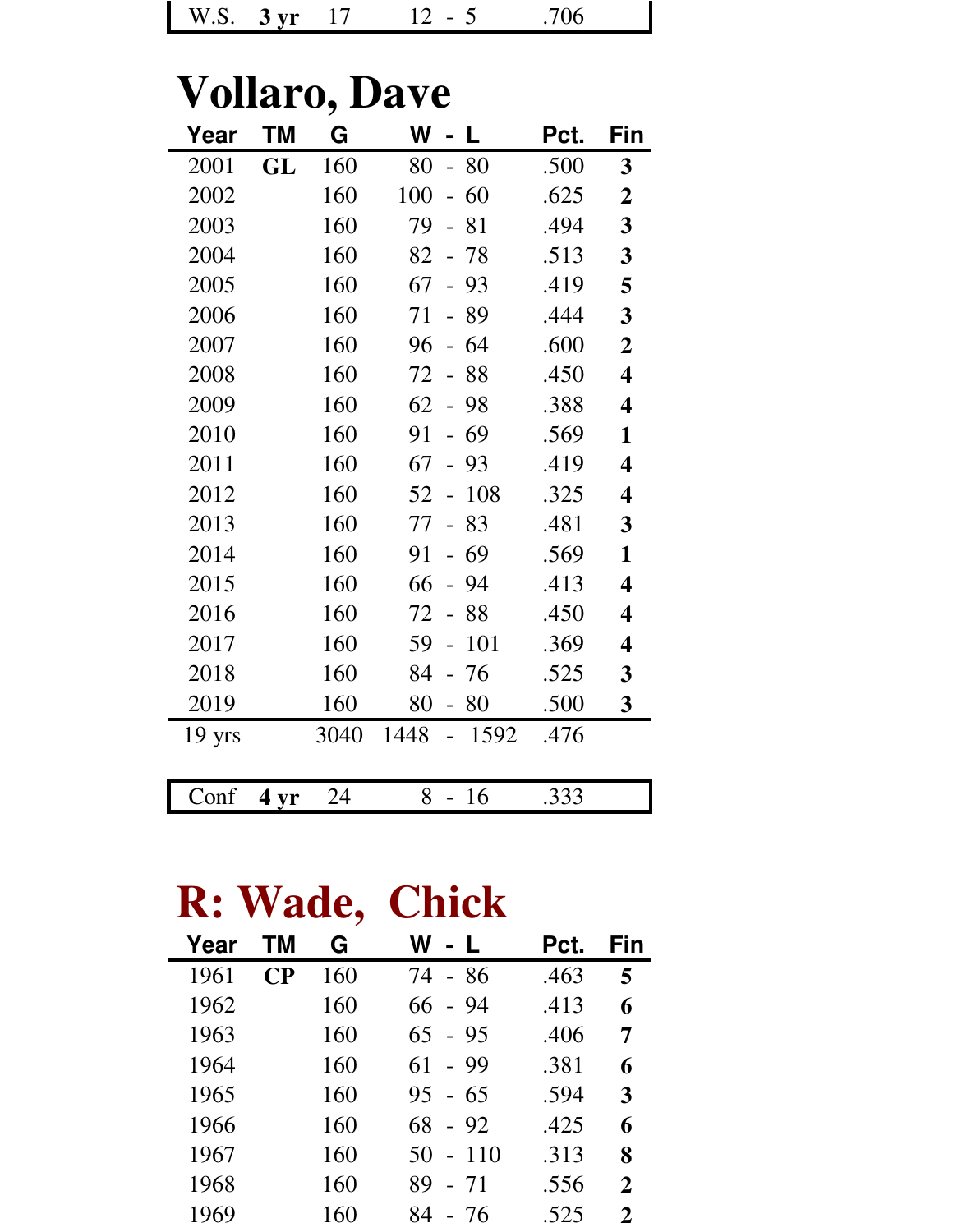| W.S. | 3 yr | 17 | 12 - 5 | .706 |
|---|---|---|---|---|

# Vollaro, Dave

| Year | TM | G | W - L | Pct. | Fin |
|---|---|---|---|---|---|
| 2001 | **GL** | 160 | 80 - 80 | .500 | **3** |
| 2002 | | 160 | 100 - 60 | .625 | **2** |
| 2003 | | 160 | 79 - 81 | .494 | **3** |
| 2004 | | 160 | 82 - 78 | .513 | **3** |
| 2005 | | 160 | 67 - 93 | .419 | **5** |
| 2006 | | 160 | 71 - 89 | .444 | **3** |
| 2007 | | 160 | 96 - 64 | .600 | **2** |
| 2008 | | 160 | 72 - 88 | .450 | **4** |
| 2009 | | 160 | 62 - 98 | .388 | **4** |
| 2010 | | 160 | 91 - 69 | .569 | **1** |
| 2011 | | 160 | 67 - 93 | .419 | **4** |
| 2012 | | 160 | 52 - 108 | .325 | **4** |
| 2013 | | 160 | 77 - 83 | .481 | **3** |
| 2014 | | 160 | 91 - 69 | .569 | **1** |
| 2015 | | 160 | 66 - 94 | .413 | **4** |
| 2016 | | 160 | 72 - 88 | .450 | **4** |
| 2017 | | 160 | 59 - 101 | .369 | **4** |
| 2018 | | 160 | 84 - 76 | .525 | **3** |
| 2019 | | 160 | 80 - 80 | .500 | **3** |
| 19 yrs | | 3040 | 1448 - 1592 | .476 | |

| Conf | 4 yr | 24 | 8 - 16 | .333 |
|---|---|---|---|---|

# R: Wade, Chick

| Year | TM | G | W - L | Pct. | Fin |
|---|---|---|---|---|---|
| 1961 | **CP** | 160 | 74 - 86 | .463 | **5** |
| 1962 | | 160 | 66 - 94 | .413 | **6** |
| 1963 | | 160 | 65 - 95 | .406 | **7** |
| 1964 | | 160 | 61 - 99 | .381 | **6** |
| 1965 | | 160 | 95 - 65 | .594 | **3** |
| 1966 | | 160 | 68 - 92 | .425 | **6** |
| 1967 | | 160 | 50 - 110 | .313 | **8** |
| 1968 | | 160 | 89 - 71 | .556 | **2** |
| 1969 | | 160 | 84 - 76 | .525 | **2** |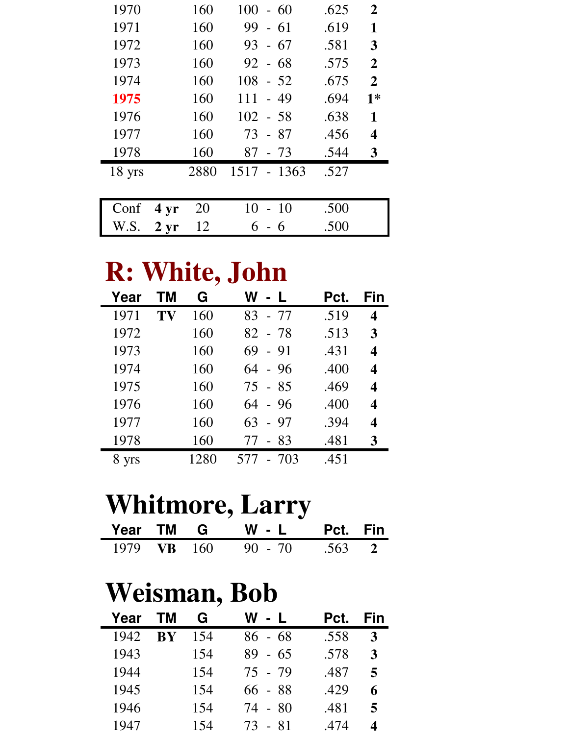| Year | TM | G | W - L | Pct. | Fin |
|---|---|---|---|---|---|
| 1970 | | 160 | 100 - 60 | .625 | **2** |
| 1971 | | 160 | 99 - 61 | .619 | **1** |
| 1972 | | 160 | 93 - 67 | .581 | **3** |
| 1973 | | 160 | 92 - 68 | .575 | **2** |
| 1974 | | 160 | 108 - 52 | .675 | **2** |
| 1975 | | 160 | 111 - 49 | .694 | **1*** |
| 1976 | | 160 | 102 - 58 | .638 | **1** |
| 1977 | | 160 | 73 - 87 | .456 | **4** |
| 1978 | | 160 | 87 - 73 | .544 | **3** |
| 18 yrs | | 2880 | 1517 - 1363 | .527 | |

| | | G | W - L | Pct. |
|---|---|---|---|---|
| Conf | **4 yr** | 20 | 10 - 10 | .500 |
| W.S. | **2 yr** | 12 | 6 - 6 | .500 |

# R: White, John

| Year | TM | G | W - L | Pct. | Fin |
|---|---|---|---|---|---|
| 1971 | **TV** | 160 | 83 - 77 | .519 | **4** |
| 1972 | | 160 | 82 - 78 | .513 | **3** |
| 1973 | | 160 | 69 - 91 | .431 | **4** |
| 1974 | | 160 | 64 - 96 | .400 | **4** |
| 1975 | | 160 | 75 - 85 | .469 | **4** |
| 1976 | | 160 | 64 - 96 | .400 | **4** |
| 1977 | | 160 | 63 - 97 | .394 | **4** |
| 1978 | | 160 | 77 - 83 | .481 | **3** |
| 8 yrs | | 1280 | 577 - 703 | .451 | |

# Whitmore, Larry

| Year | TM | G | W - L | Pct. | Fin |
|---|---|---|---|---|---|
| 1979 | **VB** | 160 | 90 - 70 | .563 | **2** |

# Weisman, Bob

| Year | TM | G | W - L | Pct. | Fin |
|---|---|---|---|---|---|
| 1942 | **BY** | 154 | 86 - 68 | .558 | **3** |
| 1943 | | 154 | 89 - 65 | .578 | **3** |
| 1944 | | 154 | 75 - 79 | .487 | **5** |
| 1945 | | 154 | 66 - 88 | .429 | **6** |
| 1946 | | 154 | 74 - 80 | .481 | **5** |
| 1947 | | 154 | 73 - 81 | .474 | **4** |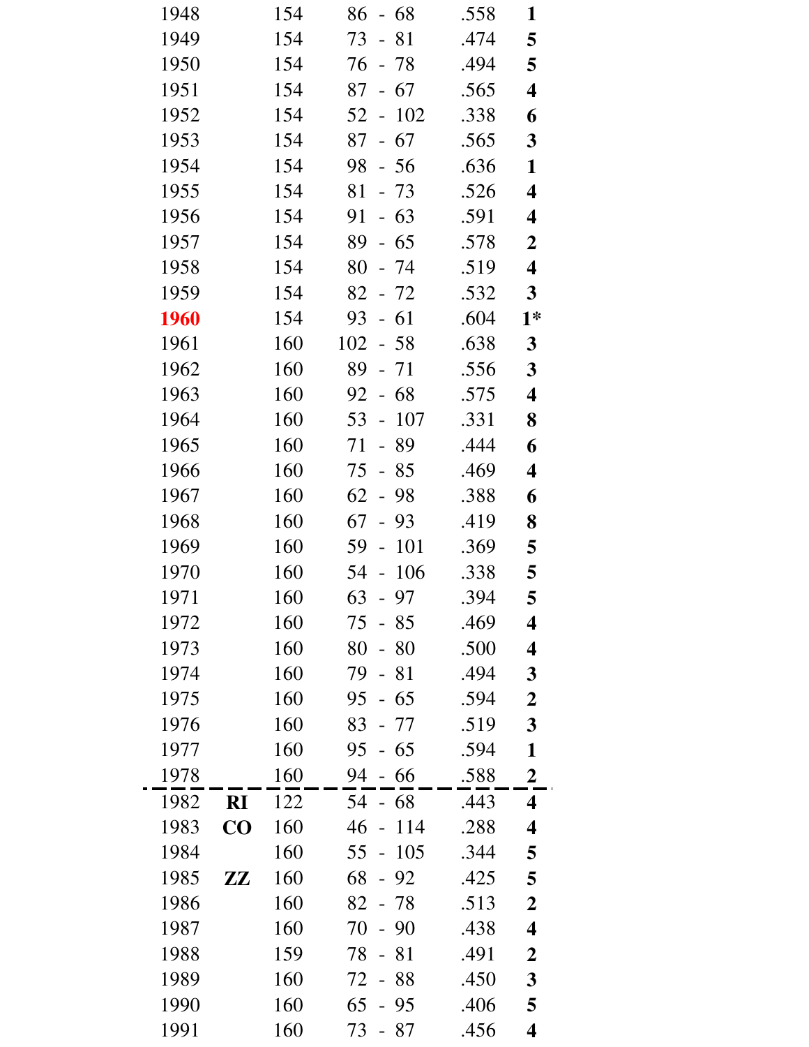| | | | | | |
|---|---|---|---|---|---|
| 1948 | | 154 | 86 - 68 | .558 | **1** |
| 1949 | | 154 | 73 - 81 | .474 | **5** |
| 1950 | | 154 | 76 - 78 | .494 | **5** |
| 1951 | | 154 | 87 - 67 | .565 | **4** |
| 1952 | | 154 | 52 - 102 | .338 | **6** |
| 1953 | | 154 | 87 - 67 | .565 | **3** |
| 1954 | | 154 | 98 - 56 | .636 | **1** |
| 1955 | | 154 | 81 - 73 | .526 | **4** |
| 1956 | | 154 | 91 - 63 | .591 | **4** |
| 1957 | | 154 | 89 - 65 | .578 | **2** |
| 1958 | | 154 | 80 - 74 | .519 | **4** |
| 1959 | | 154 | 82 - 72 | .532 | **3** |
| **1960** | | 154 | 93 - 61 | .604 | **1*** |
| 1961 | | 160 | 102 - 58 | .638 | **3** |
| 1962 | | 160 | 89 - 71 | .556 | **3** |
| 1963 | | 160 | 92 - 68 | .575 | **4** |
| 1964 | | 160 | 53 - 107 | .331 | **8** |
| 1965 | | 160 | 71 - 89 | .444 | **6** |
| 1966 | | 160 | 75 - 85 | .469 | **4** |
| 1967 | | 160 | 62 - 98 | .388 | **6** |
| 1968 | | 160 | 67 - 93 | .419 | **8** |
| 1969 | | 160 | 59 - 101 | .369 | **5** |
| 1970 | | 160 | 54 - 106 | .338 | **5** |
| 1971 | | 160 | 63 - 97 | .394 | **5** |
| 1972 | | 160 | 75 - 85 | .469 | **4** |
| 1973 | | 160 | 80 - 80 | .500 | **4** |
| 1974 | | 160 | 79 - 81 | .494 | **3** |
| 1975 | | 160 | 95 - 65 | .594 | **2** |
| 1976 | | 160 | 83 - 77 | .519 | **3** |
| 1977 | | 160 | 95 - 65 | .594 | **1** |
| 1978 | | 160 | 94 - 66 | .588 | **2** |
| 1982 | **RI** | 122 | 54 - 68 | .443 | **4** |
| 1983 | **CO** | 160 | 46 - 114 | .288 | **4** |
| 1984 | | 160 | 55 - 105 | .344 | **5** |
| 1985 | **ZZ** | 160 | 68 - 92 | .425 | **5** |
| 1986 | | 160 | 82 - 78 | .513 | **2** |
| 1987 | | 160 | 70 - 90 | .438 | **4** |
| 1988 | | 159 | 78 - 81 | .491 | **2** |
| 1989 | | 160 | 72 - 88 | .450 | **3** |
| 1990 | | 160 | 65 - 95 | .406 | **5** |
| 1991 | | 160 | 73 - 87 | .456 | **4** |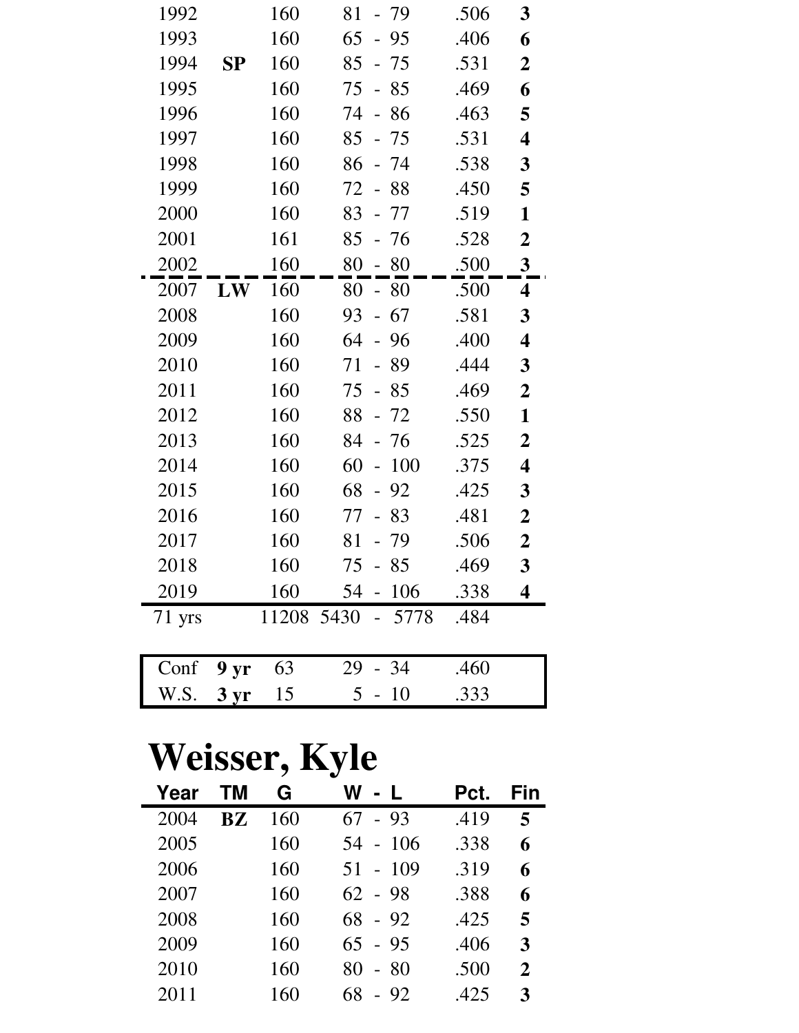| Year | TM | G | W - L | Pct. | Fin |
|---|---|---|---|---|---|
| 1992 | | 160 | 81 - 79 | .506 | **3** |
| 1993 | | 160 | 65 - 95 | .406 | **6** |
| 1994 | **SP** | 160 | 85 - 75 | .531 | **2** |
| 1995 | | 160 | 75 - 85 | .469 | **6** |
| 1996 | | 160 | 74 - 86 | .463 | **5** |
| 1997 | | 160 | 85 - 75 | .531 | **4** |
| 1998 | | 160 | 86 - 74 | .538 | **3** |
| 1999 | | 160 | 72 - 88 | .450 | **5** |
| 2000 | | 160 | 83 - 77 | .519 | **1** |
| 2001 | | 161 | 85 - 76 | .528 | **2** |
| 2002 | | 160 | 80 - 80 | .500 | **3** |
| 2007 | **LW** | 160 | 80 - 80 | .500 | **4** |
| 2008 | | 160 | 93 - 67 | .581 | **3** |
| 2009 | | 160 | 64 - 96 | .400 | **4** |
| 2010 | | 160 | 71 - 89 | .444 | **3** |
| 2011 | | 160 | 75 - 85 | .469 | **2** |
| 2012 | | 160 | 88 - 72 | .550 | **1** |
| 2013 | | 160 | 84 - 76 | .525 | **2** |
| 2014 | | 160 | 60 - 100 | .375 | **4** |
| 2015 | | 160 | 68 - 92 | .425 | **3** |
| 2016 | | 160 | 77 - 83 | .481 | **2** |
| 2017 | | 160 | 81 - 79 | .506 | **2** |
| 2018 | | 160 | 75 - 85 | .469 | **3** |
| 2019 | | 160 | 54 - 106 | .338 | **4** |
| 71 yrs | | 11208 | 5430 - 5778 | .484 | |

| | | G | W - L | Pct. |
|---|---|---|---|---|
| Conf | **9 yr** | 63 | 29 - 34 | .460 |
| W.S. | **3 yr** | 15 | 5 - 10 | .333 |

# Weisser, Kyle

| Year | TM | G | W - L | Pct. | Fin |
|---|---|---|---|---|---|
| 2004 | **BZ** | 160 | 67 - 93 | .419 | **5** |
| 2005 | | 160 | 54 - 106 | .338 | **6** |
| 2006 | | 160 | 51 - 109 | .319 | **6** |
| 2007 | | 160 | 62 - 98 | .388 | **6** |
| 2008 | | 160 | 68 - 92 | .425 | **5** |
| 2009 | | 160 | 65 - 95 | .406 | **3** |
| 2010 | | 160 | 80 - 80 | .500 | **2** |
| 2011 | | 160 | 68 - 92 | .425 | **3** |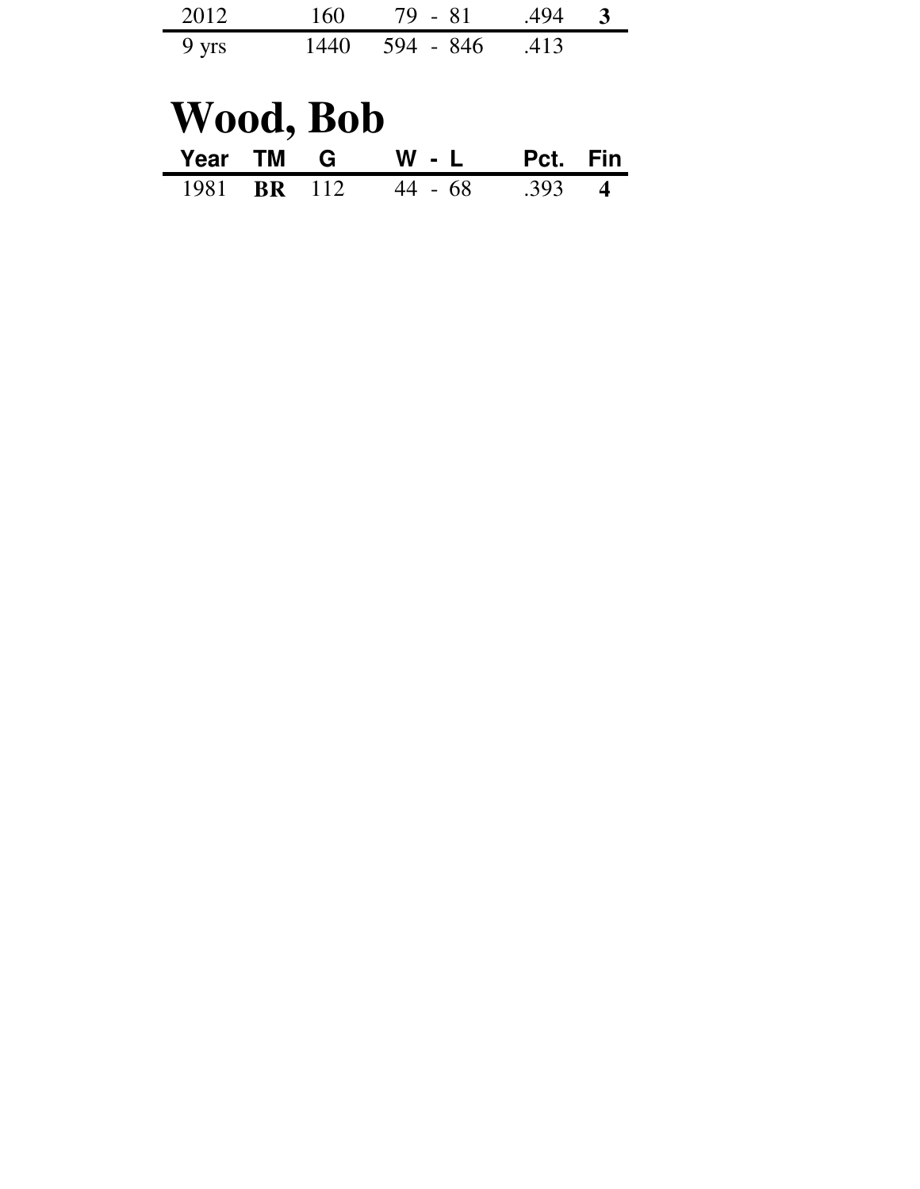| | | | | | |
|---|---|---|---|---|---|
| 2012 | | 160 | 79 - 81 | .494 | **3** |
| 9 yrs | | 1440 | 594 - 846 | .413 | |

# Wood, Bob

| Year | TM | G | W - L | Pct. | Fin |
|---|---|---|---|---|---|
| 1981 | **BR** | 112 | 44 - 68 | .393 | **4** |